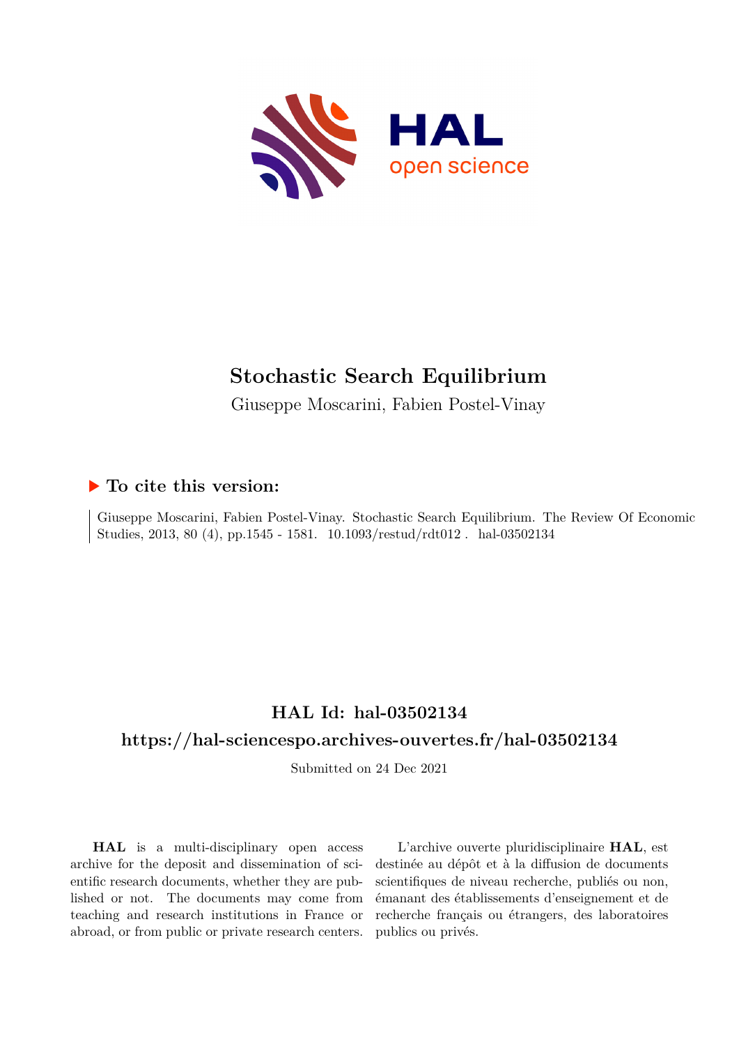# Stochastic Search Equilibrium

Giuseppe Moscarini, Fabien Postel-Vinay

## ▶ To cite this version:

Giuseppe Moscarini, Fabien Postel-Vinay. Stochastic Search Equilibrium. The Review Of Economic Studies, 2013, 80 (4), pp.1545 - 1581. 10.1093/restud/rdt012 . hal-03502134

## HAL Id: hal-03502134

## https://hal-sciencespo.archives-ouvertes.fr/hal-03502134

Submitted on 24 Dec 2021

**HAL** is a multi-disciplinary open access archive for the deposit and dissemination of scientific research documents, whether they are published or not. The documents may come from teaching and research institutions in France or abroad, or from public or private research centers.

L'archive ouverte pluridisciplinaire **HAL**, est destinée au dépôt et à la diffusion de documents scientifiques de niveau recherche, publiés ou non, émanant des établissements d'enseignement et de recherche français ou étrangers, des laboratoires publics ou privés.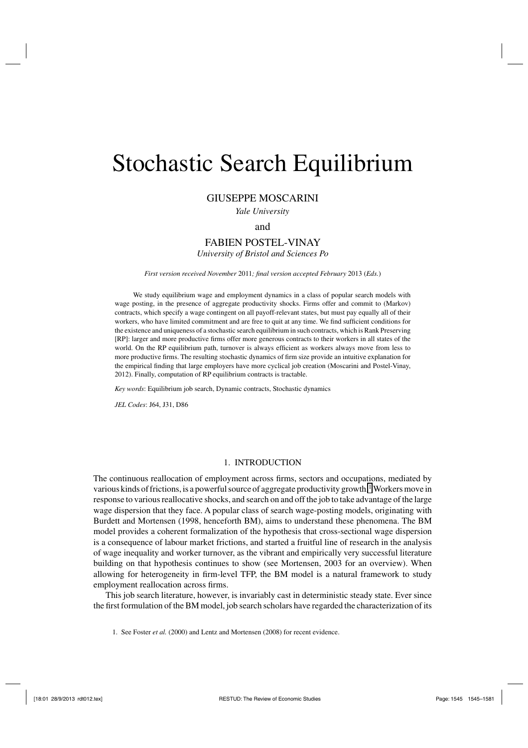# Stochastic Search Equilibrium

GIUSEPPE MOSCARINI

*Yale University*

and

FABIEN POSTEL-VINAY

*University of Bristol and Sciences Po*

*First version received November* 2011*; final version accepted February* 2013 (*Eds.*)

We study equilibrium wage and employment dynamics in a class of popular search models with wage posting, in the presence of aggregate productivity shocks. Firms offer and commit to (Markov) contracts, which specify a wage contingent on all payoff-relevant states, but must pay equally all of their workers, who have limited commitment and are free to quit at any time. We find sufficient conditions for the existence and uniqueness of a stochastic search equilibrium in such contracts, which is Rank Preserving [RP]: larger and more productive firms offer more generous contracts to their workers in all states of the world. On the RP equilibrium path, turnover is always efficient as workers always move from less to more productive firms. The resulting stochastic dynamics of firm size provide an intuitive explanation for the empirical finding that large employers have more cyclical job creation (Moscarini and Postel-Vinay, 2012). Finally, computation of RP equilibrium contracts is tractable.

*Key words*: Equilibrium job search, Dynamic contracts, Stochastic dynamics

*JEL Codes*: J64, J31, D86

## 1. INTRODUCTION

The continuous reallocation of employment across firms, sectors and occupations, mediated by various kinds of frictions, is a powerful source of aggregate productivity growth.[1] Workers move in response to various reallocative shocks, and search on and off the job to take advantage of the large wage dispersion that they face. A popular class of search wage-posting models, originating with Burdett and Mortensen (1998, henceforth BM), aims to understand these phenomena. The BM model provides a coherent formalization of the hypothesis that cross-sectional wage dispersion is a consequence of labour market frictions, and started a fruitful line of research in the analysis of wage inequality and worker turnover, as the vibrant and empirically very successful literature building on that hypothesis continues to show (see Mortensen, 2003 for an overview). When allowing for heterogeneity in firm-level TFP, the BM model is a natural framework to study employment reallocation across firms.

This job search literature, however, is invariably cast in deterministic steady state. Ever since the first formulation of the BM model, job search scholars have regarded the characterization of its

1. See Foster *et al.* (2000) and Lentz and Mortensen (2008) for recent evidence.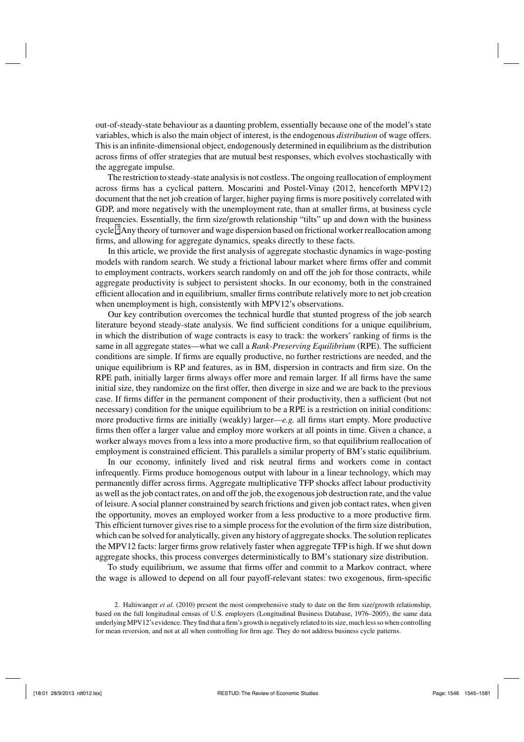out-of-steady-state behaviour as a daunting problem, essentially because one of the model's state variables, which is also the main object of interest, is the endogenous *distribution* of wage offers. This is an infinite-dimensional object, endogenously determined in equilibrium as the distribution across firms of offer strategies that are mutual best responses, which evolves stochastically with the aggregate impulse.

The restriction to steady-state analysis is not costless. The ongoing reallocation of employment across firms has a cyclical pattern. Moscarini and Postel-Vinay (2012, henceforth MPV12) document that the net job creation of larger, higher paying firms is more positively correlated with GDP, and more negatively with the unemployment rate, than at smaller firms, at business cycle frequencies. Essentially, the firm size/growth relationship "tilts" up and down with the business cycle.[2] Any theory of turnover and wage dispersion based on frictional worker reallocation among firms, and allowing for aggregate dynamics, speaks directly to these facts.

In this article, we provide the first analysis of aggregate stochastic dynamics in wage-posting models with random search. We study a frictional labour market where firms offer and commit to employment contracts, workers search randomly on and off the job for those contracts, while aggregate productivity is subject to persistent shocks. In our economy, both in the constrained efficient allocation and in equilibrium, smaller firms contribute relatively more to net job creation when unemployment is high, consistently with MPV12's observations.

Our key contribution overcomes the technical hurdle that stunted progress of the job search literature beyond steady-state analysis. We find sufficient conditions for a unique equilibrium, in which the distribution of wage contracts is easy to track: the workers' ranking of firms is the same in all aggregate states—what we call a *Rank-Preserving Equilibrium* (RPE). The sufficient conditions are simple. If firms are equally productive, no further restrictions are needed, and the unique equilibrium is RP and features, as in BM, dispersion in contracts and firm size. On the RPE path, initially larger firms always offer more and remain larger. If all firms have the same initial size, they randomize on the first offer, then diverge in size and we are back to the previous case. If firms differ in the permanent component of their productivity, then a sufficient (but not necessary) condition for the unique equilibrium to be a RPE is a restriction on initial conditions: more productive firms are initially (weakly) larger—*e.g.* all firms start empty. More productive firms then offer a larger value and employ more workers at all points in time. Given a chance, a worker always moves from a less into a more productive firm, so that equilibrium reallocation of employment is constrained efficient. This parallels a similar property of BM's static equilibrium.

In our economy, infinitely lived and risk neutral firms and workers come in contact infrequently. Firms produce homogenous output with labour in a linear technology, which may permanently differ across firms. Aggregate multiplicative TFP shocks affect labour productivity as well as the job contact rates, on and off the job, the exogenous job destruction rate, and the value of leisure. A social planner constrained by search frictions and given job contact rates, when given the opportunity, moves an employed worker from a less productive to a more productive firm. This efficient turnover gives rise to a simple process for the evolution of the firm size distribution, which can be solved for analytically, given any history of aggregate shocks. The solution replicates the MPV12 facts: larger firms grow relatively faster when aggregate TFP is high. If we shut down aggregate shocks, this process converges deterministically to BM's stationary size distribution.

To study equilibrium, we assume that firms offer and commit to a Markov contract, where the wage is allowed to depend on all four payoff-relevant states: two exogenous, firm-specific

2. Haltiwanger *et al.* (2010) present the most comprehensive study to date on the firm size/growth relationship, based on the full longitudinal census of U.S. employers (Longitudinal Business Database, 1976–2005), the same data underlying MPV12's evidence. They find that a firm's growth is negatively related to its size, much less so when controlling for mean reversion, and not at all when controlling for firm age. They do not address business cycle patterns.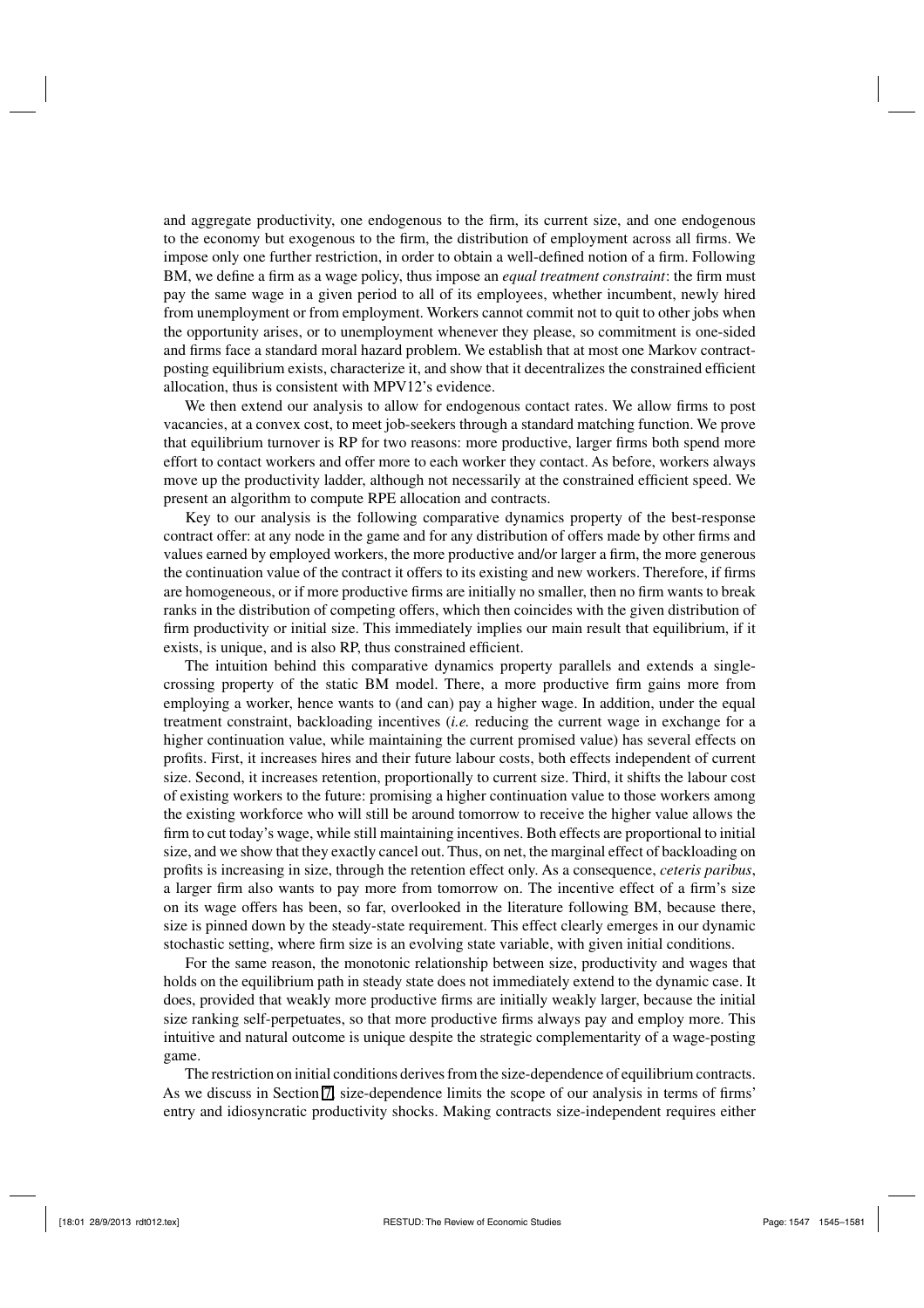and aggregate productivity, one endogenous to the firm, its current size, and one endogenous to the economy but exogenous to the firm, the distribution of employment across all firms. We impose only one further restriction, in order to obtain a well-defined notion of a firm. Following BM, we define a firm as a wage policy, thus impose an *equal treatment constraint*: the firm must pay the same wage in a given period to all of its employees, whether incumbent, newly hired from unemployment or from employment. Workers cannot commit not to quit to other jobs when the opportunity arises, or to unemployment whenever they please, so commitment is one-sided and firms face a standard moral hazard problem. We establish that at most one Markov contract-posting equilibrium exists, characterize it, and show that it decentralizes the constrained efficient allocation, thus is consistent with MPV12's evidence.

We then extend our analysis to allow for endogenous contact rates. We allow firms to post vacancies, at a convex cost, to meet job-seekers through a standard matching function. We prove that equilibrium turnover is RP for two reasons: more productive, larger firms both spend more effort to contact workers and offer more to each worker they contact. As before, workers always move up the productivity ladder, although not necessarily at the constrained efficient speed. We present an algorithm to compute RPE allocation and contracts.

Key to our analysis is the following comparative dynamics property of the best-response contract offer: at any node in the game and for any distribution of offers made by other firms and values earned by employed workers, the more productive and/or larger a firm, the more generous the continuation value of the contract it offers to its existing and new workers. Therefore, if firms are homogeneous, or if more productive firms are initially no smaller, then no firm wants to break ranks in the distribution of competing offers, which then coincides with the given distribution of firm productivity or initial size. This immediately implies our main result that equilibrium, if it exists, is unique, and is also RP, thus constrained efficient.

The intuition behind this comparative dynamics property parallels and extends a single-crossing property of the static BM model. There, a more productive firm gains more from employing a worker, hence wants to (and can) pay a higher wage. In addition, under the equal treatment constraint, backloading incentives (*i.e.* reducing the current wage in exchange for a higher continuation value, while maintaining the current promised value) has several effects on profits. First, it increases hires and their future labour costs, both effects independent of current size. Second, it increases retention, proportionally to current size. Third, it shifts the labour cost of existing workers to the future: promising a higher continuation value to those workers among the existing workforce who will still be around tomorrow to receive the higher value allows the firm to cut today's wage, while still maintaining incentives. Both effects are proportional to initial size, and we show that they exactly cancel out. Thus, on net, the marginal effect of backloading on profits is increasing in size, through the retention effect only. As a consequence, *ceteris paribus*, a larger firm also wants to pay more from tomorrow on. The incentive effect of a firm's size on its wage offers has been, so far, overlooked in the literature following BM, because there, size is pinned down by the steady-state requirement. This effect clearly emerges in our dynamic stochastic setting, where firm size is an evolving state variable, with given initial conditions.

For the same reason, the monotonic relationship between size, productivity and wages that holds on the equilibrium path in steady state does not immediately extend to the dynamic case. It does, provided that weakly more productive firms are initially weakly larger, because the initial size ranking self-perpetuates, so that more productive firms always pay and employ more. This intuitive and natural outcome is unique despite the strategic complementarity of a wage-posting game.

The restriction on initial conditions derives from the size-dependence of equilibrium contracts. As we discuss in Section 7, size-dependence limits the scope of our analysis in terms of firms' entry and idiosyncratic productivity shocks. Making contracts size-independent requires either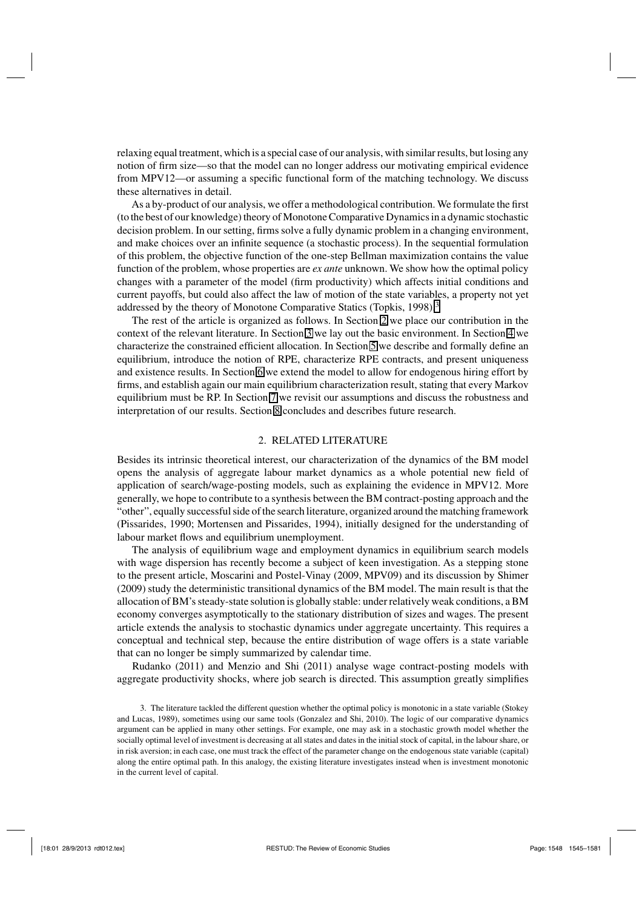relaxing equal treatment, which is a special case of our analysis, with similar results, but losing any notion of firm size—so that the model can no longer address our motivating empirical evidence from MPV12—or assuming a specific functional form of the matching technology. We discuss these alternatives in detail.

As a by-product of our analysis, we offer a methodological contribution. We formulate the first (to the best of our knowledge) theory of Monotone Comparative Dynamics in a dynamic stochastic decision problem. In our setting, firms solve a fully dynamic problem in a changing environment, and make choices over an infinite sequence (a stochastic process). In the sequential formulation of this problem, the objective function of the one-step Bellman maximization contains the value function of the problem, whose properties are *ex ante* unknown. We show how the optimal policy changes with a parameter of the model (firm productivity) which affects initial conditions and current payoffs, but could also affect the law of motion of the state variables, a property not yet addressed by the theory of Monotone Comparative Statics (Topkis, 1998).[3]

The rest of the article is organized as follows. In Section 2 we place our contribution in the context of the relevant literature. In Section 3 we lay out the basic environment. In Section 4 we characterize the constrained efficient allocation. In Section 5 we describe and formally define an equilibrium, introduce the notion of RPE, characterize RPE contracts, and present uniqueness and existence results. In Section 6 we extend the model to allow for endogenous hiring effort by firms, and establish again our main equilibrium characterization result, stating that every Markov equilibrium must be RP. In Section 7 we revisit our assumptions and discuss the robustness and interpretation of our results. Section 8 concludes and describes future research.

## 2. RELATED LITERATURE

Besides its intrinsic theoretical interest, our characterization of the dynamics of the BM model opens the analysis of aggregate labour market dynamics as a whole potential new field of application of search/wage-posting models, such as explaining the evidence in MPV12. More generally, we hope to contribute to a synthesis between the BM contract-posting approach and the "other", equally successful side of the search literature, organized around the matching framework (Pissarides, 1990; Mortensen and Pissarides, 1994), initially designed for the understanding of labour market flows and equilibrium unemployment.

The analysis of equilibrium wage and employment dynamics in equilibrium search models with wage dispersion has recently become a subject of keen investigation. As a stepping stone to the present article, Moscarini and Postel-Vinay (2009, MPV09) and its discussion by Shimer (2009) study the deterministic transitional dynamics of the BM model. The main result is that the allocation of BM's steady-state solution is globally stable: under relatively weak conditions, a BM economy converges asymptotically to the stationary distribution of sizes and wages. The present article extends the analysis to stochastic dynamics under aggregate uncertainty. This requires a conceptual and technical step, because the entire distribution of wage offers is a state variable that can no longer be simply summarized by calendar time.

Rudanko (2011) and Menzio and Shi (2011) analyse wage contract-posting models with aggregate productivity shocks, where job search is directed. This assumption greatly simplifies

3. The literature tackled the different question whether the optimal policy is monotonic in a state variable (Stokey and Lucas, 1989), sometimes using our same tools (Gonzalez and Shi, 2010). The logic of our comparative dynamics argument can be applied in many other settings. For example, one may ask in a stochastic growth model whether the socially optimal level of investment is decreasing at all states and dates in the initial stock of capital, in the labour share, or in risk aversion; in each case, one must track the effect of the parameter change on the endogenous state variable (capital) along the entire optimal path. In this analogy, the existing literature investigates instead when is investment monotonic in the current level of capital.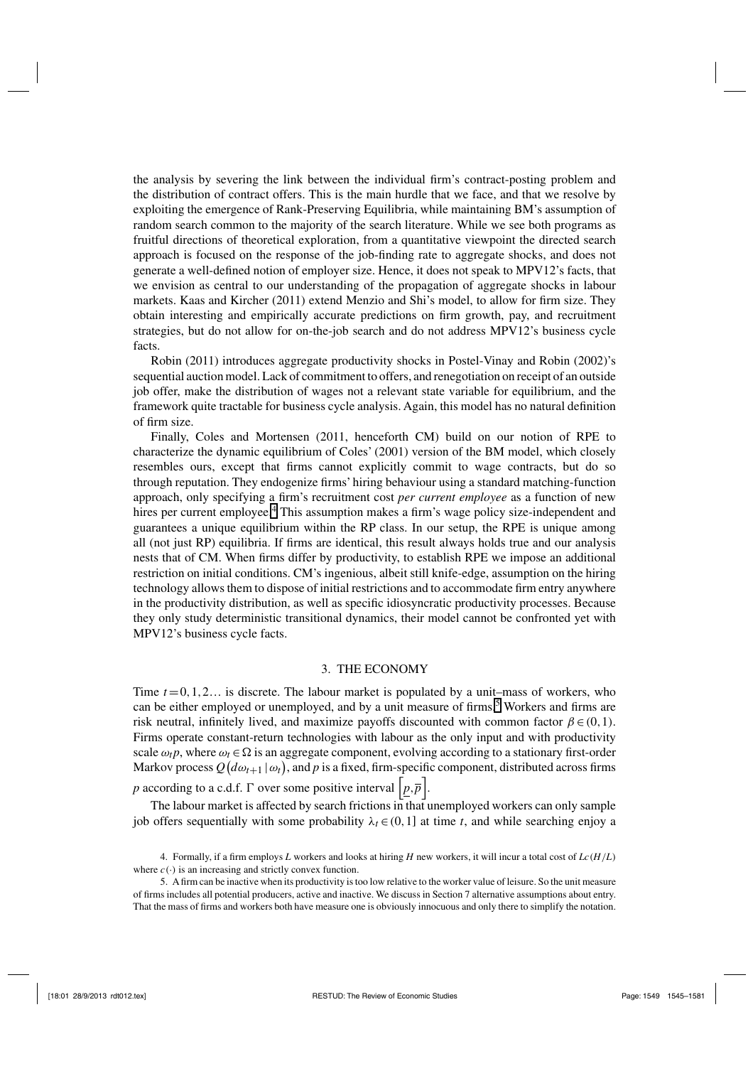the analysis by severing the link between the individual firm's contract-posting problem and the distribution of contract offers. This is the main hurdle that we face, and that we resolve by exploiting the emergence of Rank-Preserving Equilibria, while maintaining BM's assumption of random search common to the majority of the search literature. While we see both programs as fruitful directions of theoretical exploration, from a quantitative viewpoint the directed search approach is focused on the response of the job-finding rate to aggregate shocks, and does not generate a well-defined notion of employer size. Hence, it does not speak to MPV12's facts, that we envision as central to our understanding of the propagation of aggregate shocks in labour markets. Kaas and Kircher (2011) extend Menzio and Shi's model, to allow for firm size. They obtain interesting and empirically accurate predictions on firm growth, pay, and recruitment strategies, but do not allow for on-the-job search and do not address MPV12's business cycle facts.

Robin (2011) introduces aggregate productivity shocks in Postel-Vinay and Robin (2002)'s sequential auction model. Lack of commitment to offers, and renegotiation on receipt of an outside job offer, make the distribution of wages not a relevant state variable for equilibrium, and the framework quite tractable for business cycle analysis. Again, this model has no natural definition of firm size.

Finally, Coles and Mortensen (2011, henceforth CM) build on our notion of RPE to characterize the dynamic equilibrium of Coles' (2001) version of the BM model, which closely resembles ours, except that firms cannot explicitly commit to wage contracts, but do so through reputation. They endogenize firms' hiring behaviour using a standard matching-function approach, only specifying a firm's recruitment cost *per current employee* as a function of new hires per current employee.[4] This assumption makes a firm's wage policy size-independent and guarantees a unique equilibrium within the RP class. In our setup, the RPE is unique among all (not just RP) equilibria. If firms are identical, this result always holds true and our analysis nests that of CM. When firms differ by productivity, to establish RPE we impose an additional restriction on initial conditions. CM's ingenious, albeit still knife-edge, assumption on the hiring technology allows them to dispose of initial restrictions and to accommodate firm entry anywhere in the productivity distribution, as well as specific idiosyncratic productivity processes. Because they only study deterministic transitional dynamics, their model cannot be confronted yet with MPV12's business cycle facts.

## 3. THE ECONOMY

Time $t=0,1,2...$ is discrete. The labour market is populated by a unit–mass of workers, who can be either employed or unemployed, and by a unit measure of firms.[5] Workers and firms are risk neutral, infinitely lived, and maximize payoffs discounted with common factor $\beta \in (0,1)$. Firms operate constant-return technologies with labour as the only input and with productivity scale $\omega_t p$, where $\omega_t \in \Omega$ is an aggregate component, evolving according to a stationary first-order Markov process $Q(d\omega_{t+1} \mid \omega_t)$, and $p$ is a fixed, firm-specific component, distributed across firms $p$ according to a c.d.f. $\Gamma$ over some positive interval $\left[\underline{p}, \overline{p}\right]$.

The labour market is affected by search frictions in that unemployed workers can only sample job offers sequentially with some probability $\lambda_t \in (0,1]$ at time $t$, and while searching enjoy a

4. Formally, if a firm employs $L$ workers and looks at hiring $H$ new workers, it will incur a total cost of $Lc(H/L)$ where $c(\cdot)$ is an increasing and strictly convex function.

5. A firm can be inactive when its productivity is too low relative to the worker value of leisure. So the unit measure of firms includes all potential producers, active and inactive. We discuss in Section 7 alternative assumptions about entry. That the mass of firms and workers both have measure one is obviously innocuous and only there to simplify the notation.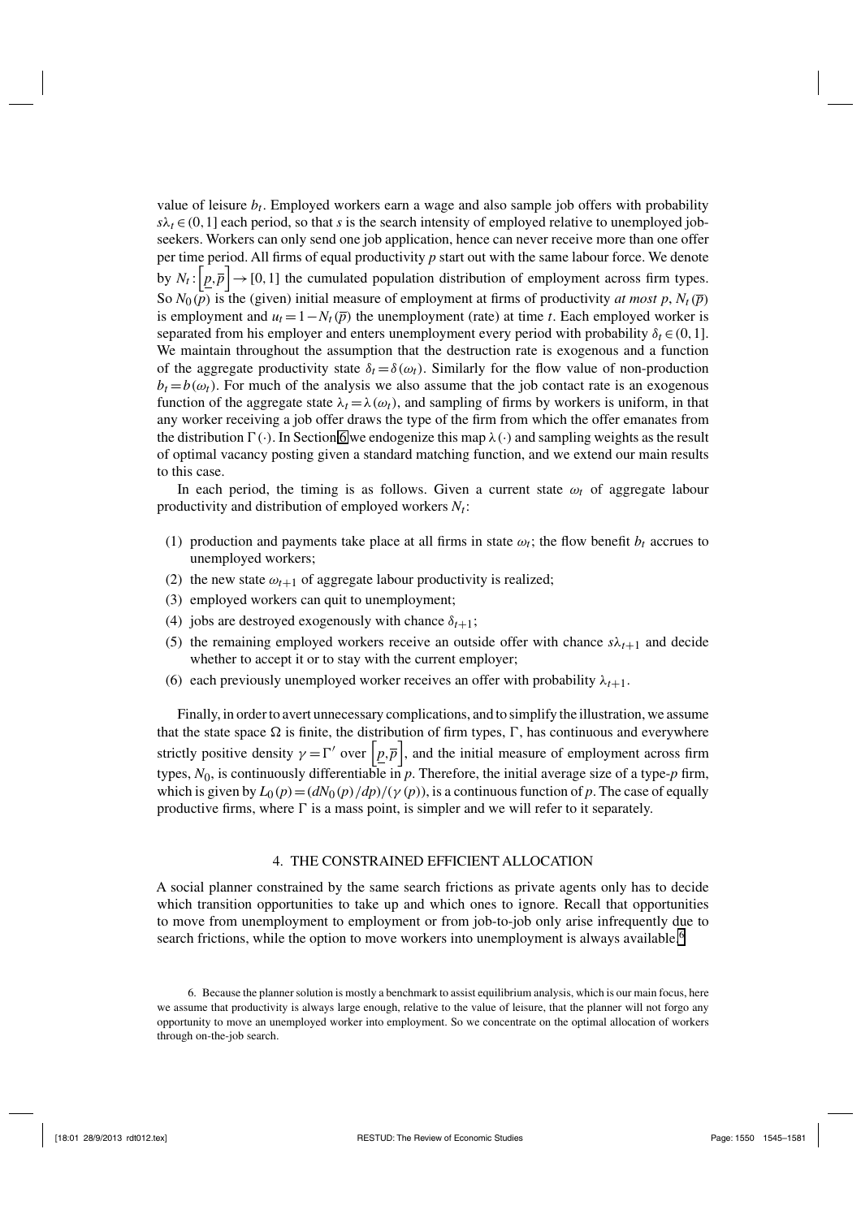value of leisure $b_t$. Employed workers earn a wage and also sample job offers with probability $s\lambda_t \in (0,1]$ each period, so that $s$ is the search intensity of employed relative to unemployed job-seekers. Workers can only send one job application, hence can never receive more than one offer per time period. All firms of equal productivity $p$ start out with the same labour force. We denote by $N_t : \left[\underline{p}, \overline{p}\right] \to [0,1]$ the cumulated population distribution of employment across firm types. So $N_0(p)$ is the (given) initial measure of employment at firms of productivity *at most* $p$, $N_t(\overline{p})$ is employment and $u_t = 1 - N_t(\overline{p})$ the unemployment (rate) at time $t$. Each employed worker is separated from his employer and enters unemployment every period with probability $\delta_t \in (0,1]$. We maintain throughout the assumption that the destruction rate is exogenous and a function of the aggregate productivity state $\delta_t = \delta(\omega_t)$. Similarly for the flow value of non-production $b_t = b(\omega_t)$. For much of the analysis we also assume that the job contact rate is an exogenous function of the aggregate state $\lambda_t = \lambda(\omega_t)$, and sampling of firms by workers is uniform, in that any worker receiving a job offer draws the type of the firm from which the offer emanates from the distribution $\Gamma(\cdot)$. In Section 6 we endogenize this map $\lambda(\cdot)$ and sampling weights as the result of optimal vacancy posting given a standard matching function, and we extend our main results to this case.

In each period, the timing is as follows. Given a current state $\omega_t$ of aggregate labour productivity and distribution of employed workers $N_t$:

(1) production and payments take place at all firms in state $\omega_t$; the flow benefit $b_t$ accrues to unemployed workers;
(2) the new state $\omega_{t+1}$ of aggregate labour productivity is realized;
(3) employed workers can quit to unemployment;
(4) jobs are destroyed exogenously with chance $\delta_{t+1}$;
(5) the remaining employed workers receive an outside offer with chance $s\lambda_{t+1}$ and decide whether to accept it or to stay with the current employer;
(6) each previously unemployed worker receives an offer with probability $\lambda_{t+1}$.

Finally, in order to avert unnecessary complications, and to simplify the illustration, we assume that the state space $\Omega$ is finite, the distribution of firm types, $\Gamma$, has continuous and everywhere strictly positive density $\gamma = \Gamma'$ over $\left[\underline{p}, \overline{p}\right]$, and the initial measure of employment across firm types, $N_0$, is continuously differentiable in $p$. Therefore, the initial average size of a type-$p$ firm, which is given by $L_0(p) = (dN_0(p)/dp)/(\gamma(p))$, is a continuous function of $p$. The case of equally productive firms, where $\Gamma$ is a mass point, is simpler and we will refer to it separately.

## 4. THE CONSTRAINED EFFICIENT ALLOCATION

A social planner constrained by the same search frictions as private agents only has to decide which transition opportunities to take up and which ones to ignore. Recall that opportunities to move from unemployment to employment or from job-to-job only arise infrequently due to search frictions, while the option to move workers into unemployment is always available.[6]

6. Because the planner solution is mostly a benchmark to assist equilibrium analysis, which is our main focus, here we assume that productivity is always large enough, relative to the value of leisure, that the planner will not forgo any opportunity to move an unemployed worker into employment. So we concentrate on the optimal allocation of workers through on-the-job search.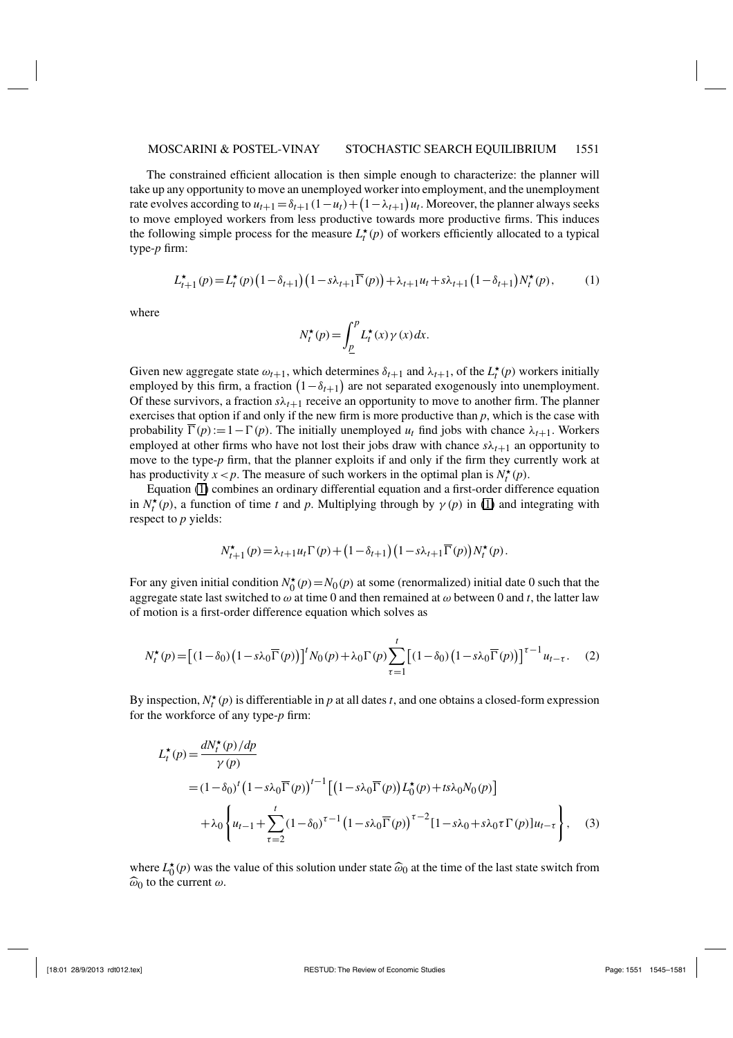The constrained efficient allocation is then simple enough to characterize: the planner will take up any opportunity to move an unemployed worker into employment, and the unemployment rate evolves according to $u_{t+1} = \delta_{t+1}(1-u_t) + (1-\lambda_{t+1})u_t$. Moreover, the planner always seeks to move employed workers from less productive towards more productive firms. This induces the following simple process for the measure $L_t^\star(p)$ of workers efficiently allocated to a typical type-$p$ firm:

$$L_{t+1}^\star(p) = L_t^\star(p)\left(1-\delta_{t+1}\right)\left(1-s\lambda_{t+1}\overline{\Gamma}(p)\right) + \lambda_{t+1}u_t + s\lambda_{t+1}\left(1-\delta_{t+1}\right)N_t^\star(p), \tag{1}$$

where

$$N_t^\star(p) = \int_{\underline{p}}^{p} L_t^\star(x)\gamma(x)\,dx.$$

Given new aggregate state $\omega_{t+1}$, which determines $\delta_{t+1}$ and $\lambda_{t+1}$, of the $L_t^\star(p)$ workers initially employed by this firm, a fraction $(1-\delta_{t+1})$ are not separated exogenously into unemployment. Of these survivors, a fraction $s\lambda_{t+1}$ receive an opportunity to move to another firm. The planner exercises that option if and only if the new firm is more productive than $p$, which is the case with probability $\overline{\Gamma}(p) := 1-\Gamma(p)$. The initially unemployed $u_t$ find jobs with chance $\lambda_{t+1}$. Workers employed at other firms who have not lost their jobs draw with chance $s\lambda_{t+1}$ an opportunity to move to the type-$p$ firm, that the planner exploits if and only if the firm they currently work at has productivity $x < p$. The measure of such workers in the optimal plan is $N_t^\star(p)$.

Equation (1) combines an ordinary differential equation and a first-order difference equation in $N_t^\star(p)$, a function of time $t$ and $p$. Multiplying through by $\gamma(p)$ in (1) and integrating with respect to $p$ yields:

$$N_{t+1}^\star(p) = \lambda_{t+1}u_t\Gamma(p) + \left(1-\delta_{t+1}\right)\left(1-s\lambda_{t+1}\overline{\Gamma}(p)\right)N_t^\star(p).$$

For any given initial condition $N_0^\star(p) = N_0(p)$ at some (renormalized) initial date 0 such that the aggregate state last switched to $\omega$ at time 0 and then remained at $\omega$ between 0 and $t$, the latter law of motion is a first-order difference equation which solves as

$$N_t^\star(p) = \left[(1-\delta_0)\left(1-s\lambda_0\overline{\Gamma}(p)\right)\right]^t N_0(p) + \lambda_0\Gamma(p)\sum_{\tau=1}^{t}\left[(1-\delta_0)\left(1-s\lambda_0\overline{\Gamma}(p)\right)\right]^{\tau-1}u_{t-\tau}. \tag{2}$$

By inspection, $N_t^\star(p)$ is differentiable in $p$ at all dates $t$, and one obtains a closed-form expression for the workforce of any type-$p$ firm:

$$\begin{aligned}
L_t^\star(p) &= \frac{dN_t^\star(p)/dp}{\gamma(p)} \\
&= (1-\delta_0)^t\left(1-s\lambda_0\overline{\Gamma}(p)\right)^{t-1}\left[\left(1-s\lambda_0\overline{\Gamma}(p)\right)L_0^\star(p) + ts\lambda_0 N_0(p)\right] \\
&\quad + \lambda_0\left\{u_{t-1} + \sum_{\tau=2}^{t}(1-\delta_0)^{\tau-1}\left(1-s\lambda_0\overline{\Gamma}(p)\right)^{\tau-2}\left[1-s\lambda_0+s\lambda_0\tau\Gamma(p)\right]u_{t-\tau}\right\},
\end{aligned} \tag{3}$$

where $L_0^\star(p)$ was the value of this solution under state $\widehat{\omega}_0$ at the time of the last state switch from $\widehat{\omega}_0$ to the current $\omega$.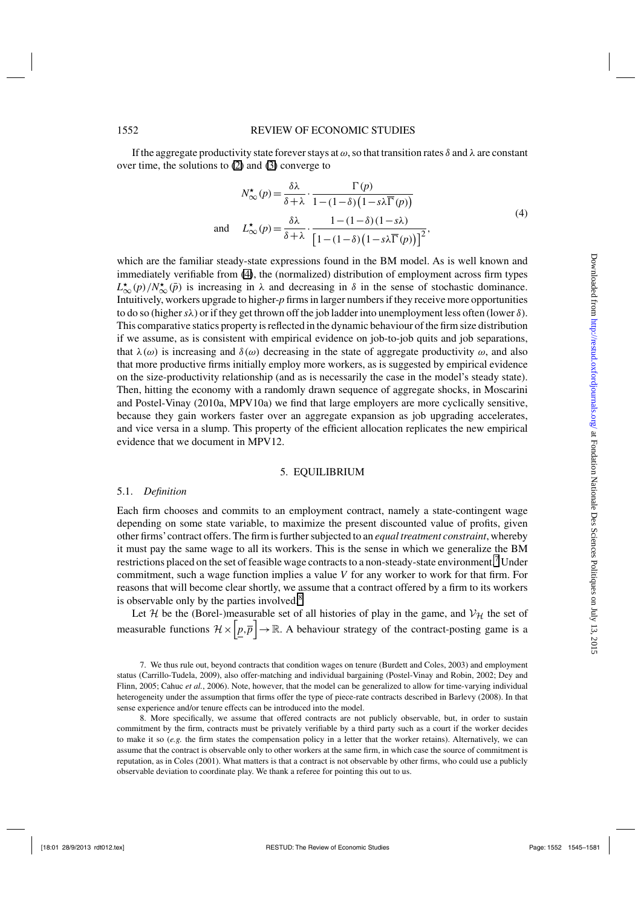If the aggregate productivity state forever stays at $\omega$, so that transition rates $\delta$ and $\lambda$ are constant over time, the solutions to (2) and (3) converge to

$$N^{\star}_{\infty}(p) = \frac{\delta\lambda}{\delta+\lambda}\cdot\frac{\Gamma(p)}{1-(1-\delta)\left(1-s\lambda\overline{\Gamma}(p)\right)}$$
$$\text{and}\quad L^{\star}_{\infty}(p) = \frac{\delta\lambda}{\delta+\lambda}\cdot\frac{1-(1-\delta)(1-s\lambda)}{\left[1-(1-\delta)\left(1-s\lambda\overline{\Gamma}(p)\right)\right]^2}, \tag{4}$$

which are the familiar steady-state expressions found in the BM model. As is well known and immediately verifiable from (4), the (normalized) distribution of employment across firm types $L^{\star}_{\infty}(p)/N^{\star}_{\infty}(\overline{p})$ is increasing in $\lambda$ and decreasing in $\delta$ in the sense of stochastic dominance. Intuitively, workers upgrade to higher-$p$ firms in larger numbers if they receive more opportunities to do so (higher $s\lambda$) or if they get thrown off the job ladder into unemployment less often (lower $\delta$). This comparative statics property is reflected in the dynamic behaviour of the firm size distribution if we assume, as is consistent with empirical evidence on job-to-job quits and job separations, that $\lambda(\omega)$ is increasing and $\delta(\omega)$ decreasing in the state of aggregate productivity $\omega$, and also that more productive firms initially employ more workers, as is suggested by empirical evidence on the size-productivity relationship (and as is necessarily the case in the model's steady state). Then, hitting the economy with a randomly drawn sequence of aggregate shocks, in Moscarini and Postel-Vinay (2010a, MPV10a) we find that large employers are more cyclically sensitive, because they gain workers faster over an aggregate expansion as job upgrading accelerates, and vice versa in a slump. This property of the efficient allocation replicates the new empirical evidence that we document in MPV12.

## 5. EQUILIBRIUM

### 5.1. *Definition*

Each firm chooses and commits to an employment contract, namely a state-contingent wage depending on some state variable, to maximize the present discounted value of profits, given other firms' contract offers. The firm is further subjected to an *equal treatment constraint*, whereby it must pay the same wage to all its workers. This is the sense in which we generalize the BM restrictions placed on the set of feasible wage contracts to a non-steady-state environment.[7] Under commitment, such a wage function implies a value $V$ for any worker to work for that firm. For reasons that will become clear shortly, we assume that a contract offered by a firm to its workers is observable only by the parties involved.[8]

Let $\mathcal{H}$ be the (Borel-)measurable set of all histories of play in the game, and $\mathcal{V}_{\mathcal{H}}$ the set of measurable functions $\mathcal{H}\times\left[\underline{p},\overline{p}\right]\to\mathbb{R}$. A behaviour strategy of the contract-posting game is a

7. We thus rule out, beyond contracts that condition wages on tenure (Burdett and Coles, 2003) and employment status (Carrillo-Tudela, 2009), also offer-matching and individual bargaining (Postel-Vinay and Robin, 2002; Dey and Flinn, 2005; Cahuc *et al.*, 2006). Note, however, that the model can be generalized to allow for time-varying individual heterogeneity under the assumption that firms offer the type of piece-rate contracts described in Barlevy (2008). In that sense experience and/or tenure effects can be introduced into the model.

8. More specifically, we assume that offered contracts are not publicly observable, but, in order to sustain commitment by the firm, contracts must be privately verifiable by a third party such as a court if the worker decides to make it so (*e.g.* the firm states the compensation policy in a letter that the worker retains). Alternatively, we can assume that the contract is observable only to other workers at the same firm, in which case the source of commitment is reputation, as in Coles (2001). What matters is that a contract is not observable by other firms, who could use a publicly observable deviation to coordinate play. We thank a referee for pointing this out to us.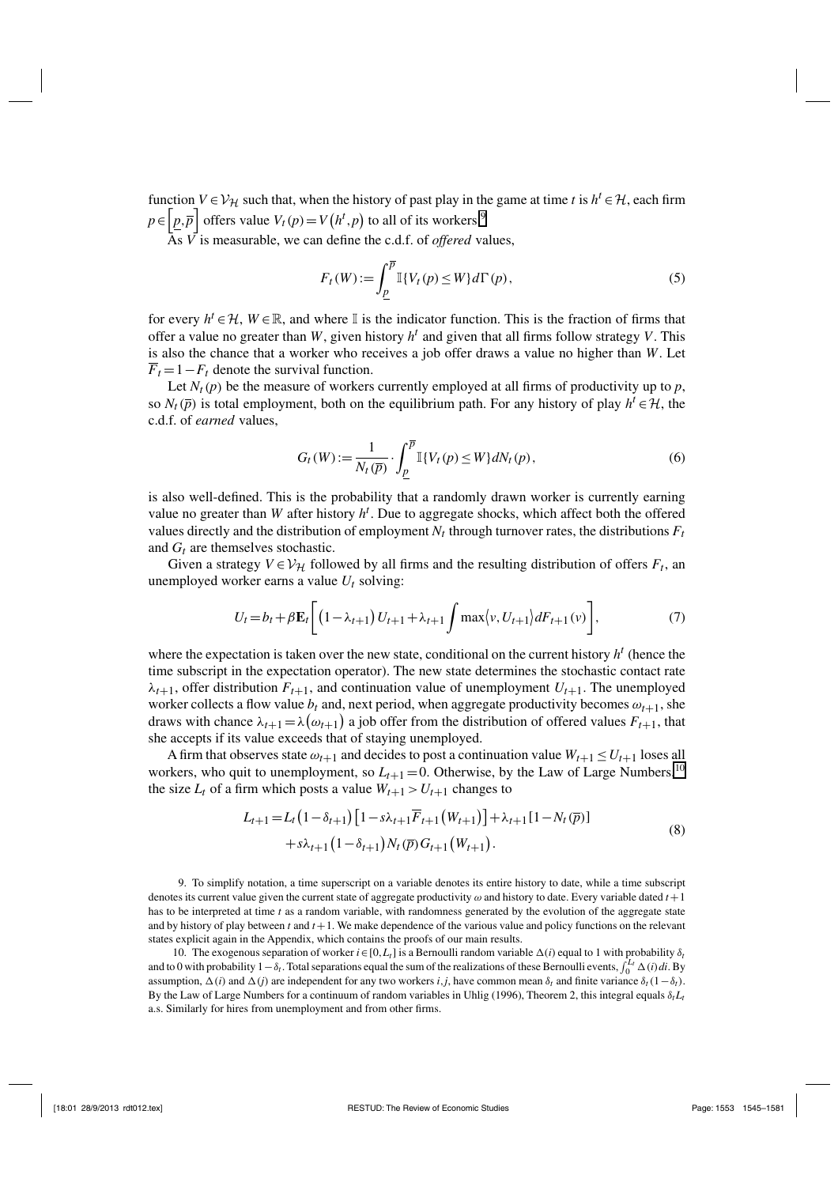function $V \in \mathcal{V}_{\mathcal{H}}$ such that, when the history of past play in the game at time $t$ is $h^t \in \mathcal{H}$, each firm $p \in \left[\underline{p}, \overline{p}\right]$ offers value $V_t(p) = V\left(h^t, p\right)$ to all of its workers.[9]

As $V$ is measurable, we can define the c.d.f. of *offered* values,

$$F_t(W) := \int_{\underline{p}}^{\overline{p}} \mathbb{I}\{V_t(p) \leq W\} d\Gamma(p), \tag{5}$$

for every $h^t \in \mathcal{H}$, $W \in \mathbb{R}$, and where $\mathbb{I}$ is the indicator function. This is the fraction of firms that offer a value no greater than $W$, given history $h^t$ and given that all firms follow strategy $V$. This is also the chance that a worker who receives a job offer draws a value no higher than $W$. Let $\overline{F}_t = 1 - F_t$ denote the survival function.

Let $N_t(p)$ be the measure of workers currently employed at all firms of productivity up to $p$, so $N_t(\overline{p})$ is total employment, both on the equilibrium path. For any history of play $h^t \in \mathcal{H}$, the c.d.f. of *earned* values,

$$G_t(W) := \frac{1}{N_t(\overline{p})} \cdot \int_{\underline{p}}^{\overline{p}} \mathbb{I}\{V_t(p) \leq W\} dN_t(p), \tag{6}$$

is also well-defined. This is the probability that a randomly drawn worker is currently earning value no greater than $W$ after history $h^t$. Due to aggregate shocks, which affect both the offered values directly and the distribution of employment $N_t$ through turnover rates, the distributions $F_t$ and $G_t$ are themselves stochastic.

Given a strategy $V \in \mathcal{V}_{\mathcal{H}}$ followed by all firms and the resulting distribution of offers $F_t$, an unemployed worker earns a value $U_t$ solving:

$$U_t = b_t + \beta \mathbf{E}_t \left[ \left(1 - \lambda_{t+1}\right) U_{t+1} + \lambda_{t+1} \int \max\langle v, U_{t+1} \rangle dF_{t+1}(v) \right], \tag{7}$$

where the expectation is taken over the new state, conditional on the current history $h^t$ (hence the time subscript in the expectation operator). The new state determines the stochastic contact rate $\lambda_{t+1}$, offer distribution $F_{t+1}$, and continuation value of unemployment $U_{t+1}$. The unemployed worker collects a flow value $b_t$ and, next period, when aggregate productivity becomes $\omega_{t+1}$, she draws with chance $\lambda_{t+1} = \lambda\left(\omega_{t+1}\right)$ a job offer from the distribution of offered values $F_{t+1}$, that she accepts if its value exceeds that of staying unemployed.

A firm that observes state $\omega_{t+1}$ and decides to post a continuation value $W_{t+1} \leq U_{t+1}$ loses all workers, who quit to unemployment, so $L_{t+1} = 0$. Otherwise, by the Law of Large Numbers,[10] the size $L_t$ of a firm which posts a value $W_{t+1} > U_{t+1}$ changes to

$$\begin{aligned} L_{t+1} = & L_t\left(1 - \delta_{t+1}\right)\left[1 - s\lambda_{t+1}\overline{F}_{t+1}\left(W_{t+1}\right)\right] + \lambda_{t+1}\left[1 - N_t(\overline{p})\right] \\ & + s\lambda_{t+1}\left(1 - \delta_{t+1}\right)N_t(\overline{p})G_{t+1}\left(W_{t+1}\right). \end{aligned} \tag{8}$$

9. To simplify notation, a time superscript on a variable denotes its entire history to date, while a time subscript denotes its current value given the current state of aggregate productivity $\omega$ and history to date. Every variable dated $t+1$ has to be interpreted at time $t$ as a random variable, with randomness generated by the evolution of the aggregate state and by history of play between $t$ and $t+1$. We make dependence of the various value and policy functions on the relevant states explicit again in the Appendix, which contains the proofs of our main results.

10. The exogenous separation of worker $i \in [0, L_t]$ is a Bernoulli random variable $\Delta(i)$ equal to 1 with probability $\delta_t$ and to 0 with probability $1 - \delta_t$. Total separations equal the sum of the realizations of these Bernoulli events, $\int_0^{L_t} \Delta(i) di$. By assumption, $\Delta(i)$ and $\Delta(j)$ are independent for any two workers $i, j$, have common mean $\delta_t$ and finite variance $\delta_t(1 - \delta_t)$. By the Law of Large Numbers for a continuum of random variables in Uhlig (1996), Theorem 2, this integral equals $\delta_t L_t$ a.s. Similarly for hires from unemployment and from other firms.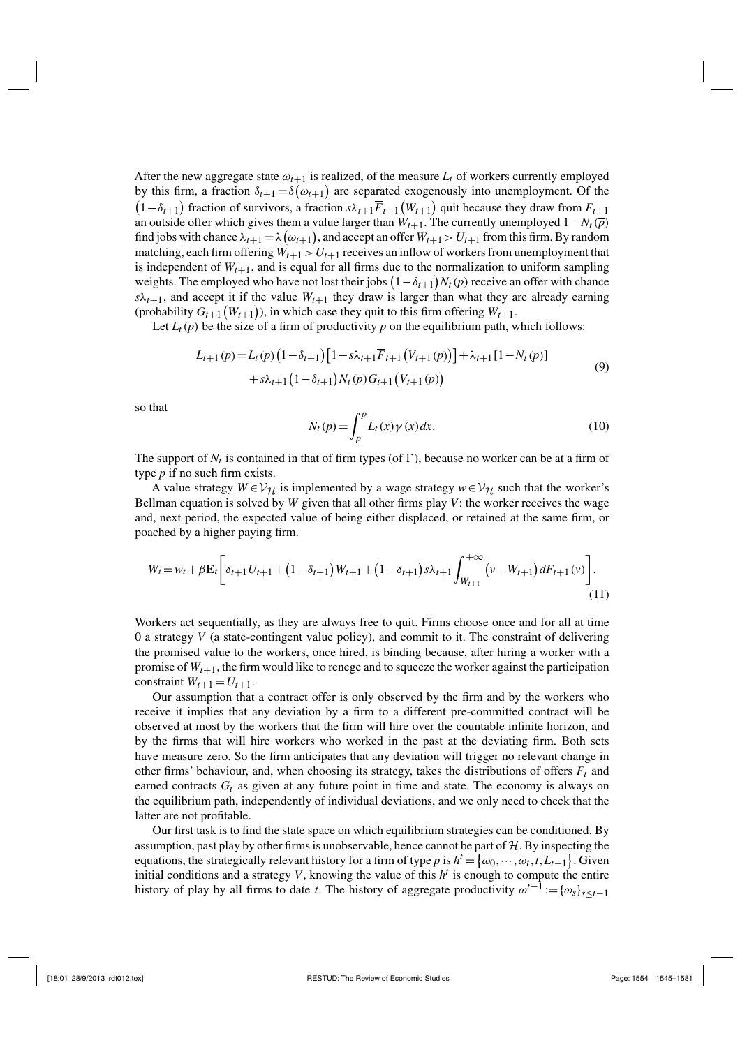After the new aggregate state $\omega_{t+1}$ is realized, of the measure $L_t$ of workers currently employed by this firm, a fraction $\delta_{t+1} = \delta(\omega_{t+1})$ are separated exogenously into unemployment. Of the $(1-\delta_{t+1})$ fraction of survivors, a fraction $s\lambda_{t+1}\overline{F}_{t+1}(W_{t+1})$ quit because they draw from $F_{t+1}$ an outside offer which gives them a value larger than $W_{t+1}$. The currently unemployed $1-N_t(\overline{p})$ find jobs with chance $\lambda_{t+1} = \lambda(\omega_{t+1})$, and accept an offer $W_{t+1} > U_{t+1}$ from this firm. By random matching, each firm offering $W_{t+1} > U_{t+1}$ receives an inflow of workers from unemployment that is independent of $W_{t+1}$, and is equal for all firms due to the normalization to uniform sampling weights. The employed who have not lost their jobs $(1-\delta_{t+1})N_t(\overline{p})$ receive an offer with chance $s\lambda_{t+1}$, and accept it if the value $W_{t+1}$ they draw is larger than what they are already earning (probability $G_{t+1}(W_{t+1})$), in which case they quit to this firm offering $W_{t+1}$.

Let $L_t(p)$ be the size of a firm of productivity $p$ on the equilibrium path, which follows:

$$
\begin{aligned}
L_{t+1}(p) = & L_t(p)\left(1-\delta_{t+1}\right)\left[1-s\lambda_{t+1}\overline{F}_{t+1}\left(V_{t+1}(p)\right)\right] + \lambda_{t+1}\left[1-N_t(\overline{p})\right] \\
& + s\lambda_{t+1}\left(1-\delta_{t+1}\right)N_t(\overline{p})G_{t+1}\left(V_{t+1}(p)\right)
\end{aligned}
\tag{9}
$$

so that

$$
N_t(p) = \int_{\underline{p}}^{p} L_t(x)\gamma(x)dx. \tag{10}
$$

The support of $N_t$ is contained in that of firm types (of $\Gamma$), because no worker can be at a firm of type $p$ if no such firm exists.

A value strategy $W \in \mathcal{V}_{\mathcal{H}}$ is implemented by a wage strategy $w \in \mathcal{V}_{\mathcal{H}}$ such that the worker's Bellman equation is solved by $W$ given that all other firms play $V$: the worker receives the wage and, next period, the expected value of being either displaced, or retained at the same firm, or poached by a higher paying firm.

$$
W_t = w_t + \beta \mathbf{E}_t\left[\delta_{t+1}U_{t+1} + \left(1-\delta_{t+1}\right)W_{t+1} + \left(1-\delta_{t+1}\right)s\lambda_{t+1}\int_{W_{t+1}}^{+\infty}\left(v-W_{t+1}\right)dF_{t+1}(v)\right].
\tag{11}
$$

Workers act sequentially, as they are always free to quit. Firms choose once and for all at time 0 a strategy $V$ (a state-contingent value policy), and commit to it. The constraint of delivering the promised value to the workers, once hired, is binding because, after hiring a worker with a promise of $W_{t+1}$, the firm would like to renege and to squeeze the worker against the participation constraint $W_{t+1} = U_{t+1}$.

Our assumption that a contract offer is only observed by the firm and by the workers who receive it implies that any deviation by a firm to a different pre-committed contract will be observed at most by the workers that the firm will hire over the countable infinite horizon, and by the firms that will hire workers who worked in the past at the deviating firm. Both sets have measure zero. So the firm anticipates that any deviation will trigger no relevant change in other firms' behaviour, and, when choosing its strategy, takes the distributions of offers $F_t$ and earned contracts $G_t$ as given at any future point in time and state. The economy is always on the equilibrium path, independently of individual deviations, and we only need to check that the latter are not profitable.

Our first task is to find the state space on which equilibrium strategies can be conditioned. By assumption, past play by other firms is unobservable, hence cannot be part of $\mathcal{H}$. By inspecting the equations, the strategically relevant history for a firm of type $p$ is $h^t = \{\omega_0, \cdots, \omega_t, t, L_{t-1}\}$. Given initial conditions and a strategy $V$, knowing the value of this $h^t$ is enough to compute the entire history of play by all firms to date $t$. The history of aggregate productivity $\omega^{t-1} := \{\omega_s\}_{s \le t-1}$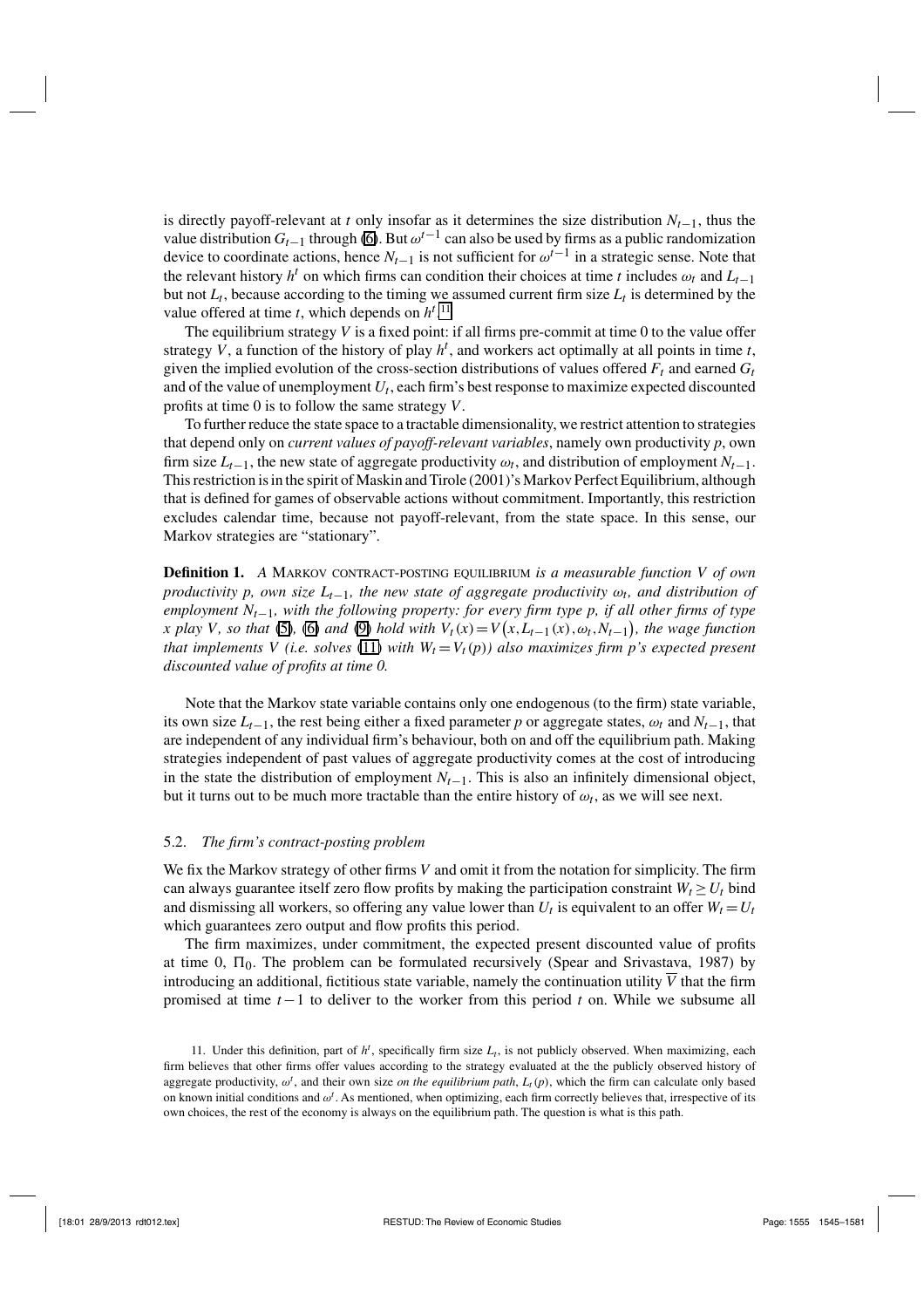is directly payoff-relevant at $t$ only insofar as it determines the size distribution $N_{t-1}$, thus the value distribution $G_{t-1}$ through (6). But $\omega^{t-1}$ can also be used by firms as a public randomization device to coordinate actions, hence $N_{t-1}$ is not sufficient for $\omega^{t-1}$ in a strategic sense. Note that the relevant history $h^t$ on which firms can condition their choices at time $t$ includes $\omega_t$ and $L_{t-1}$ but not $L_t$, because according to the timing we assumed current firm size $L_t$ is determined by the value offered at time $t$, which depends on $h^t$.[11]

The equilibrium strategy $V$ is a fixed point: if all firms pre-commit at time 0 to the value offer strategy $V$, a function of the history of play $h^t$, and workers act optimally at all points in time $t$, given the implied evolution of the cross-section distributions of values offered $F_t$ and earned $G_t$ and of the value of unemployment $U_t$, each firm's best response to maximize expected discounted profits at time 0 is to follow the same strategy $V$.

To further reduce the state space to a tractable dimensionality, we restrict attention to strategies that depend only on *current values of payoff-relevant variables*, namely own productivity $p$, own firm size $L_{t-1}$, the new state of aggregate productivity $\omega_t$, and distribution of employment $N_{t-1}$. This restriction is in the spirit of Maskin and Tirole (2001)'s Markov Perfect Equilibrium, although that is defined for games of observable actions without commitment. Importantly, this restriction excludes calendar time, because not payoff-relevant, from the state space. In this sense, our Markov strategies are "stationary".

**Definition 1.** *A* MARKOV CONTRACT-POSTING EQUILIBRIUM *is a measurable function $V$ of own productivity $p$, own size $L_{t-1}$, the new state of aggregate productivity $\omega_t$, and distribution of employment $N_{t-1}$, with the following property: for every firm type $p$, if all other firms of type $x$ play $V$, so that (5), (6) and (9) hold with $V_t(x) = V(x, L_{t-1}(x), \omega_t, N_{t-1})$, the wage function that implements $V$ (i.e. solves (11) with $W_t = V_t(p)$) also maximizes firm $p$'s expected present discounted value of profits at time 0.*

Note that the Markov state variable contains only one endogenous (to the firm) state variable, its own size $L_{t-1}$, the rest being either a fixed parameter $p$ or aggregate states, $\omega_t$ and $N_{t-1}$, that are independent of any individual firm's behaviour, both on and off the equilibrium path. Making strategies independent of past values of aggregate productivity comes at the cost of introducing in the state the distribution of employment $N_{t-1}$. This is also an infinitely dimensional object, but it turns out to be much more tractable than the entire history of $\omega_t$, as we will see next.

### 5.2. *The firm's contract-posting problem*

We fix the Markov strategy of other firms $V$ and omit it from the notation for simplicity. The firm can always guarantee itself zero flow profits by making the participation constraint $W_t \geq U_t$ bind and dismissing all workers, so offering any value lower than $U_t$ is equivalent to an offer $W_t = U_t$ which guarantees zero output and flow profits this period.

The firm maximizes, under commitment, the expected present discounted value of profits at time 0, $\Pi_0$. The problem can be formulated recursively (Spear and Srivastava, 1987) by introducing an additional, fictitious state variable, namely the continuation utility $\overline{V}$ that the firm promised at time $t-1$ to deliver to the worker from this period $t$ on. While we subsume all

11. Under this definition, part of $h^t$, specifically firm size $L_t$, is not publicly observed. When maximizing, each firm believes that other firms offer values according to the strategy evaluated at the the publicly observed history of aggregate productivity, $\omega^t$, and their own size *on the equilibrium path*, $L_t(p)$, which the firm can calculate only based on known initial conditions and $\omega^t$. As mentioned, when optimizing, each firm correctly believes that, irrespective of its own choices, the rest of the economy is always on the equilibrium path. The question is what is this path.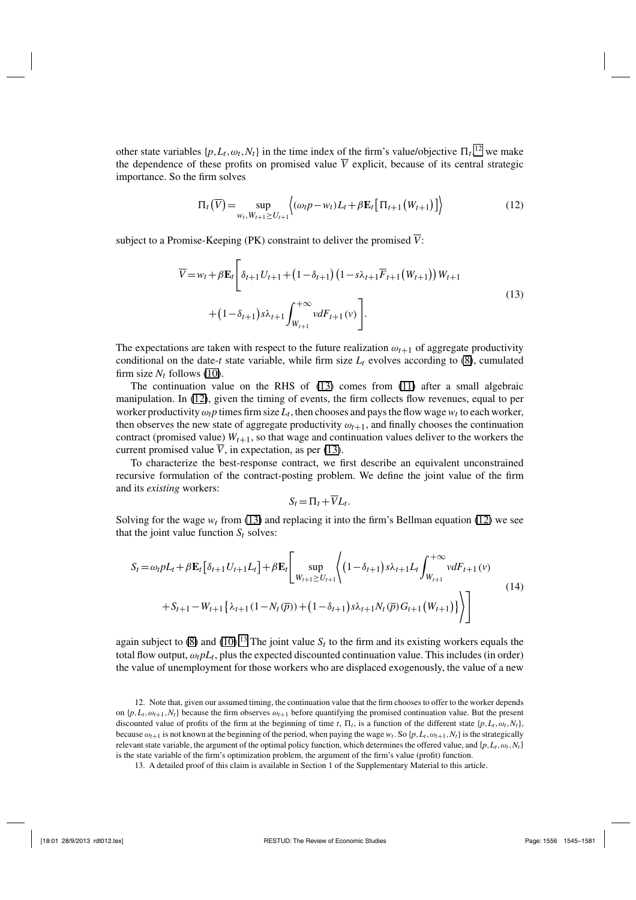other state variables $\{p, L_t, \omega_t, N_t\}$ in the time index of the firm's value/objective $\Pi_t$,[12] we make the dependence of these profits on promised value $\overline{V}$ explicit, because of its central strategic importance. So the firm solves

$$\Pi_t\left(\overline{V}\right) = \sup_{w_t, W_{t+1} \geq U_{t+1}} \left\langle (\omega_t p - w_t) L_t + \beta \mathbf{E}_t \left[ \Pi_{t+1}\left(W_{t+1}\right)\right] \right\rangle \tag{12}$$

subject to a Promise-Keeping (PK) constraint to deliver the promised $\overline{V}$:

$$\begin{aligned}\overline{V} = w_t + \beta \mathbf{E}_t \Bigg[ & \delta_{t+1} U_{t+1} + \left(1-\delta_{t+1}\right)\left(1 - s\lambda_{t+1}\overline{F}_{t+1}\left(W_{t+1}\right)\right) W_{t+1} \\ & + \left(1-\delta_{t+1}\right) s\lambda_{t+1} \int_{W_{t+1}}^{+\infty} v dF_{t+1}(v) \Bigg].\end{aligned} \tag{13}$$

The expectations are taken with respect to the future realization $\omega_{t+1}$ of aggregate productivity conditional on the date-$t$ state variable, while firm size $L_t$ evolves according to (8), cumulated firm size $N_t$ follows (10).

The continuation value on the RHS of (13) comes from (11) after a small algebraic manipulation. In (12), given the timing of events, the firm collects flow revenues, equal to per worker productivity $\omega_t p$ times firm size $L_t$, then chooses and pays the flow wage $w_t$ to each worker, then observes the new state of aggregate productivity $\omega_{t+1}$, and finally chooses the continuation contract (promised value) $W_{t+1}$, so that wage and continuation values deliver to the workers the current promised value $\overline{V}$, in expectation, as per (13).

To characterize the best-response contract, we first describe an equivalent unconstrained recursive formulation of the contract-posting problem. We define the joint value of the firm and its *existing* workers:

$$S_t = \Pi_t + \overline{V} L_t.$$

Solving for the wage $w_t$ from (13) and replacing it into the firm's Bellman equation (12) we see that the joint value function $S_t$ solves:

$$\begin{aligned}S_t = \omega_t p L_t + \beta \mathbf{E}_t\left[\delta_{t+1} U_{t+1} L_t\right] + \beta \mathbf{E}_t \Bigg[ \sup_{W_{t+1} \geq U_{t+1}} \Bigg\langle & \left(1-\delta_{t+1}\right) s\lambda_{t+1} L_t \int_{W_{t+1}}^{+\infty} v dF_{t+1}(v) \\ & + S_{t+1} - W_{t+1}\left\{\lambda_{t+1}\left(1 - N_t(\overline{p})\right) + \left(1-\delta_{t+1}\right) s\lambda_{t+1} N_t(\overline{p}) G_{t+1}\left(W_{t+1}\right)\right\} \Bigg\rangle \Bigg]\end{aligned} \tag{14}$$

again subject to (8) and (10).[13] The joint value $S_t$ to the firm and its existing workers equals the total flow output, $\omega_t p L_t$, plus the expected discounted continuation value. This includes (in order) the value of unemployment for those workers who are displaced exogenously, the value of a new

12. Note that, given our assumed timing, the continuation value that the firm chooses to offer to the worker depends on $\{p, L_t, \omega_{t+1}, N_t\}$ because the firm observes $\omega_{t+1}$ before quantifying the promised continuation value. But the present discounted value of profits of the firm at the beginning of time $t$, $\Pi_t$, is a function of the different state $\{p, L_t, \omega_t, N_t\}$, because $\omega_{t+1}$ is not known at the beginning of the period, when paying the wage $w_t$. So $\{p, L_t, \omega_{t+1}, N_t\}$ is the strategically relevant state variable, the argument of the optimal policy function, which determines the offered value, and $\{p, L_t, \omega_t, N_t\}$ is the state variable of the firm's optimization problem, the argument of the firm's value (profit) function.

13. A detailed proof of this claim is available in Section 1 of the Supplementary Material to this article.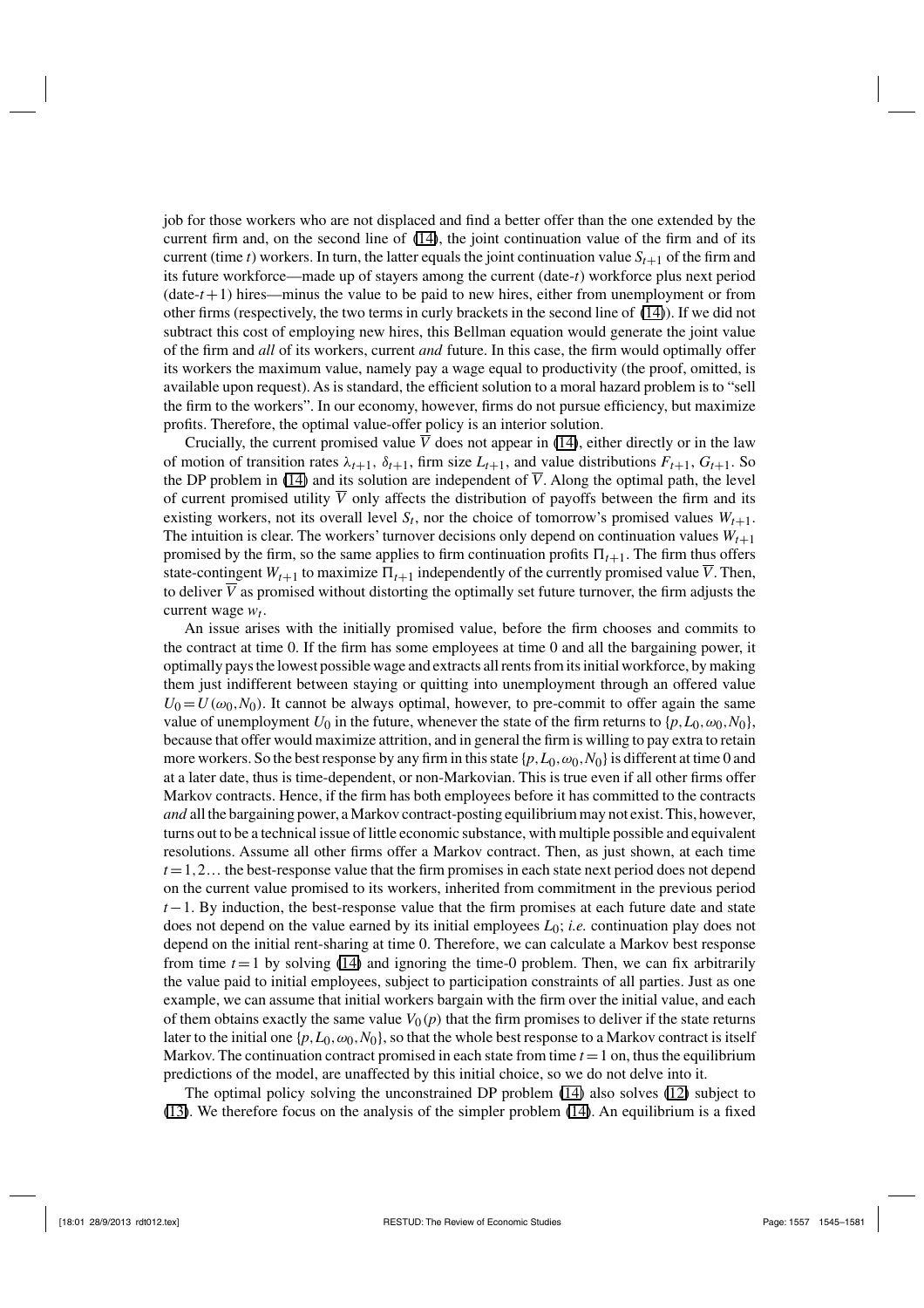job for those workers who are not displaced and find a better offer than the one extended by the current firm and, on the second line of (14), the joint continuation value of the firm and of its current (time $t$) workers. In turn, the latter equals the joint continuation value $S_{t+1}$ of the firm and its future workforce—made up of stayers among the current (date-$t$) workforce plus next period (date-$t+1$) hires—minus the value to be paid to new hires, either from unemployment or from other firms (respectively, the two terms in curly brackets in the second line of (14)). If we did not subtract this cost of employing new hires, this Bellman equation would generate the joint value of the firm and *all* of its workers, current *and* future. In this case, the firm would optimally offer its workers the maximum value, namely pay a wage equal to productivity (the proof, omitted, is available upon request). As is standard, the efficient solution to a moral hazard problem is to "sell the firm to the workers". In our economy, however, firms do not pursue efficiency, but maximize profits. Therefore, the optimal value-offer policy is an interior solution.

Crucially, the current promised value $\overline{V}$ does not appear in (14), either directly or in the law of motion of transition rates $\lambda_{t+1}$, $\delta_{t+1}$, firm size $L_{t+1}$, and value distributions $F_{t+1}$, $G_{t+1}$. So the DP problem in (14) and its solution are independent of $\overline{V}$. Along the optimal path, the level of current promised utility $\overline{V}$ only affects the distribution of payoffs between the firm and its existing workers, not its overall level $S_t$, nor the choice of tomorrow's promised values $W_{t+1}$. The intuition is clear. The workers' turnover decisions only depend on continuation values $W_{t+1}$ promised by the firm, so the same applies to firm continuation profits $\Pi_{t+1}$. The firm thus offers state-contingent $W_{t+1}$ to maximize $\Pi_{t+1}$ independently of the currently promised value $\overline{V}$. Then, to deliver $\overline{V}$ as promised without distorting the optimally set future turnover, the firm adjusts the current wage $w_t$.

An issue arises with the initially promised value, before the firm chooses and commits to the contract at time 0. If the firm has some employees at time 0 and all the bargaining power, it optimally pays the lowest possible wage and extracts all rents from its initial workforce, by making them just indifferent between staying or quitting into unemployment through an offered value $U_0 = U(\omega_0, N_0)$. It cannot be always optimal, however, to pre-commit to offer again the same value of unemployment $U_0$ in the future, whenever the state of the firm returns to $\{p, L_0, \omega_0, N_0\}$, because that offer would maximize attrition, and in general the firm is willing to pay extra to retain more workers. So the best response by any firm in this state $\{p, L_0, \omega_0, N_0\}$ is different at time 0 and at a later date, thus is time-dependent, or non-Markovian. This is true even if all other firms offer Markov contracts. Hence, if the firm has both employees before it has committed to the contracts *and* all the bargaining power, a Markov contract-posting equilibrium may not exist. This, however, turns out to be a technical issue of little economic substance, with multiple possible and equivalent resolutions. Assume all other firms offer a Markov contract. Then, as just shown, at each time $t = 1, 2\ldots$ the best-response value that the firm promises in each state next period does not depend on the current value promised to its workers, inherited from commitment in the previous period $t-1$. By induction, the best-response value that the firm promises at each future date and state does not depend on the value earned by its initial employees $L_0$; *i.e.* continuation play does not depend on the initial rent-sharing at time 0. Therefore, we can calculate a Markov best response from time $t = 1$ by solving (14) and ignoring the time-0 problem. Then, we can fix arbitrarily the value paid to initial employees, subject to participation constraints of all parties. Just as one example, we can assume that initial workers bargain with the firm over the initial value, and each of them obtains exactly the same value $V_0(p)$ that the firm promises to deliver if the state returns later to the initial one $\{p, L_0, \omega_0, N_0\}$, so that the whole best response to a Markov contract is itself Markov. The continuation contract promised in each state from time $t = 1$ on, thus the equilibrium predictions of the model, are unaffected by this initial choice, so we do not delve into it.

The optimal policy solving the unconstrained DP problem (14) also solves (12) subject to (13). We therefore focus on the analysis of the simpler problem (14). An equilibrium is a fixed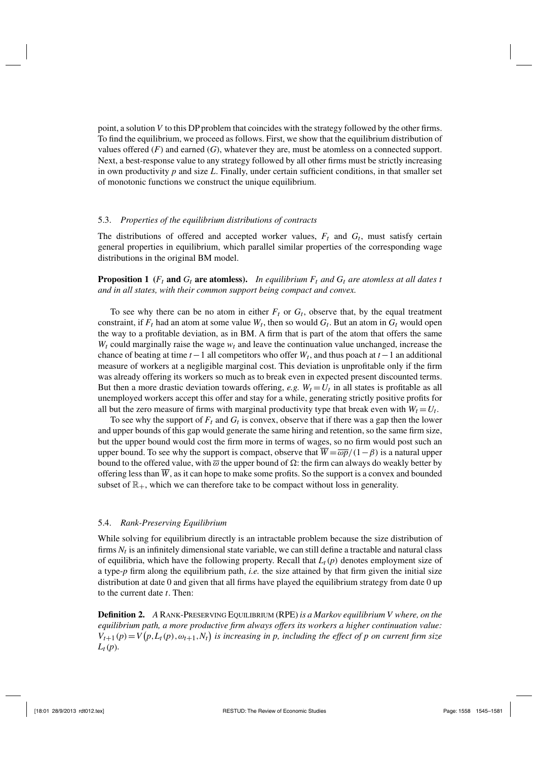point, a solution $V$ to this DP problem that coincides with the strategy followed by the other firms. To find the equilibrium, we proceed as follows. First, we show that the equilibrium distribution of values offered ($F$) and earned ($G$), whatever they are, must be atomless on a connected support. Next, a best-response value to any strategy followed by all other firms must be strictly increasing in own productivity $p$ and size $L$. Finally, under certain sufficient conditions, in that smaller set of monotonic functions we construct the unique equilibrium.

### 5.3. *Properties of the equilibrium distributions of contracts*

The distributions of offered and accepted worker values, $F_t$ and $G_t$, must satisfy certain general properties in equilibrium, which parallel similar properties of the corresponding wage distributions in the original BM model.

**Proposition 1** **($F_t$ and $G_t$ are atomless).** *In equilibrium $F_t$ and $G_t$ are atomless at all dates $t$ and in all states, with their common support being compact and convex.*

To see why there can be no atom in either $F_t$ or $G_t$, observe that, by the equal treatment constraint, if $F_t$ had an atom at some value $W_t$, then so would $G_t$. But an atom in $G_t$ would open the way to a profitable deviation, as in BM. A firm that is part of the atom that offers the same $W_t$ could marginally raise the wage $w_t$ and leave the continuation value unchanged, increase the chance of beating at time $t-1$ all competitors who offer $W_t$, and thus poach at $t-1$ an additional measure of workers at a negligible marginal cost. This deviation is unprofitable only if the firm was already offering its workers so much as to break even in expected present discounted terms. But then a more drastic deviation towards offering, *e.g.* $W_t = U_t$ in all states is profitable as all unemployed workers accept this offer and stay for a while, generating strictly positive profits for all but the zero measure of firms with marginal productivity type that break even with $W_t = U_t$.

To see why the support of $F_t$ and $G_t$ is convex, observe that if there was a gap then the lower and upper bounds of this gap would generate the same hiring and retention, so the same firm size, but the upper bound would cost the firm more in terms of wages, so no firm would post such an upper bound. To see why the support is compact, observe that $\overline{W} = \overline{\omega p}/(1-\beta)$ is a natural upper bound to the offered value, with $\overline{\omega}$ the upper bound of $\Omega$: the firm can always do weakly better by offering less than $\overline{W}$, as it can hope to make some profits. So the support is a convex and bounded subset of $\mathbb{R}_+$, which we can therefore take to be compact without loss in generality.

### 5.4. *Rank-Preserving Equilibrium*

While solving for equilibrium directly is an intractable problem because the size distribution of firms $N_t$ is an infinitely dimensional state variable, we can still define a tractable and natural class of equilibria, which have the following property. Recall that $L_t(p)$ denotes employment size of a type-$p$ firm along the equilibrium path, *i.e.* the size attained by that firm given the initial size distribution at date 0 and given that all firms have played the equilibrium strategy from date 0 up to the current date $t$. Then:

**Definition 2.** *A* RANK-PRESERVING EQUILIBRIUM (RPE) *is a Markov equilibrium $V$ where, on the equilibrium path, a more productive firm always offers its workers a higher continuation value: $V_{t+1}(p) = V\big(p, L_t(p), \omega_{t+1}, N_t\big)$ is increasing in $p$, including the effect of $p$ on current firm size $L_t(p)$.*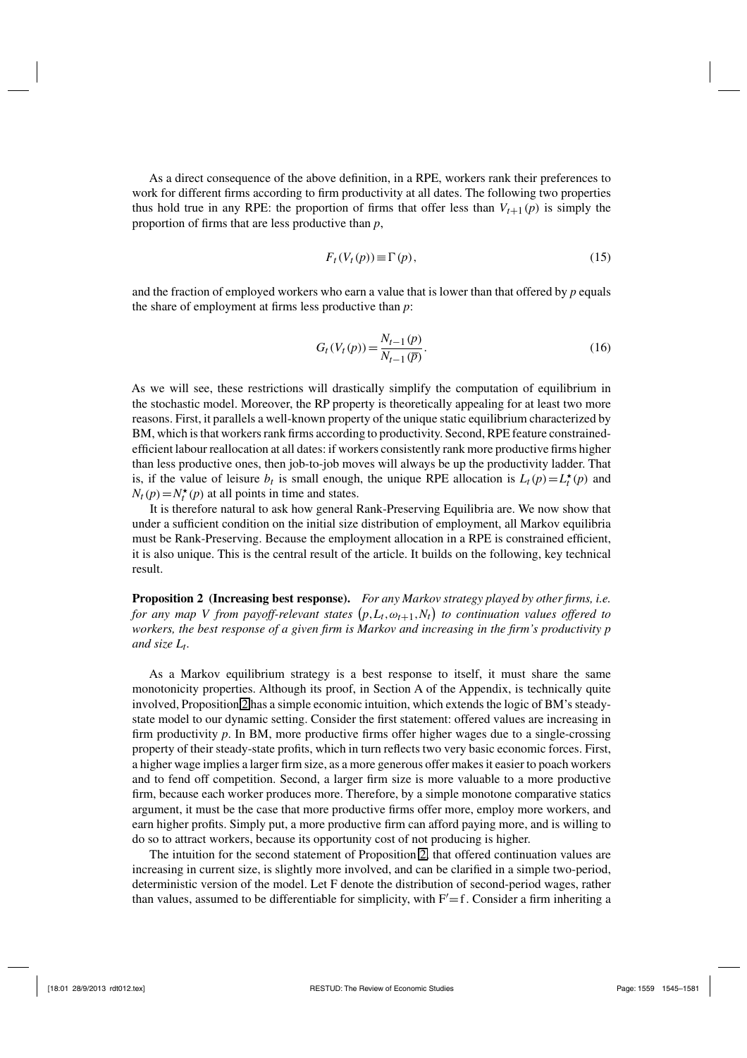As a direct consequence of the above definition, in a RPE, workers rank their preferences to work for different firms according to firm productivity at all dates. The following two properties thus hold true in any RPE: the proportion of firms that offer less than $V_{t+1}(p)$ is simply the proportion of firms that are less productive than $p$,

$$F_t(V_t(p)) \equiv \Gamma(p), \tag{15}$$

and the fraction of employed workers who earn a value that is lower than that offered by $p$ equals the share of employment at firms less productive than $p$:

$$G_t(V_t(p)) = \frac{N_{t-1}(p)}{N_{t-1}(\overline{p})}. \tag{16}$$

As we will see, these restrictions will drastically simplify the computation of equilibrium in the stochastic model. Moreover, the RP property is theoretically appealing for at least two more reasons. First, it parallels a well-known property of the unique static equilibrium characterized by BM, which is that workers rank firms according to productivity. Second, RPE feature constrained-efficient labour reallocation at all dates: if workers consistently rank more productive firms higher than less productive ones, then job-to-job moves will always be up the productivity ladder. That is, if the value of leisure $b_t$ is small enough, the unique RPE allocation is $L_t(p) = L_t^\star(p)$ and $N_t(p) = N_t^\star(p)$ at all points in time and states.

It is therefore natural to ask how general Rank-Preserving Equilibria are. We now show that under a sufficient condition on the initial size distribution of employment, all Markov equilibria must be Rank-Preserving. Because the employment allocation in a RPE is constrained efficient, it is also unique. This is the central result of the article. It builds on the following, key technical result.

**Proposition 2 (Increasing best response).** *For any Markov strategy played by other firms, i.e. for any map V from payoff-relevant states $(p, L_t, \omega_{t+1}, N_t)$ to continuation values offered to workers, the best response of a given firm is Markov and increasing in the firm's productivity p and size $L_t$.*

As a Markov equilibrium strategy is a best response to itself, it must share the same monotonicity properties. Although its proof, in Section A of the Appendix, is technically quite involved, Proposition 2 has a simple economic intuition, which extends the logic of BM's steady-state model to our dynamic setting. Consider the first statement: offered values are increasing in firm productivity $p$. In BM, more productive firms offer higher wages due to a single-crossing property of their steady-state profits, which in turn reflects two very basic economic forces. First, a higher wage implies a larger firm size, as a more generous offer makes it easier to poach workers and to fend off competition. Second, a larger firm size is more valuable to a more productive firm, because each worker produces more. Therefore, by a simple monotone comparative statics argument, it must be the case that more productive firms offer more, employ more workers, and earn higher profits. Simply put, a more productive firm can afford paying more, and is willing to do so to attract workers, because its opportunity cost of not producing is higher.

The intuition for the second statement of Proposition 2, that offered continuation values are increasing in current size, is slightly more involved, and can be clarified in a simple two-period, deterministic version of the model. Let F denote the distribution of second-period wages, rather than values, assumed to be differentiable for simplicity, with $F' = f$. Consider a firm inheriting a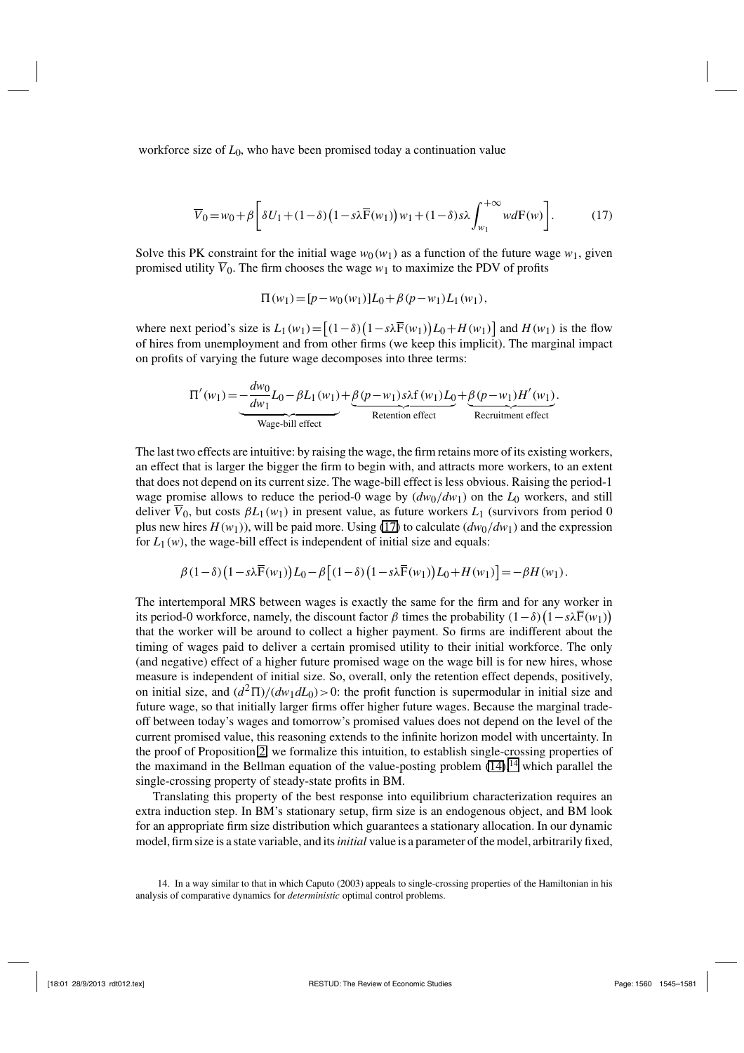workforce size of $L_0$, who have been promised today a continuation value

$$\overline{V}_0 = w_0 + \beta \left[ \delta U_1 + (1-\delta)\left(1 - s\lambda\overline{F}(w_1)\right) w_1 + (1-\delta)s\lambda \int_{w_1}^{+\infty} w dF(w) \right]. \tag{17}$$

Solve this PK constraint for the initial wage $w_0(w_1)$ as a function of the future wage $w_1$, given promised utility $\overline{V}_0$. The firm chooses the wage $w_1$ to maximize the PDV of profits

$$\Pi(w_1) = [p - w_0(w_1)]L_0 + \beta(p - w_1)L_1(w_1),$$

where next period's size is $L_1(w_1) = \left[(1-\delta)\left(1-s\lambda\overline{F}(w_1)\right)L_0 + H(w_1)\right]$ and $H(w_1)$ is the flow of hires from unemployment and from other firms (we keep this implicit). The marginal impact on profits of varying the future wage decomposes into three terms:

$$\Pi'(w_1) = \underbrace{-\frac{dw_0}{dw_1}L_0 - \beta L_1(w_1)}_{\text{Wage-bill effect}} + \underbrace{\beta(p-w_1)s\lambda f(w_1)L_0}_{\text{Retention effect}} + \underbrace{\beta(p-w_1)H'(w_1)}_{\text{Recruitment effect}}.$$

The last two effects are intuitive: by raising the wage, the firm retains more of its existing workers, an effect that is larger the bigger the firm to begin with, and attracts more workers, to an extent that does not depend on its current size. The wage-bill effect is less obvious. Raising the period-1 wage promise allows to reduce the period-0 wage by $(dw_0/dw_1)$ on the $L_0$ workers, and still deliver $\overline{V}_0$, but costs $\beta L_1(w_1)$ in present value, as future workers $L_1$ (survivors from period 0 plus new hires $H(w_1)$), will be paid more. Using (17) to calculate $(dw_0/dw_1)$ and the expression for $L_1(w)$, the wage-bill effect is independent of initial size and equals:

$$\beta(1-\delta)\left(1-s\lambda\overline{F}(w_1)\right)L_0 - \beta\left[(1-\delta)\left(1-s\lambda\overline{F}(w_1)\right)L_0 + H(w_1)\right] = -\beta H(w_1).$$

The intertemporal MRS between wages is exactly the same for the firm and for any worker in its period-0 workforce, namely, the discount factor $\beta$ times the probability $(1-\delta)\left(1-s\lambda\overline{F}(w_1)\right)$ that the worker will be around to collect a higher payment. So firms are indifferent about the timing of wages paid to deliver a certain promised utility to their initial workforce. The only (and negative) effect of a higher future promised wage on the wage bill is for new hires, whose measure is independent of initial size. So, overall, only the retention effect depends, positively, on initial size, and $(d^2\Pi)/(dw_1 dL_0) > 0$: the profit function is supermodular in initial size and future wage, so that initially larger firms offer higher future wages. Because the marginal trade-off between today's wages and tomorrow's promised values does not depend on the level of the current promised value, this reasoning extends to the infinite horizon model with uncertainty. In the proof of Proposition 2, we formalize this intuition, to establish single-crossing properties of the maximand in the Bellman equation of the value-posting problem (14),[14] which parallel the single-crossing property of steady-state profits in BM.

Translating this property of the best response into equilibrium characterization requires an extra induction step. In BM's stationary setup, firm size is an endogenous object, and BM look for an appropriate firm size distribution which guarantees a stationary allocation. In our dynamic model, firm size is a state variable, and its *initial* value is a parameter of the model, arbitrarily fixed,

14. In a way similar to that in which Caputo (2003) appeals to single-crossing properties of the Hamiltonian in his analysis of comparative dynamics for *deterministic* optimal control problems.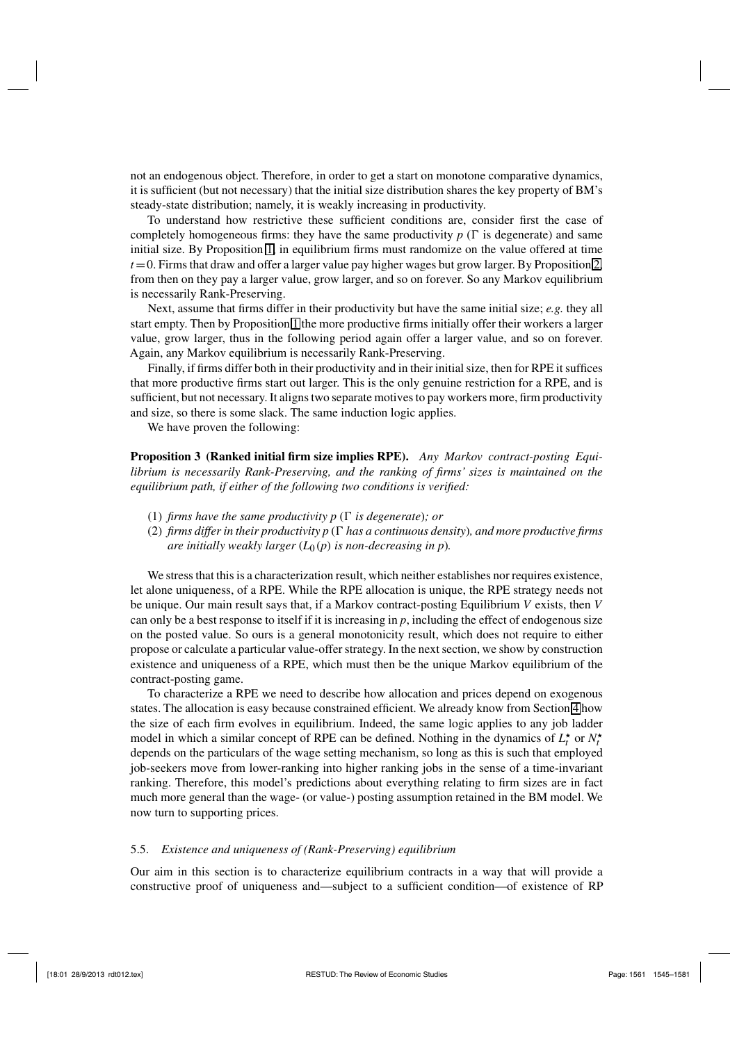not an endogenous object. Therefore, in order to get a start on monotone comparative dynamics, it is sufficient (but not necessary) that the initial size distribution shares the key property of BM's steady-state distribution; namely, it is weakly increasing in productivity.

To understand how restrictive these sufficient conditions are, consider first the case of completely homogeneous firms: they have the same productivity $p$ ($\Gamma$ is degenerate) and same initial size. By Proposition 1, in equilibrium firms must randomize on the value offered at time $t=0$. Firms that draw and offer a larger value pay higher wages but grow larger. By Proposition 2, from then on they pay a larger value, grow larger, and so on forever. So any Markov equilibrium is necessarily Rank-Preserving.

Next, assume that firms differ in their productivity but have the same initial size; *e.g.* they all start empty. Then by Proposition 1 the more productive firms initially offer their workers a larger value, grow larger, thus in the following period again offer a larger value, and so on forever. Again, any Markov equilibrium is necessarily Rank-Preserving.

Finally, if firms differ both in their productivity and in their initial size, then for RPE it suffices that more productive firms start out larger. This is the only genuine restriction for a RPE, and is sufficient, but not necessary. It aligns two separate motives to pay workers more, firm productivity and size, so there is some slack. The same induction logic applies.

We have proven the following:

**Proposition 3 (Ranked initial firm size implies RPE).** *Any Markov contract-posting Equilibrium is necessarily Rank-Preserving, and the ranking of firms' sizes is maintained on the equilibrium path, if either of the following two conditions is verified:*

(1) *firms have the same productivity $p$ ($\Gamma$ is degenerate); or*

(2) *firms differ in their productivity $p$ ($\Gamma$ has a continuous density), and more productive firms are initially weakly larger ($L_0(p)$ is non-decreasing in $p$).*

We stress that this is a characterization result, which neither establishes nor requires existence, let alone uniqueness, of a RPE. While the RPE allocation is unique, the RPE strategy needs not be unique. Our main result says that, if a Markov contract-posting Equilibrium $V$ exists, then $V$ can only be a best response to itself if it is increasing in $p$, including the effect of endogenous size on the posted value. So ours is a general monotonicity result, which does not require to either propose or calculate a particular value-offer strategy. In the next section, we show by construction existence and uniqueness of a RPE, which must then be the unique Markov equilibrium of the contract-posting game.

To characterize a RPE we need to describe how allocation and prices depend on exogenous states. The allocation is easy because constrained efficient. We already know from Section 4 how the size of each firm evolves in equilibrium. Indeed, the same logic applies to any job ladder model in which a similar concept of RPE can be defined. Nothing in the dynamics of $L_t^{\star}$ or $N_t^{\star}$ depends on the particulars of the wage setting mechanism, so long as this is such that employed job-seekers move from lower-ranking into higher ranking jobs in the sense of a time-invariant ranking. Therefore, this model's predictions about everything relating to firm sizes are in fact much more general than the wage- (or value-) posting assumption retained in the BM model. We now turn to supporting prices.

### 5.5. *Existence and uniqueness of (Rank-Preserving) equilibrium*

Our aim in this section is to characterize equilibrium contracts in a way that will provide a constructive proof of uniqueness and—subject to a sufficient condition—of existence of RP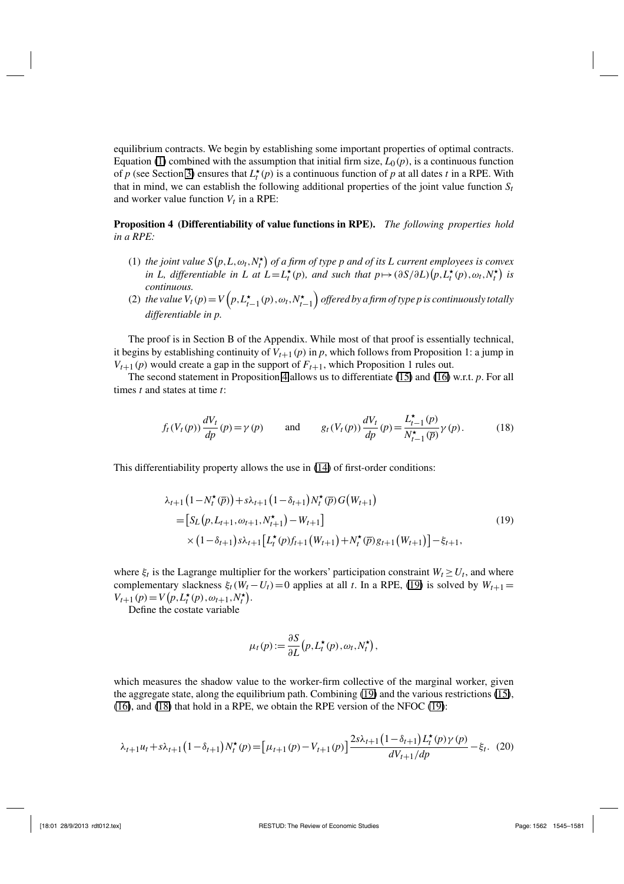equilibrium contracts. We begin by establishing some important properties of optimal contracts. Equation (1) combined with the assumption that initial firm size, $L_0(p)$, is a continuous function of $p$ (see Section 3) ensures that $L_t^\star(p)$ is a continuous function of $p$ at all dates $t$ in a RPE. With that in mind, we can establish the following additional properties of the joint value function $S_t$ and worker value function $V_t$ in a RPE:

**Proposition 4 (Differentiability of value functions in RPE).** *The following properties hold in a RPE:*

(1) *the joint value $S\left(p,L,\omega_t,N_t^\star\right)$ of a firm of type $p$ and of its $L$ current employees is convex in $L$, differentiable in $L$ at $L=L_t^\star(p)$, and such that $p\mapsto(\partial S/\partial L)\left(p,L_t^\star(p),\omega_t,N_t^\star\right)$ is continuous.*

(2) *the value $V_t(p)=V\left(p,L_{t-1}^\star(p),\omega_t,N_{t-1}^\star\right)$ offered by a firm of type $p$ is continuously totally differentiable in $p$.*

The proof is in Section B of the Appendix. While most of that proof is essentially technical, it begins by establishing continuity of $V_{t+1}(p)$ in $p$, which follows from Proposition 1: a jump in $V_{t+1}(p)$ would create a gap in the support of $F_{t+1}$, which Proposition 1 rules out.

The second statement in Proposition 4 allows us to differentiate (15) and (16) w.r.t. $p$. For all times $t$ and states at time $t$:

$$f_t\left(V_t(p)\right)\frac{dV_t}{dp}(p)=\gamma(p)\qquad\text{and}\qquad g_t\left(V_t(p)\right)\frac{dV_t}{dp}(p)=\frac{L_{t-1}^\star(p)}{N_{t-1}^\star(\overline{p})}\gamma(p).\tag{18}$$

This differentiability property allows the use in (14) of first-order conditions:

$$\begin{aligned}&\lambda_{t+1}\left(1-N_t^\star(\overline{p})\right)+s\lambda_{t+1}\left(1-\delta_{t+1}\right)N_t^\star(\overline{p})G\left(W_{t+1}\right)\\&\quad=\left[S_L\left(p,L_{t+1},\omega_{t+1},N_{t+1}^\star\right)-W_{t+1}\right]\\&\quad\quad\times\left(1-\delta_{t+1}\right)s\lambda_{t+1}\left[L_t^\star(p)f_{t+1}\left(W_{t+1}\right)+N_t^\star(\overline{p})g_{t+1}\left(W_{t+1}\right)\right]-\xi_{t+1},\end{aligned}\tag{19}$$

where $\xi_t$ is the Lagrange multiplier for the workers' participation constraint $W_t\geq U_t$, and where complementary slackness $\xi_t(W_t-U_t)=0$ applies at all $t$. In a RPE, (19) is solved by $W_{t+1}=V_{t+1}(p)=V\left(p,L_t^\star(p),\omega_{t+1},N_t^\star\right)$.

Define the costate variable

$$\mu_t(p):=\frac{\partial S}{\partial L}\left(p,L_t^\star(p),\omega_t,N_t^\star\right),$$

which measures the shadow value to the worker-firm collective of the marginal worker, given the aggregate state, along the equilibrium path. Combining (19) and the various restrictions (15), (16), and (18) that hold in a RPE, we obtain the RPE version of the NFOC (19):

$$\lambda_{t+1}u_t+s\lambda_{t+1}\left(1-\delta_{t+1}\right)N_t^\star(p)=\left[\mu_{t+1}(p)-V_{t+1}(p)\right]\frac{2s\lambda_{t+1}\left(1-\delta_{t+1}\right)L_t^\star(p)\gamma(p)}{dV_{t+1}/dp}-\xi_t.\tag{20}$$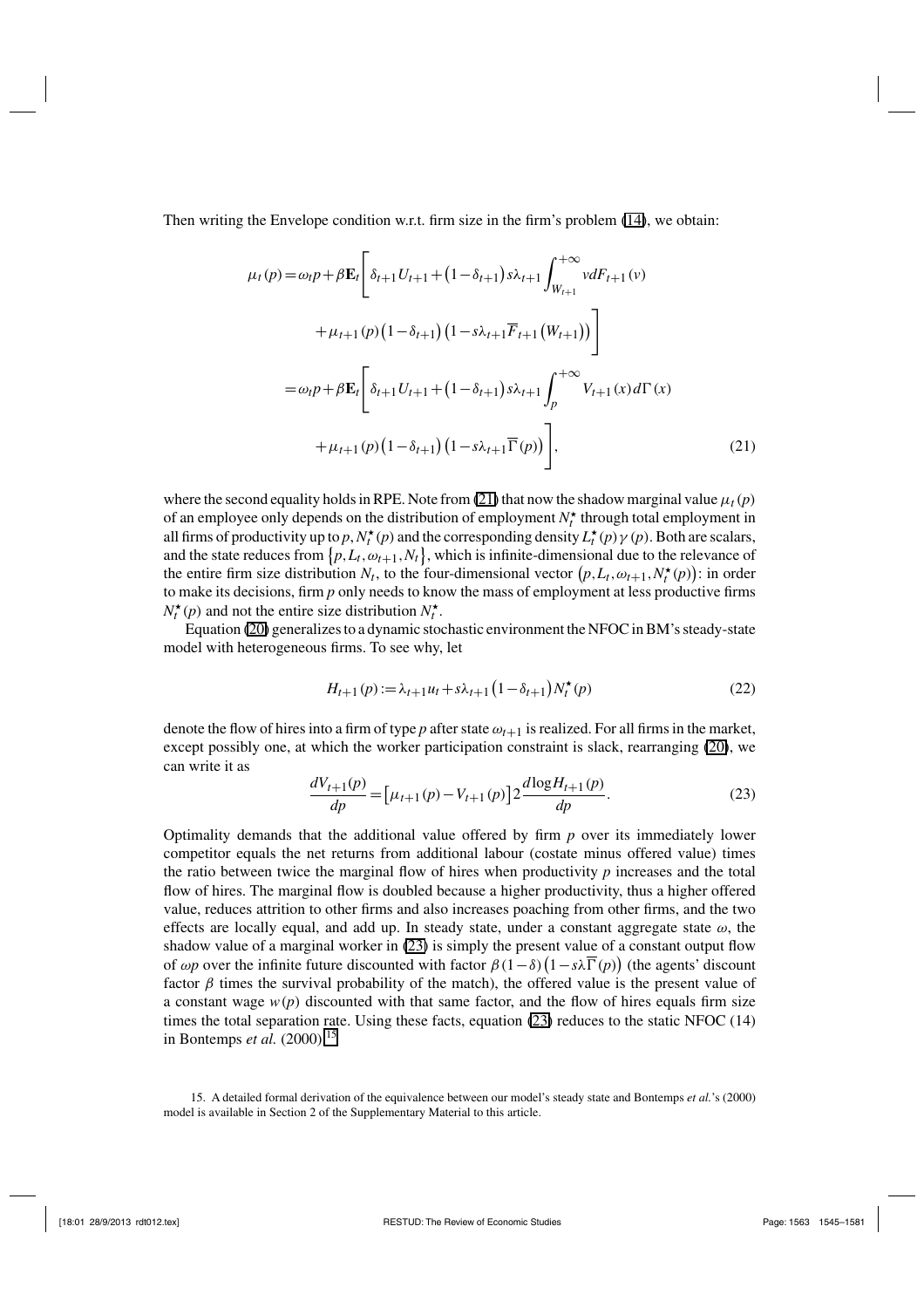Then writing the Envelope condition w.r.t. firm size in the firm's problem (14), we obtain:

$$
\begin{aligned}
\mu_t(p) &= \omega_t p + \beta \mathbf{E}_t \Bigg[ \delta_{t+1} U_{t+1} + (1-\delta_{t+1}) s\lambda_{t+1} \int_{W_{t+1}}^{+\infty} v dF_{t+1}(v) \\
&\qquad + \mu_{t+1}(p) (1-\delta_{t+1}) \left(1 - s\lambda_{t+1} \overline{F}_{t+1}(W_{t+1})\right) \Bigg] \\
&= \omega_t p + \beta \mathbf{E}_t \Bigg[ \delta_{t+1} U_{t+1} + (1-\delta_{t+1}) s\lambda_{t+1} \int_{p}^{+\infty} V_{t+1}(x) d\Gamma(x) \\
&\qquad + \mu_{t+1}(p) (1-\delta_{t+1}) \left(1 - s\lambda_{t+1} \overline{\Gamma}(p)\right) \Bigg],
\end{aligned}
\tag{21}
$$

where the second equality holds in RPE. Note from (21) that now the shadow marginal value $\mu_t(p)$ of an employee only depends on the distribution of employment $N_t^\star$ through total employment in all firms of productivity up to $p$, $N_t^\star(p)$ and the corresponding density $L_t^\star(p)\gamma(p)$. Both are scalars, and the state reduces from $\{p, L_t, \omega_{t+1}, N_t\}$, which is infinite-dimensional due to the relevance of the entire firm size distribution $N_t$, to the four-dimensional vector $(p, L_t, \omega_{t+1}, N_t^\star(p))$: in order to make its decisions, firm $p$ only needs to know the mass of employment at less productive firms $N_t^\star(p)$ and not the entire size distribution $N_t^\star$.

Equation (20) generalizes to a dynamic stochastic environment the NFOC in BM's steady-state model with heterogeneous firms. To see why, let

$$
H_{t+1}(p) := \lambda_{t+1} u_t + s\lambda_{t+1} (1-\delta_{t+1}) N_t^\star(p)
\tag{22}
$$

denote the flow of hires into a firm of type $p$ after state $\omega_{t+1}$ is realized. For all firms in the market, except possibly one, at which the worker participation constraint is slack, rearranging (20), we can write it as

$$
\frac{dV_{t+1}(p)}{dp} = \left[\mu_{t+1}(p) - V_{t+1}(p)\right] 2 \frac{d \log H_{t+1}(p)}{dp}.
\tag{23}
$$

Optimality demands that the additional value offered by firm $p$ over its immediately lower competitor equals the net returns from additional labour (costate minus offered value) times the ratio between twice the marginal flow of hires when productivity $p$ increases and the total flow of hires. The marginal flow is doubled because a higher productivity, thus a higher offered value, reduces attrition to other firms and also increases poaching from other firms, and the two effects are locally equal, and add up. In steady state, under a constant aggregate state $\omega$, the shadow value of a marginal worker in (23) is simply the present value of a constant output flow of $\omega p$ over the infinite future discounted with factor $\beta(1-\delta)\left(1-s\lambda\overline{\Gamma}(p)\right)$ (the agents' discount factor $\beta$ times the survival probability of the match), the offered value is the present value of a constant wage $w(p)$ discounted with that same factor, and the flow of hires equals firm size times the total separation rate. Using these facts, equation (23) reduces to the static NFOC (14) in Bontemps *et al.* (2000).[15]

15. A detailed formal derivation of the equivalence between our model's steady state and Bontemps *et al.*'s (2000) model is available in Section 2 of the Supplementary Material to this article.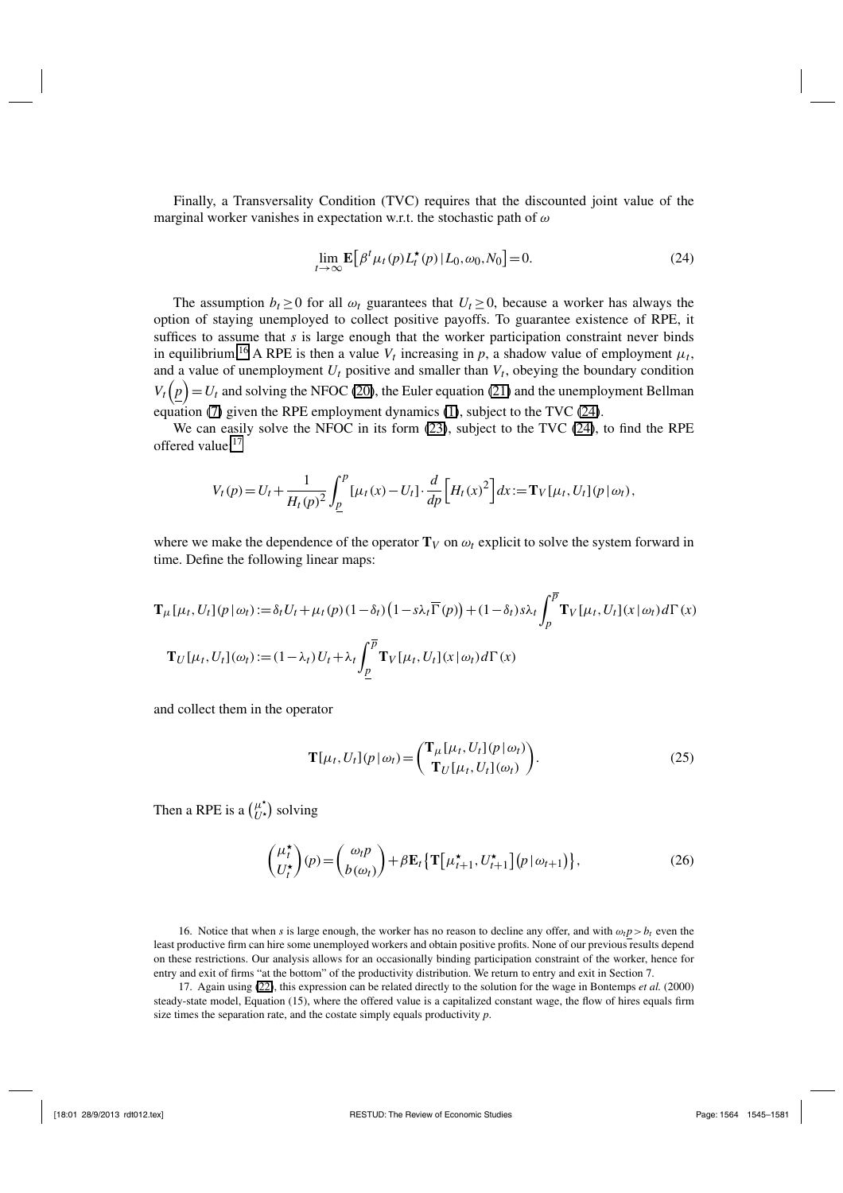Finally, a Transversality Condition (TVC) requires that the discounted joint value of the marginal worker vanishes in expectation w.r.t. the stochastic path of $\omega$

$$\lim_{t\to\infty} \mathbf{E}\left[\beta^t \mu_t(p) L_t^\star(p)\,|\,L_0,\omega_0,N_0\right]=0. \tag{24}$$

The assumption $b_t \geq 0$ for all $\omega_t$ guarantees that $U_t \geq 0$, because a worker has always the option of staying unemployed to collect positive payoffs. To guarantee existence of RPE, it suffices to assume that $s$ is large enough that the worker participation constraint never binds in equilibrium.[16] A RPE is then a value $V_t$ increasing in $p$, a shadow value of employment $\mu_t$, and a value of unemployment $U_t$ positive and smaller than $V_t$, obeying the boundary condition $V_t\left(\underline{p}\right)=U_t$ and solving the NFOC (20), the Euler equation (21) and the unemployment Bellman equation (7) given the RPE employment dynamics (1), subject to the TVC (24).

We can easily solve the NFOC in its form (23), subject to the TVC (24), to find the RPE offered value[17]

$$V_t(p)=U_t+\frac{1}{H_t(p)^2}\int_{\underline{p}}^{p}\left[\mu_t(x)-U_t\right]\cdot\frac{d}{dp}\left[H_t(x)^2\right]dx:=\mathbf{T}_V[\mu_t,U_t](p\,|\,\omega_t),$$

where we make the dependence of the operator $\mathbf{T}_V$ on $\omega_t$ explicit to solve the system forward in time. Define the following linear maps:

$$\mathbf{T}_\mu[\mu_t,U_t](p\,|\,\omega_t):=\delta_t U_t+\mu_t(p)(1-\delta_t)\left(1-s\lambda_t\overline{\Gamma}(p)\right)+(1-\delta_t)s\lambda_t\int_p^{\overline{p}}\mathbf{T}_V[\mu_t,U_t](x\,|\,\omega_t)\,d\Gamma(x)$$

$$\mathbf{T}_U[\mu_t,U_t](\omega_t):=(1-\lambda_t)U_t+\lambda_t\int_{\underline{p}}^{\overline{p}}\mathbf{T}_V[\mu_t,U_t](x\,|\,\omega_t)\,d\Gamma(x)$$

and collect them in the operator

$$\mathbf{T}[\mu_t,U_t](p\,|\,\omega_t)=\begin{pmatrix}\mathbf{T}_\mu[\mu_t,U_t](p\,|\,\omega_t)\\ \mathbf{T}_U[\mu_t,U_t](\omega_t)\end{pmatrix}. \tag{25}$$

Then a RPE is a $\binom{\mu^\star}{U^\star}$ solving

$$\begin{pmatrix}\mu_t^\star\\ U_t^\star\end{pmatrix}(p)=\begin{pmatrix}\omega_t p\\ b(\omega_t)\end{pmatrix}+\beta\mathbf{E}_t\left\{\mathbf{T}\left[\mu_{t+1}^\star,U_{t+1}^\star\right]\left(p\,|\,\omega_{t+1}\right)\right\}, \tag{26}$$

16. Notice that when $s$ is large enough, the worker has no reason to decline any offer, and with $\omega_t\underline{p}>b_t$ even the least productive firm can hire some unemployed workers and obtain positive profits. None of our previous results depend on these restrictions. Our analysis allows for an occasionally binding participation constraint of the worker, hence for entry and exit of firms "at the bottom" of the productivity distribution. We return to entry and exit in Section 7.

17. Again using (22), this expression can be related directly to the solution for the wage in Bontemps *et al.* (2000) steady-state model, Equation (15), where the offered value is a capitalized constant wage, the flow of hires equals firm size times the separation rate, and the costate simply equals productivity $p$.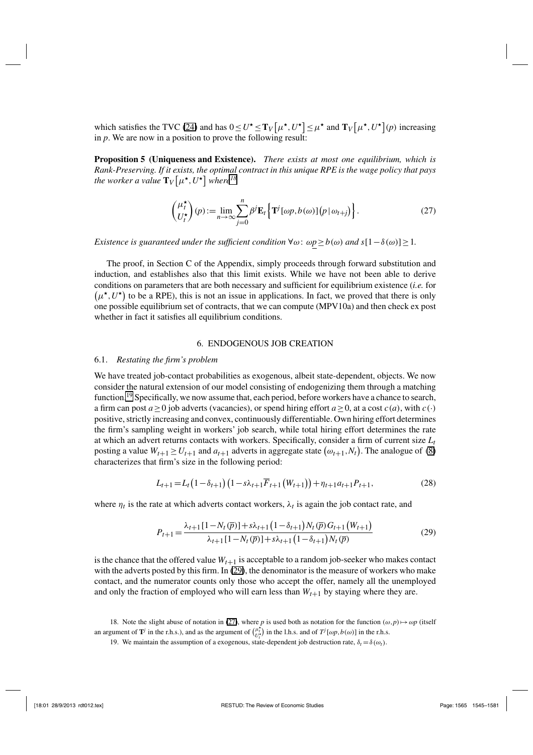which satisfies the TVC (24) and has $0 \le U^\star \le \mathbf{T}_V\left[\mu^\star, U^\star\right] \le \mu^\star$ and $\mathbf{T}_V\left[\mu^\star, U^\star\right](p)$ increasing in $p$. We are now in a position to prove the following result:

**Proposition 5 (Uniqueness and Existence).** *There exists at most one equilibrium, which is Rank-Preserving. If it exists, the optimal contract in this unique RPE is the wage policy that pays the worker a value $\mathbf{T}_V\left[\mu^\star, U^\star\right]$ where*[18]

$$\begin{pmatrix} \mu_t^\star \\ U_t^\star \end{pmatrix}(p) := \lim_{n \to \infty} \sum_{j=0}^{n} \beta^j \mathbf{E}_t \left\{ \mathbf{T}^j \left[\omega p, b(\omega)\right]\left(p \,|\, \omega_{t+j}\right) \right\}. \tag{27}$$

*Existence is guaranteed under the sufficient condition $\forall \omega\colon\ \omega \underline{p} \ge b(\omega)$ and $s[1-\delta(\omega)] \ge 1$.*

The proof, in Section C of the Appendix, simply proceeds through forward substitution and induction, and establishes also that this limit exists. While we have not been able to derive conditions on parameters that are both necessary and sufficient for equilibrium existence (*i.e.* for $\left(\mu^\star, U^\star\right)$ to be a RPE), this is not an issue in applications. In fact, we proved that there is only one possible equilibrium set of contracts, that we can compute (MPV10a) and then check ex post whether in fact it satisfies all equilibrium conditions.

## 6. ENDOGENOUS JOB CREATION

### 6.1. *Restating the firm's problem*

We have treated job-contact probabilities as exogenous, albeit state-dependent, objects. We now consider the natural extension of our model consisting of endogenizing them through a matching function.[19] Specifically, we now assume that, each period, before workers have a chance to search, a firm can post $a \ge 0$ job adverts (vacancies), or spend hiring effort $a \ge 0$, at a cost $c(a)$, with $c(\cdot)$ positive, strictly increasing and convex, continuously differentiable. Own hiring effort determines the firm's sampling weight in workers' job search, while total hiring effort determines the rate at which an advert returns contacts with workers. Specifically, consider a firm of current size $L_t$ posting a value $W_{t+1} \ge U_{t+1}$ and $a_{t+1}$ adverts in aggregate state $\left(\omega_{t+1}, N_t\right)$. The analogue of (8) characterizes that firm's size in the following period:

$$L_{t+1} = L_t\left(1-\delta_{t+1}\right)\left(1 - s\lambda_{t+1}\overline{F}_{t+1}\left(W_{t+1}\right)\right) + \eta_{t+1} a_{t+1} P_{t+1}, \tag{28}$$

where $\eta_t$ is the rate at which adverts contact workers, $\lambda_t$ is again the job contact rate, and

$$P_{t+1} = \frac{\lambda_{t+1}\left[1 - N_t(\overline{p})\right] + s\lambda_{t+1}\left(1-\delta_{t+1}\right) N_t(\overline{p})\, G_{t+1}\left(W_{t+1}\right)}{\lambda_{t+1}\left[1 - N_t(\overline{p})\right] + s\lambda_{t+1}\left(1-\delta_{t+1}\right) N_t(\overline{p})} \tag{29}$$

is the chance that the offered value $W_{t+1}$ is acceptable to a random job-seeker who makes contact with the adverts posted by this firm. In (29), the denominator is the measure of workers who make contact, and the numerator counts only those who accept the offer, namely all the unemployed and only the fraction of employed who will earn less than $W_{t+1}$ by staying where they are.

18. Note the slight abuse of notation in (27), where $p$ is used both as notation for the function $(\omega, p) \mapsto \omega p$ (itself an argument of $\mathbf{T}^j$ in the r.h.s.), and as the argument of $\binom{\mu_t^\star}{U_t^\star}$ in the l.h.s. and of $T^j\left[\omega p, b(\omega)\right]$ in the r.h.s.

19. We maintain the assumption of a exogenous, state-dependent job destruction rate, $\delta_t = \delta(\omega_t)$.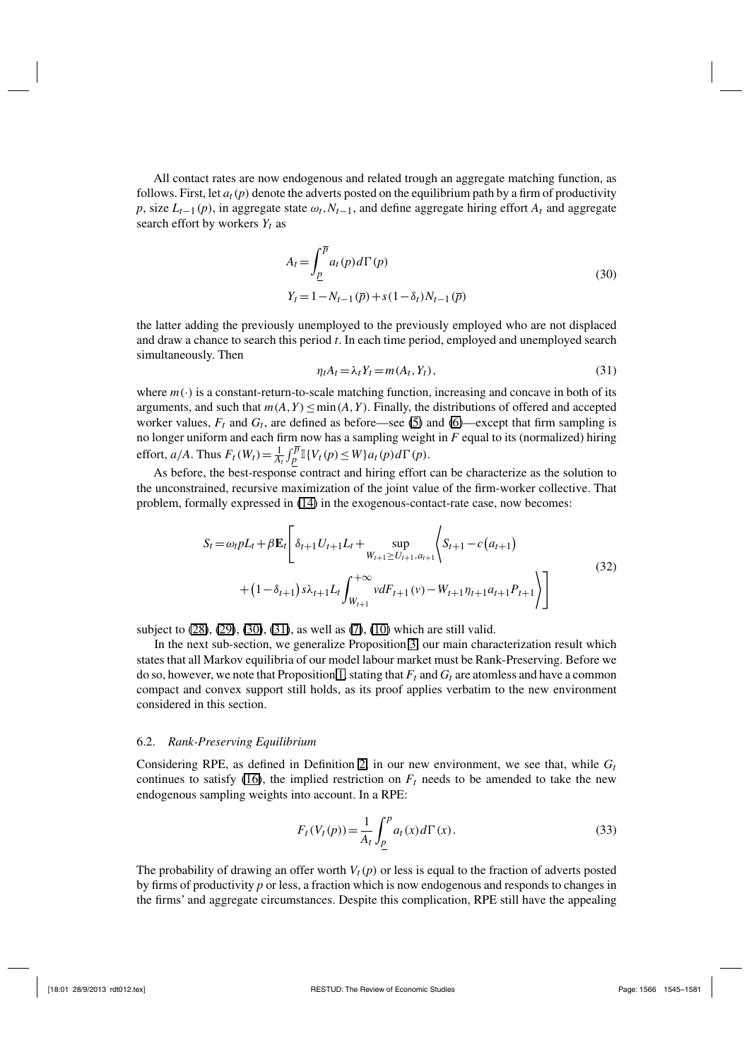All contact rates are now endogenous and related trough an aggregate matching function, as follows. First, let $a_t(p)$ denote the adverts posted on the equilibrium path by a firm of productivity $p$, size $L_{t-1}(p)$, in aggregate state $\omega_t, N_{t-1}$, and define aggregate hiring effort $A_t$ and aggregate search effort by workers $Y_t$ as

$$
\begin{aligned}
A_t &= \int_{\underline{p}}^{\overline{p}} a_t(p)\, d\Gamma(p) \\
Y_t &= 1 - N_{t-1}(\overline{p}) + s(1-\delta_t) N_{t-1}(\overline{p})
\end{aligned}
\tag{30}
$$

the latter adding the previously unemployed to the previously employed who are not displaced and draw a chance to search this period $t$. In each time period, employed and unemployed search simultaneously. Then

$$
\eta_t A_t = \lambda_t Y_t = m(A_t, Y_t), \tag{31}
$$

where $m(\cdot)$ is a constant-return-to-scale matching function, increasing and concave in both of its arguments, and such that $m(A,Y) \le \min(A,Y)$. Finally, the distributions of offered and accepted worker values, $F_t$ and $G_t$, are defined as before—see (5) and (6)—except that firm sampling is no longer uniform and each firm now has a sampling weight in $F$ equal to its (normalized) hiring effort, $a/A$. Thus $F_t(W_t) = \frac{1}{A_t}\int_{\underline{p}}^{\overline{p}} \mathbb{I}\{V_t(p) \le W\} a_t(p)\, d\Gamma(p)$.

As before, the best-response contract and hiring effort can be characterize as the solution to the unconstrained, recursive maximization of the joint value of the firm-worker collective. That problem, formally expressed in (14) in the exogenous-contact-rate case, now becomes:

$$
\begin{aligned}
S_t = \omega_t p L_t + \beta \mathbf{E}_t \Bigg[ & \delta_{t+1} U_{t+1} L_t + \sup_{W_{t+1} \ge U_{t+1}, a_{t+1}} \Bigg\langle S_{t+1} - c(a_{t+1}) \\
& + (1-\delta_{t+1}) s \lambda_{t+1} L_t \int_{W_{t+1}}^{+\infty} v\, dF_{t+1}(v) - W_{t+1} \eta_{t+1} a_{t+1} P_{t+1} \Bigg\rangle \Bigg]
\end{aligned}
\tag{32}
$$

subject to (28), (29), (30), (31), as well as (7), (10) which are still valid.

In the next sub-section, we generalize Proposition 3, our main characterization result which states that all Markov equilibria of our model labour market must be Rank-Preserving. Before we do so, however, we note that Proposition 1, stating that $F_t$ and $G_t$ are atomless and have a common compact and convex support still holds, as its proof applies verbatim to the new environment considered in this section.

### 6.2. *Rank-Preserving Equilibrium*

Considering RPE, as defined in Definition 2, in our new environment, we see that, while $G_t$ continues to satisfy (16), the implied restriction on $F_t$ needs to be amended to take the new endogenous sampling weights into account. In a RPE:

$$
F_t(V_t(p)) = \frac{1}{A_t} \int_{\underline{p}}^{p} a_t(x)\, d\Gamma(x). \tag{33}
$$

The probability of drawing an offer worth $V_t(p)$ or less is equal to the fraction of adverts posted by firms of productivity $p$ or less, a fraction which is now endogenous and responds to changes in the firms' and aggregate circumstances. Despite this complication, RPE still have the appealing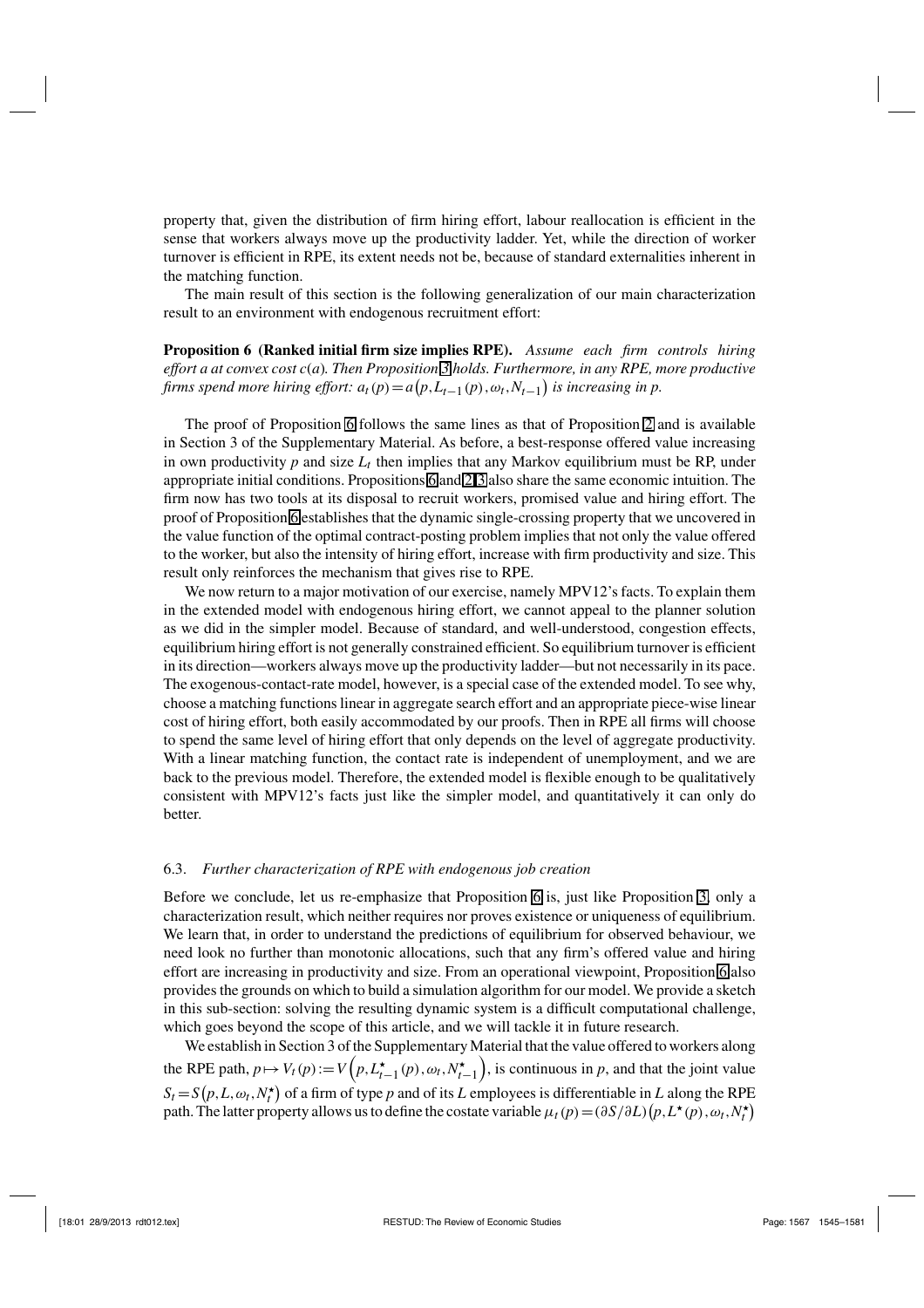property that, given the distribution of firm hiring effort, labour reallocation is efficient in the sense that workers always move up the productivity ladder. Yet, while the direction of worker turnover is efficient in RPE, its extent needs not be, because of standard externalities inherent in the matching function.

The main result of this section is the following generalization of our main characterization result to an environment with endogenous recruitment effort:

**Proposition 6 (Ranked initial firm size implies RPE).** *Assume each firm controls hiring effort $a$ at convex cost $c(a)$. Then Proposition 3 holds. Furthermore, in any RPE, more productive firms spend more hiring effort: $a_t(p) = a\left(p, L_{t-1}(p), \omega_t, N_{t-1}\right)$ is increasing in $p$.*

The proof of Proposition 6 follows the same lines as that of Proposition 2 and is available in Section 3 of the Supplementary Material. As before, a best-response offered value increasing in own productivity $p$ and size $L_t$ then implies that any Markov equilibrium must be RP, under appropriate initial conditions. Propositions 6 and 2,3 also share the same economic intuition. The firm now has two tools at its disposal to recruit workers, promised value and hiring effort. The proof of Proposition 6 establishes that the dynamic single-crossing property that we uncovered in the value function of the optimal contract-posting problem implies that not only the value offered to the worker, but also the intensity of hiring effort, increase with firm productivity and size. This result only reinforces the mechanism that gives rise to RPE.

We now return to a major motivation of our exercise, namely MPV12's facts. To explain them in the extended model with endogenous hiring effort, we cannot appeal to the planner solution as we did in the simpler model. Because of standard, and well-understood, congestion effects, equilibrium hiring effort is not generally constrained efficient. So equilibrium turnover is efficient in its direction—workers always move up the productivity ladder—but not necessarily in its pace. The exogenous-contact-rate model, however, is a special case of the extended model. To see why, choose a matching functions linear in aggregate search effort and an appropriate piece-wise linear cost of hiring effort, both easily accommodated by our proofs. Then in RPE all firms will choose to spend the same level of hiring effort that only depends on the level of aggregate productivity. With a linear matching function, the contact rate is independent of unemployment, and we are back to the previous model. Therefore, the extended model is flexible enough to be qualitatively consistent with MPV12's facts just like the simpler model, and quantitatively it can only do better.

### 6.3. *Further characterization of RPE with endogenous job creation*

Before we conclude, let us re-emphasize that Proposition 6 is, just like Proposition 3, only a characterization result, which neither requires nor proves existence or uniqueness of equilibrium. We learn that, in order to understand the predictions of equilibrium for observed behaviour, we need look no further than monotonic allocations, such that any firm's offered value and hiring effort are increasing in productivity and size. From an operational viewpoint, Proposition 6 also provides the grounds on which to build a simulation algorithm for our model. We provide a sketch in this sub-section: solving the resulting dynamic system is a difficult computational challenge, which goes beyond the scope of this article, and we will tackle it in future research.

We establish in Section 3 of the Supplementary Material that the value offered to workers along the RPE path, $p \mapsto V_t(p) := V\left(p, L^{\star}_{t-1}(p), \omega_t, N^{\star}_{t-1}\right)$, is continuous in $p$, and that the joint value $S_t = S\left(p, L, \omega_t, N^{\star}_t\right)$ of a firm of type $p$ and of its $L$ employees is differentiable in $L$ along the RPE path. The latter property allows us to define the costate variable $\mu_t(p) = (\partial S / \partial L)\left(p, L^{\star}(p), \omega_t, N^{\star}_t\right)$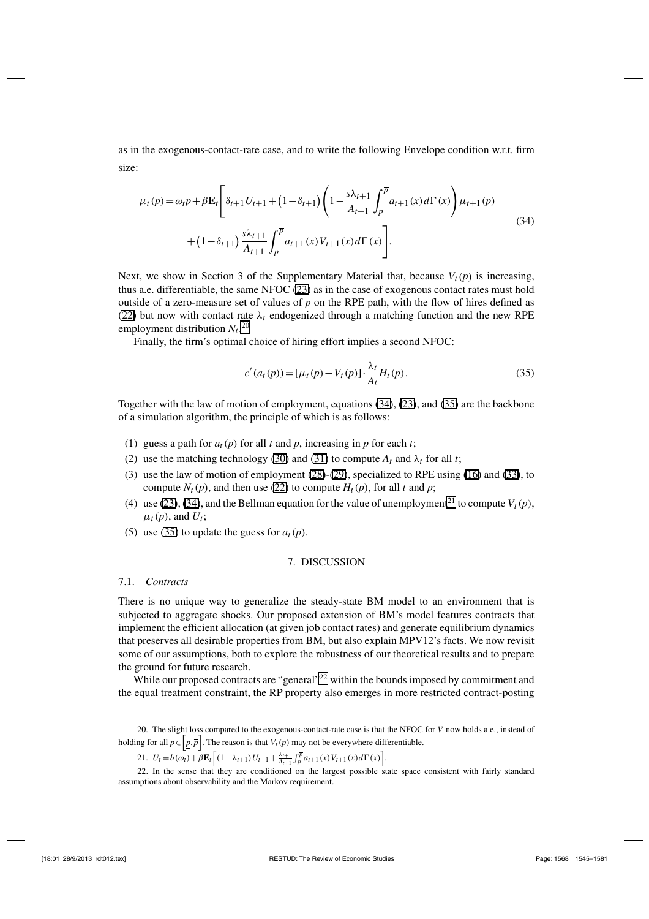as in the exogenous-contact-rate case, and to write the following Envelope condition w.r.t. firm size:

$$
\begin{aligned}
\mu_t(p) = \omega_t p + \beta \mathbf{E}_t \Bigg[ & \delta_{t+1} U_{t+1} + (1-\delta_{t+1}) \left( 1 - \frac{s\lambda_{t+1}}{A_{t+1}} \int_p^{\overline{p}} a_{t+1}(x) d\Gamma(x) \right) \mu_{t+1}(p) \\
& + (1-\delta_{t+1}) \frac{s\lambda_{t+1}}{A_{t+1}} \int_p^{\overline{p}} a_{t+1}(x) V_{t+1}(x) d\Gamma(x) \Bigg].
\end{aligned} \tag{34}
$$

Next, we show in Section 3 of the Supplementary Material that, because $V_t(p)$ is increasing, thus a.e. differentiable, the same NFOC (23) as in the case of exogenous contact rates must hold outside of a zero-measure set of values of $p$ on the RPE path, with the flow of hires defined as (22) but now with contact rate $\lambda_t$ endogenized through a matching function and the new RPE employment distribution $N_t$.[20]

Finally, the firm's optimal choice of hiring effort implies a second NFOC:

$$
c'(a_t(p)) = [\mu_t(p) - V_t(p)] \cdot \frac{\lambda_t}{A_t} H_t(p). \tag{35}
$$

Together with the law of motion of employment, equations (34), (23), and (35) are the backbone of a simulation algorithm, the principle of which is as follows:

(1) guess a path for $a_t(p)$ for all $t$ and $p$, increasing in $p$ for each $t$;
(2) use the matching technology (30) and (31) to compute $A_t$ and $\lambda_t$ for all $t$;
(3) use the law of motion of employment (28)-(29), specialized to RPE using (16) and (33), to compute $N_t(p)$, and then use (22) to compute $H_t(p)$, for all $t$ and $p$;
(4) use (23), (34), and the Bellman equation for the value of unemployment[21] to compute $V_t(p)$, $\mu_t(p)$, and $U_t$;
(5) use (35) to update the guess for $a_t(p)$.

## 7. DISCUSSION

### 7.1. *Contracts*

There is no unique way to generalize the steady-state BM model to an environment that is subjected to aggregate shocks. Our proposed extension of BM's model features contracts that implement the efficient allocation (at given job contact rates) and generate equilibrium dynamics that preserves all desirable properties from BM, but also explain MPV12's facts. We now revisit some of our assumptions, both to explore the robustness of our theoretical results and to prepare the ground for future research.

While our proposed contracts are "general"[22] within the bounds imposed by commitment and the equal treatment constraint, the RP property also emerges in more restricted contract-posting

20. The slight loss compared to the exogenous-contact-rate case is that the NFOC for $V$ now holds a.e., instead of holding for all $p \in \left[\underline{p}, \overline{p}\right]$. The reason is that $V_t(p)$ may not be everywhere differentiable.

21. $U_t = b(\omega_t) + \beta \mathbf{E}_t \left[ (1-\lambda_{t+1}) U_{t+1} + \frac{\lambda_{t+1}}{A_{t+1}} \int_{\underline{p}}^{\overline{p}} a_{t+1}(x) V_{t+1}(x) d\Gamma(x) \right]$.

22. In the sense that they are conditioned on the largest possible state space consistent with fairly standard assumptions about observability and the Markov requirement.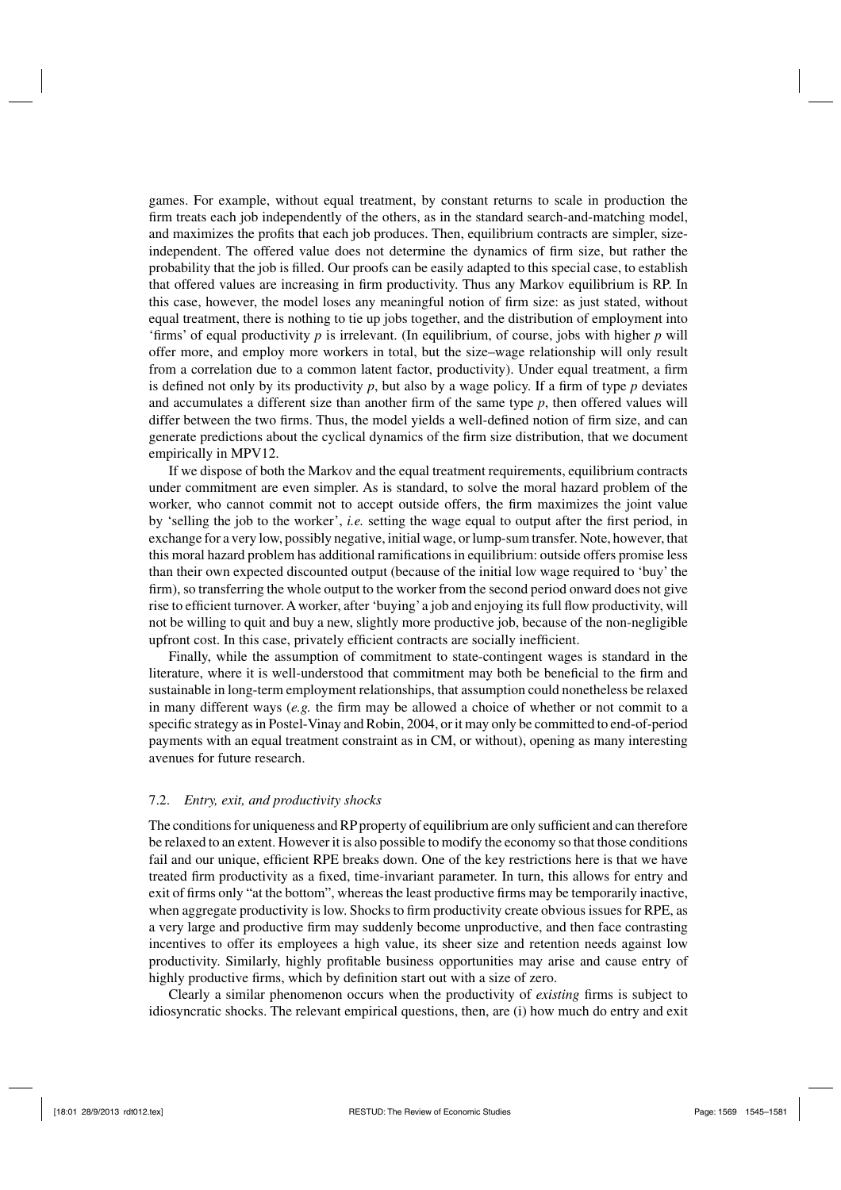games. For example, without equal treatment, by constant returns to scale in production the firm treats each job independently of the others, as in the standard search-and-matching model, and maximizes the profits that each job produces. Then, equilibrium contracts are simpler, size-independent. The offered value does not determine the dynamics of firm size, but rather the probability that the job is filled. Our proofs can be easily adapted to this special case, to establish that offered values are increasing in firm productivity. Thus any Markov equilibrium is RP. In this case, however, the model loses any meaningful notion of firm size: as just stated, without equal treatment, there is nothing to tie up jobs together, and the distribution of employment into 'firms' of equal productivity $p$ is irrelevant. (In equilibrium, of course, jobs with higher $p$ will offer more, and employ more workers in total, but the size–wage relationship will only result from a correlation due to a common latent factor, productivity). Under equal treatment, a firm is defined not only by its productivity $p$, but also by a wage policy. If a firm of type $p$ deviates and accumulates a different size than another firm of the same type $p$, then offered values will differ between the two firms. Thus, the model yields a well-defined notion of firm size, and can generate predictions about the cyclical dynamics of the firm size distribution, that we document empirically in MPV12.

If we dispose of both the Markov and the equal treatment requirements, equilibrium contracts under commitment are even simpler. As is standard, to solve the moral hazard problem of the worker, who cannot commit not to accept outside offers, the firm maximizes the joint value by 'selling the job to the worker', *i.e.* setting the wage equal to output after the first period, in exchange for a very low, possibly negative, initial wage, or lump-sum transfer. Note, however, that this moral hazard problem has additional ramifications in equilibrium: outside offers promise less than their own expected discounted output (because of the initial low wage required to 'buy' the firm), so transferring the whole output to the worker from the second period onward does not give rise to efficient turnover. A worker, after 'buying' a job and enjoying its full flow productivity, will not be willing to quit and buy a new, slightly more productive job, because of the non-negligible upfront cost. In this case, privately efficient contracts are socially inefficient.

Finally, while the assumption of commitment to state-contingent wages is standard in the literature, where it is well-understood that commitment may both be beneficial to the firm and sustainable in long-term employment relationships, that assumption could nonetheless be relaxed in many different ways (*e.g.* the firm may be allowed a choice of whether or not commit to a specific strategy as in Postel-Vinay and Robin, 2004, or it may only be committed to end-of-period payments with an equal treatment constraint as in CM, or without), opening as many interesting avenues for future research.

### 7.2. *Entry, exit, and productivity shocks*

The conditions for uniqueness and RP property of equilibrium are only sufficient and can therefore be relaxed to an extent. However it is also possible to modify the economy so that those conditions fail and our unique, efficient RPE breaks down. One of the key restrictions here is that we have treated firm productivity as a fixed, time-invariant parameter. In turn, this allows for entry and exit of firms only "at the bottom", whereas the least productive firms may be temporarily inactive, when aggregate productivity is low. Shocks to firm productivity create obvious issues for RPE, as a very large and productive firm may suddenly become unproductive, and then face contrasting incentives to offer its employees a high value, its sheer size and retention needs against low productivity. Similarly, highly profitable business opportunities may arise and cause entry of highly productive firms, which by definition start out with a size of zero.

Clearly a similar phenomenon occurs when the productivity of *existing* firms is subject to idiosyncratic shocks. The relevant empirical questions, then, are (i) how much do entry and exit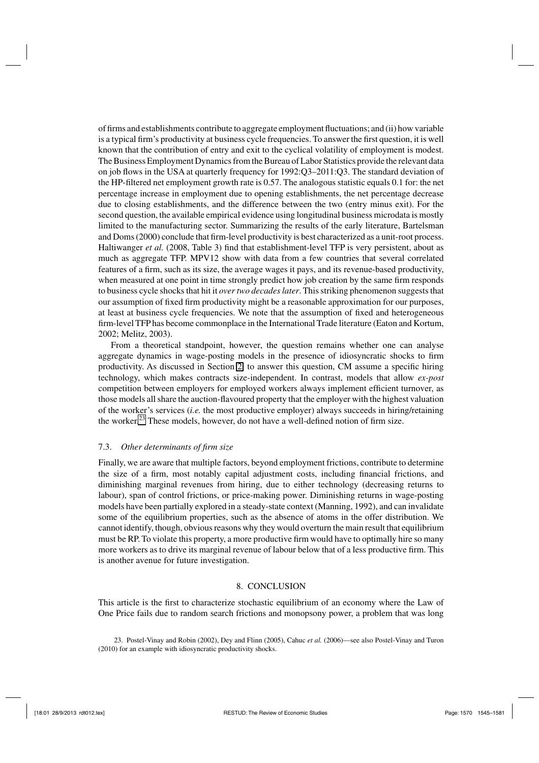of firms and establishments contribute to aggregate employment fluctuations; and (ii) how variable is a typical firm's productivity at business cycle frequencies. To answer the first question, it is well known that the contribution of entry and exit to the cyclical volatility of employment is modest. The Business Employment Dynamics from the Bureau of Labor Statistics provide the relevant data on job flows in the USA at quarterly frequency for 1992:Q3–2011:Q3. The standard deviation of the HP-filtered net employment growth rate is 0.57. The analogous statistic equals 0.1 for: the net percentage increase in employment due to opening establishments, the net percentage decrease due to closing establishments, and the difference between the two (entry minus exit). For the second question, the available empirical evidence using longitudinal business microdata is mostly limited to the manufacturing sector. Summarizing the results of the early literature, Bartelsman and Doms (2000) conclude that firm-level productivity is best characterized as a unit-root process. Haltiwanger *et al.* (2008, Table 3) find that establishment-level TFP is very persistent, about as much as aggregate TFP. MPV12 show with data from a few countries that several correlated features of a firm, such as its size, the average wages it pays, and its revenue-based productivity, when measured at one point in time strongly predict how job creation by the same firm responds to business cycle shocks that hit it *over two decades later*. This striking phenomenon suggests that our assumption of fixed firm productivity might be a reasonable approximation for our purposes, at least at business cycle frequencies. We note that the assumption of fixed and heterogeneous firm-level TFP has become commonplace in the International Trade literature (Eaton and Kortum, 2002; Melitz, 2003).

From a theoretical standpoint, however, the question remains whether one can analyse aggregate dynamics in wage-posting models in the presence of idiosyncratic shocks to firm productivity. As discussed in Section 2, to answer this question, CM assume a specific hiring technology, which makes contracts size-independent. In contrast, models that allow *ex-post* competition between employers for employed workers always implement efficient turnover, as those models all share the auction-flavoured property that the employer with the highest valuation of the worker's services (*i.e.* the most productive employer) always succeeds in hiring/retaining the worker.[23] These models, however, do not have a well-defined notion of firm size.

### 7.3. *Other determinants of firm size*

Finally, we are aware that multiple factors, beyond employment frictions, contribute to determine the size of a firm, most notably capital adjustment costs, including financial frictions, and diminishing marginal revenues from hiring, due to either technology (decreasing returns to labour), span of control frictions, or price-making power. Diminishing returns in wage-posting models have been partially explored in a steady-state context (Manning, 1992), and can invalidate some of the equilibrium properties, such as the absence of atoms in the offer distribution. We cannot identify, though, obvious reasons why they would overturn the main result that equilibrium must be RP. To violate this property, a more productive firm would have to optimally hire so many more workers as to drive its marginal revenue of labour below that of a less productive firm. This is another avenue for future investigation.

## 8. CONCLUSION

This article is the first to characterize stochastic equilibrium of an economy where the Law of One Price fails due to random search frictions and monopsony power, a problem that was long

23. Postel-Vinay and Robin (2002), Dey and Flinn (2005), Cahuc *et al.* (2006)—see also Postel-Vinay and Turon (2010) for an example with idiosyncratic productivity shocks.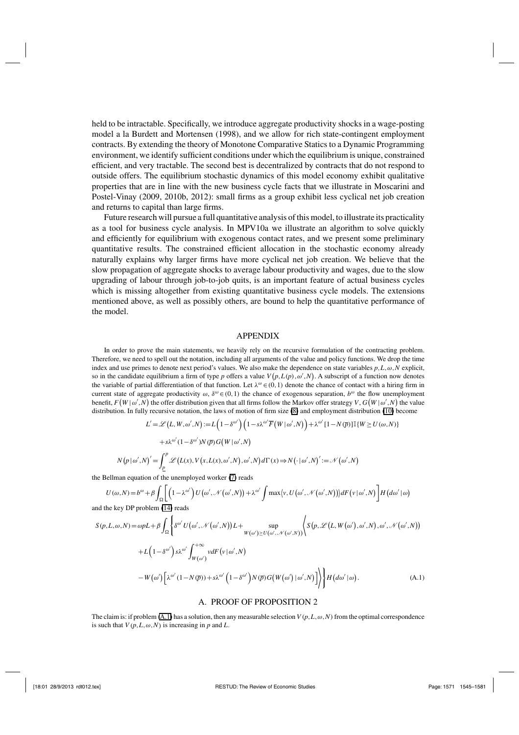held to be intractable. Specifically, we introduce aggregate productivity shocks in a wage-posting model a la Burdett and Mortensen (1998), and we allow for rich state-contingent employment contracts. By extending the theory of Monotone Comparative Statics to a Dynamic Programming environment, we identify sufficient conditions under which the equilibrium is unique, constrained efficient, and very tractable. The second best is decentralized by contracts that do not respond to outside offers. The equilibrium stochastic dynamics of this model economy exhibit qualitative properties that are in line with the new business cycle facts that we illustrate in Moscarini and Postel-Vinay (2009, 2010b, 2012): small firms as a group exhibit less cyclical net job creation and returns to capital than large firms.

Future research will pursue a full quantitative analysis of this model, to illustrate its practicality as a tool for business cycle analysis. In MPV10a we illustrate an algorithm to solve quickly and efficiently for equilibrium with exogenous contact rates, and we present some preliminary quantitative results. The constrained efficient allocation in the stochastic economy already naturally explains why larger firms have more cyclical net job creation. We believe that the slow propagation of aggregate shocks to average labour productivity and wages, due to the slow upgrading of labour through job-to-job quits, is an important feature of actual business cycles which is missing altogether from existing quantitative business cycle models. The extensions mentioned above, as well as possibly others, are bound to help the quantitative performance of the model.

## APPENDIX

In order to prove the main statements, we heavily rely on the recursive formulation of the contracting problem. Therefore, we need to spell out the notation, including all arguments of the value and policy functions. We drop the time index and use primes to denote next period's values. We also make the dependence on state variables $p, L, \omega, N$ explicit, so in the candidate equilibrium a firm of type $p$ offers a value $V\left(p, L(p), \omega', N\right)$. A subscript of a function now denotes the variable of partial differentiation of that function. Let $\lambda^{\omega} \in (0,1)$ denote the chance of contact with a hiring firm in current state of aggregate productivity $\omega$, $\delta^{\omega} \in (0,1)$ the chance of exogenous separation, $b^{\omega}$ the flow unemployment benefit, $F\left(W \mid \omega', N\right)$ the offer distribution given that all firms follow the Markov offer strategy $V$, $G\left(W \mid \omega', N\right)$ the value distribution. In fully recursive notation, the laws of motion of firm size (8) and employment distribution (10) become

$$
\begin{aligned}
L' = \mathscr{L}\left(L, W, \omega', N\right) &:= L\left(1-\delta^{\omega'}\right)\left(1 - s\lambda^{\omega'}\overline{F}\left(W \mid \omega', N\right)\right) + \lambda^{\omega'}\left[1 - N(\overline{p})\right]\mathbb{I}\{W \geq U(\omega, N)\} \\
&\quad + s\lambda^{\omega'}(1-\delta^{\omega'})N(\overline{p})G\left(W \mid \omega', N\right)
\end{aligned}
$$

$$
N\left(p \mid \omega', N\right)' = \int_{\underline{p}}^{p} \mathscr{L}\left(L(x), V\left(x, L(x), \omega', N\right), \omega', N\right) d\Gamma(x) \Rightarrow N\left(\cdot \mid \omega', N\right)' := \mathscr{N}\left(\omega', N\right)
$$

the Bellman equation of the unemployed worker (7) reads

$$
U(\omega, N) = b^{\omega} + \beta \int_{\Omega}\left[\left(1-\lambda^{\omega'}\right)U\left(\omega', \mathscr{N}\left(\omega', N\right)\right) + \lambda^{\omega'}\int \max\left\langle v, U\left(\omega', \mathscr{N}\left(\omega', N\right)\right)\right\rangle dF\left(v \mid \omega', N\right)\right] H\left(d\omega' \mid \omega\right)
$$

and the key DP problem (14) reads

$$
\begin{aligned}
S(p, L, \omega, N) = \omega p L + \beta \int_{\Omega}\Bigg\{ & \delta^{\omega'} U\left(\omega', \mathscr{N}\left(\omega', N\right)\right)L + \sup_{W(\omega') \geq U\left(\omega', \mathscr{N}\left(\omega', N\right)\right)} \Bigg\langle S\left(p, \mathscr{L}\left(L, W\left(\omega'\right), \omega', N\right), \omega', \mathscr{N}\left(\omega', N\right)\right) \\
& + L\left(1-\delta^{\omega'}\right)s\lambda^{\omega'}\int_{W\left(\omega'\right)}^{+\infty} v\,dF\left(v \mid \omega', N\right) \\
& - W\left(\omega'\right)\left[\lambda^{\omega'}\left(1 - N(\overline{p})\right) + s\lambda^{\omega'}\left(1-\delta^{\omega'}\right)N(\overline{p})G\left(W\left(\omega'\right) \mid \omega', N\right)\right]\Bigg\rangle\Bigg\} H\left(d\omega' \mid \omega\right).
\end{aligned} \tag{A.1}
$$

### A. PROOF OF PROPOSITION 2

The claim is: if problem (A.1) has a solution, then any measurable selection $V(p, L, \omega, N)$ from the optimal correspondence is such that $V(p, L, \omega, N)$ is increasing in $p$ and $L$.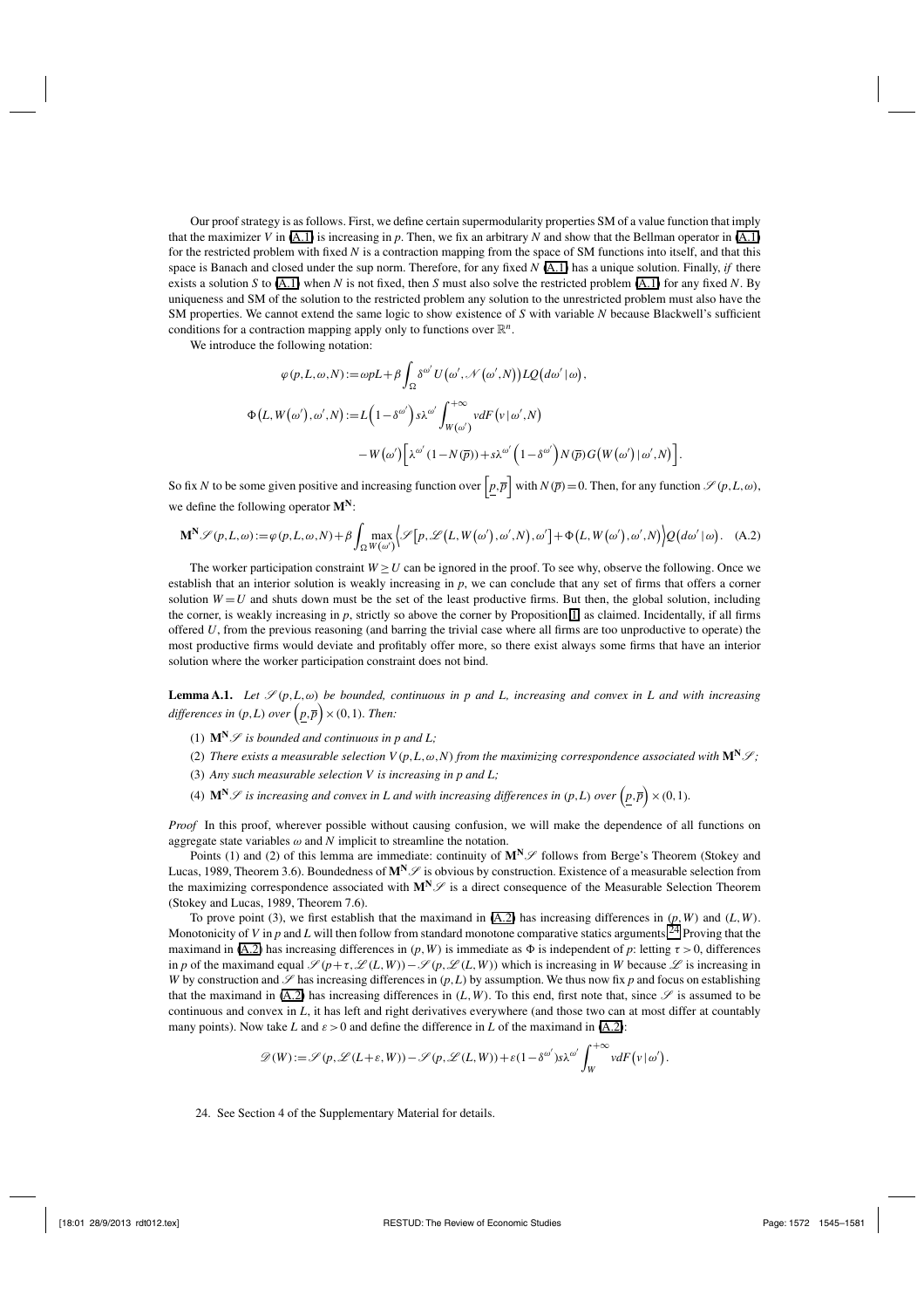Our proof strategy is as follows. First, we define certain supermodularity properties SM of a value function that imply that the maximizer $V$ in (A.1) is increasing in $p$. Then, we fix an arbitrary $N$ and show that the Bellman operator in (A.1) for the restricted problem with fixed $N$ is a contraction mapping from the space of SM functions into itself, and that this space is Banach and closed under the sup norm. Therefore, for any fixed $N$ (A.1) has a unique solution. Finally, *if* there exists a solution $S$ to (A.1) when $N$ is not fixed, then $S$ must also solve the restricted problem (A.1) for any fixed $N$. By uniqueness and SM of the solution to the restricted problem any solution to the unrestricted problem must also have the SM properties. We cannot extend the same logic to show existence of $S$ with variable $N$ because Blackwell's sufficient conditions for a contraction mapping apply only to functions over $\mathbb{R}^n$.

We introduce the following notation:

$$\varphi(p,L,\omega,N) := \omega pL + \beta\int_{\Omega}\delta^{\omega'}U\left(\omega',\mathcal{N}\left(\omega',N\right)\right)LQ\left(d\omega'\,|\,\omega\right),$$

$$\Phi\left(L,W\left(\omega'\right),\omega',N\right) := L\left(1-\delta^{\omega'}\right)s\lambda^{\omega'}\int_{W\left(\omega'\right)}^{+\infty}vdF\left(v\,|\,\omega',N\right)$$

$$-W\left(\omega'\right)\left[\lambda^{\omega'}\left(1-N\left(\overline{p}\right)\right)+s\lambda^{\omega'}\left(1-\delta^{\omega'}\right)N\left(\overline{p}\right)G\left(W\left(\omega'\right)\,|\,\omega',N\right)\right].$$

So fix $N$ to be some given positive and increasing function over $\left[\underline{p},\overline{p}\right]$ with $N(\overline{p})=0$. Then, for any function $\mathscr{S}(p,L,\omega)$, we define the following operator $\mathbf{M^N}$:

$$\mathbf{M^N}\mathscr{S}(p,L,\omega) := \varphi(p,L,\omega,N)+\beta\int_{\Omega}\max_{W\left(\omega'\right)}\left\langle\mathscr{S}\left[p,\mathscr{L}\left(L,W\left(\omega'\right),\omega',N\right),\omega'\right]+\Phi\left(L,W\left(\omega'\right),\omega',N\right)\right\rangle Q\left(d\omega'\,|\,\omega\right). \quad \text{(A.2)}$$

The worker participation constraint $W \geq U$ can be ignored in the proof. To see why, observe the following. Once we establish that an interior solution is weakly increasing in $p$, we can conclude that any set of firms that offers a corner solution $W=U$ and shuts down must be the set of the least productive firms. But then, the global solution, including the corner, is weakly increasing in $p$, strictly so above the corner by Proposition 1, as claimed. Incidentally, if all firms offered $U$, from the previous reasoning (and barring the trivial case where all firms are too unproductive to operate) the most productive firms would deviate and profitably offer more, so there exist always some firms that have an interior solution where the worker participation constraint does not bind.

**Lemma A.1.** *Let $\mathscr{S}(p,L,\omega)$ be bounded, continuous in $p$ and $L$, increasing and convex in $L$ and with increasing differences in $(p,L)$ over $\left(\underline{p},\overline{p}\right)\times(0,1)$. Then:*

(1) *$\mathbf{M^N}\mathscr{S}$ is bounded and continuous in $p$ and $L$;*

(2) *There exists a measurable selection $V(p,L,\omega,N)$ from the maximizing correspondence associated with $\mathbf{M^N}\mathscr{S}$;*

(3) *Any such measurable selection $V$ is increasing in $p$ and $L$;*

(4) *$\mathbf{M^N}\mathscr{S}$ is increasing and convex in $L$ and with increasing differences in $(p,L)$ over $\left(\underline{p},\overline{p}\right)\times(0,1)$.*

*Proof* In this proof, wherever possible without causing confusion, we will make the dependence of all functions on aggregate state variables $\omega$ and $N$ implicit to streamline the notation.

Points (1) and (2) of this lemma are immediate: continuity of $\mathbf{M^N}\mathscr{S}$ follows from Berge's Theorem (Stokey and Lucas, 1989, Theorem 3.6). Boundedness of $\mathbf{M^N}\mathscr{S}$ is obvious by construction. Existence of a measurable selection from the maximizing correspondence associated with $\mathbf{M^N}\mathscr{S}$ is a direct consequence of the Measurable Selection Theorem (Stokey and Lucas, 1989, Theorem 7.6).

To prove point (3), we first establish that the maximand in (A.2) has increasing differences in $(p,W)$ and $(L,W)$. Monotonicity of $V$ in $p$ and $L$ will then follow from standard monotone comparative statics arguments.[24] Proving that the maximand in (A.2) has increasing differences in $(p,W)$ is immediate as $\Phi$ is independent of $p$: letting $\tau>0$, differences in $p$ of the maximand equal $\mathscr{S}(p+\tau,\mathscr{L}(L,W))-\mathscr{S}(p,\mathscr{L}(L,W))$ which is increasing in $W$ because $\mathscr{L}$ is increasing in $W$ by construction and $\mathscr{S}$ has increasing differences in $(p,L)$ by assumption. We thus now fix $p$ and focus on establishing that the maximand in (A.2) has increasing differences in $(L,W)$. To this end, first note that, since $\mathscr{S}$ is assumed to be continuous and convex in $L$, it has left and right derivatives everywhere (and those two can at most differ at countably many points). Now take $L$ and $\varepsilon>0$ and define the difference in $L$ of the maximand in (A.2):

$$\mathscr{D}(W) := \mathscr{S}(p,\mathscr{L}(L+\varepsilon,W))-\mathscr{S}(p,\mathscr{L}(L,W))+\varepsilon(1-\delta^{\omega'})s\lambda^{\omega'}\int_{W}^{+\infty}vdF\left(v\,|\,\omega'\right).$$

24. See Section 4 of the Supplementary Material for details.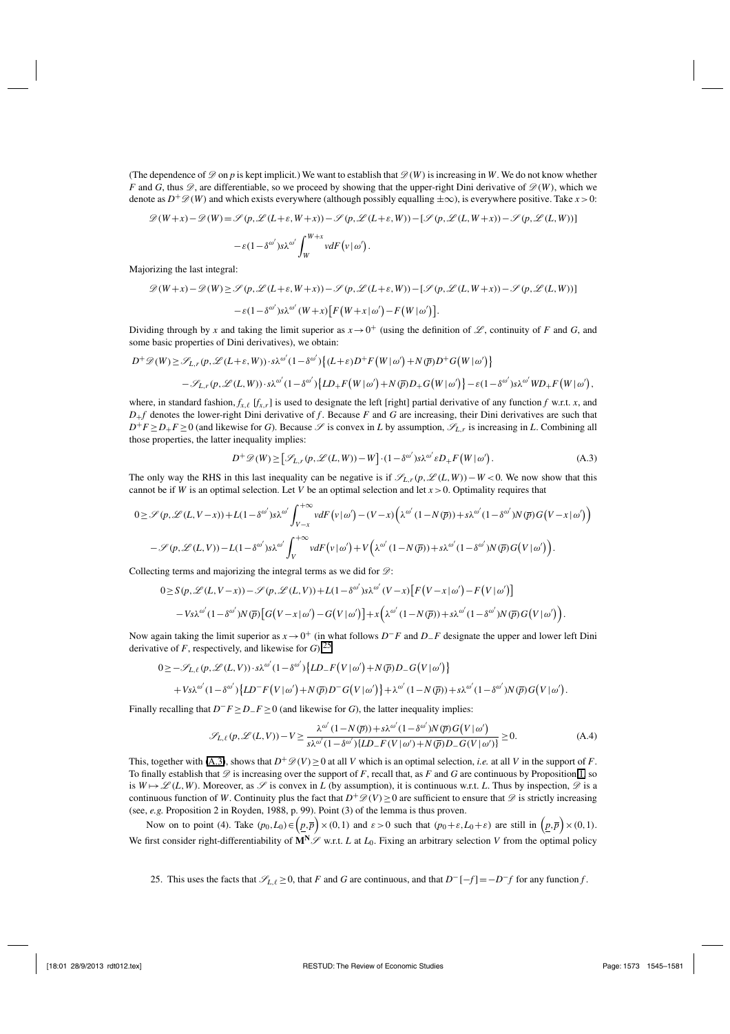(The dependence of $\mathscr{D}$ on $p$ is kept implicit.) We want to establish that $\mathscr{D}(W)$ is increasing in $W$. We do not know whether $F$ and $G$, thus $\mathscr{D}$, are differentiable, so we proceed by showing that the upper-right Dini derivative of $\mathscr{D}(W)$, which we denote as $D^+\mathscr{D}(W)$ and which exists everywhere (although possibly equalling $\pm\infty$), is everywhere positive. Take $x>0$:

$$\mathscr{D}(W+x)-\mathscr{D}(W)=\mathscr{S}(p,\mathscr{L}(L+\varepsilon,W+x))-\mathscr{S}(p,\mathscr{L}(L+\varepsilon,W))-[\mathscr{S}(p,\mathscr{L}(L,W+x))-\mathscr{S}(p,\mathscr{L}(L,W))]$$
$$-\varepsilon(1-\delta^{\omega'})s\lambda^{\omega'}\int_W^{W+x} v dF\left(v\,|\,\omega'\right).$$

Majorizing the last integral:

$$\mathscr{D}(W+x)-\mathscr{D}(W)\geq\mathscr{S}(p,\mathscr{L}(L+\varepsilon,W+x))-\mathscr{S}(p,\mathscr{L}(L+\varepsilon,W))-[\mathscr{S}(p,\mathscr{L}(L,W+x))-\mathscr{S}(p,\mathscr{L}(L,W))]$$
$$-\varepsilon(1-\delta^{\omega'})s\lambda^{\omega'}(W+x)\left[F\left(W+x\,|\,\omega'\right)-F\left(W\,|\,\omega'\right)\right].$$

Dividing through by $x$ and taking the limit superior as $x\to 0^+$ (using the definition of $\mathscr{L}$, continuity of $F$ and $G$, and some basic properties of Dini derivatives), we obtain:

$$D^+\mathscr{D}(W)\geq\mathscr{S}_{L,r}(p,\mathscr{L}(L+\varepsilon,W))\cdot s\lambda^{\omega'}(1-\delta^{\omega'})\left\{(L+\varepsilon)D^+F\left(W\,|\,\omega'\right)+N(\overline{p})D^+G\left(W\,|\,\omega'\right)\right\}$$
$$-\mathscr{S}_{L,r}(p,\mathscr{L}(L,W))\cdot s\lambda^{\omega'}(1-\delta^{\omega'})\left\{LD_+F\left(W\,|\,\omega'\right)+N(\overline{p})D_+G\left(W\,|\,\omega'\right)\right\}-\varepsilon(1-\delta^{\omega'})s\lambda^{\omega'}WD_+F\left(W\,|\,\omega'\right),$$

where, in standard fashion, $f_{x,\ell}$ $[f_{x,r}]$ is used to designate the left [right] partial derivative of any function $f$ w.r.t. $x$, and $D_+f$ denotes the lower-right Dini derivative of $f$. Because $F$ and $G$ are increasing, their Dini derivatives are such that $D^+F\geq D_+F\geq 0$ (and likewise for $G$). Because $\mathscr{S}$ is convex in $L$ by assumption, $\mathscr{S}_{L,r}$ is increasing in $L$. Combining all those properties, the latter inequality implies:

$$D^+\mathscr{D}(W)\geq\left[\mathscr{S}_{L,r}(p,\mathscr{L}(L,W))-W\right]\cdot(1-\delta^{\omega'})s\lambda^{\omega'}\varepsilon D_+F\left(W\,|\,\omega'\right). \tag{A.3}$$

The only way the RHS in this last inequality can be negative is if $\mathscr{S}_{L,r}(p,\mathscr{L}(L,W))-W<0$. We now show that this cannot be if $W$ is an optimal selection. Let $V$ be an optimal selection and let $x>0$. Optimality requires that

$$0\geq\mathscr{S}(p,\mathscr{L}(L,V-x))+L(1-\delta^{\omega'})s\lambda^{\omega'}\int_{V-x}^{+\infty}vdF\left(v\,|\,\omega'\right)-(V-x)\left(\lambda^{\omega'}(1-N(\overline{p}))+s\lambda^{\omega'}(1-\delta^{\omega'})N(\overline{p})G\left(V-x\,|\,\omega'\right)\right)$$
$$-\mathscr{S}(p,\mathscr{L}(L,V))-L(1-\delta^{\omega'})s\lambda^{\omega'}\int_V^{+\infty}vdF\left(v\,|\,\omega'\right)+V\left(\lambda^{\omega'}(1-N(\overline{p}))+s\lambda^{\omega'}(1-\delta^{\omega'})N(\overline{p})G\left(V\,|\,\omega'\right)\right).$$

Collecting terms and majorizing the integral terms as we did for $\mathscr{D}$:

$$0\geq S(p,\mathscr{L}(L,V-x))-\mathscr{S}(p,\mathscr{L}(L,V))+L(1-\delta^{\omega'})s\lambda^{\omega'}(V-x)\left[F\left(V-x\,|\,\omega'\right)-F\left(V\,|\,\omega'\right)\right]$$
$$-Vs\lambda^{\omega'}(1-\delta^{\omega'})N(\overline{p})\left[G\left(V-x\,|\,\omega'\right)-G\left(V\,|\,\omega'\right)\right]+x\left(\lambda^{\omega'}(1-N(\overline{p}))+s\lambda^{\omega'}(1-\delta^{\omega'})N(\overline{p})G\left(V\,|\,\omega'\right)\right).$$

Now again taking the limit superior as $x\to 0^+$ (in what follows $D^-F$ and $D_-F$ designate the upper and lower left Dini derivative of $F$, respectively, and likewise for $G$):[25]

$$0\geq-\mathscr{S}_{L,\ell}(p,\mathscr{L}(L,V))\cdot s\lambda^{\omega'}(1-\delta^{\omega'})\left\{LD_-F\left(V\,|\,\omega'\right)+N(\overline{p})D_-G\left(V\,|\,\omega'\right)\right\}$$
$$+Vs\lambda^{\omega'}(1-\delta^{\omega'})\left\{LD^-F\left(V\,|\,\omega'\right)+N(\overline{p})D^-G\left(V\,|\,\omega'\right)\right\}+\lambda^{\omega'}(1-N(\overline{p}))+s\lambda^{\omega'}(1-\delta^{\omega'})N(\overline{p})G\left(V\,|\,\omega'\right).$$

Finally recalling that $D^-F\geq D_-F\geq 0$ (and likewise for $G$), the latter inequality implies:

$$\mathscr{S}_{L,\ell}(p,\mathscr{L}(L,V))-V\geq\frac{\lambda^{\omega'}(1-N(\overline{p}))+s\lambda^{\omega'}(1-\delta^{\omega'})N(\overline{p})G\left(V\,|\,\omega'\right)}{s\lambda^{\omega'}(1-\delta^{\omega'})\{LD_-F\left(V\,|\,\omega'\right)+N(\overline{p})D_-G(V\,|\,\omega')\}}\geq 0. \tag{A.4}$$

This, together with (A.3), shows that $D^+\mathscr{D}(V)\geq 0$ at all $V$ which is an optimal selection, *i.e.* at all $V$ in the support of $F$. To finally establish that $\mathscr{D}$ is increasing over the support of $F$, recall that, as $F$ and $G$ are continuous by Proposition 1, so is $W\mapsto\mathscr{L}(L,W)$. Moreover, as $\mathscr{S}$ is convex in $L$ (by assumption), it is continuous w.r.t. $L$. Thus by inspection, $\mathscr{D}$ is a continuous function of $W$. Continuity plus the fact that $D^+\mathscr{D}(V)\geq 0$ are sufficient to ensure that $\mathscr{D}$ is strictly increasing (see, *e.g.* Proposition 2 in Royden, 1988, p. 99). Point (3) of the lemma is thus proven.

Now on to point (4). Take $(p_0,L_0)\in\left(\underline{p},\overline{p}\right)\times(0,1)$ and $\varepsilon>0$ such that $(p_0+\varepsilon,L_0+\varepsilon)$ are still in $\left(\underline{p},\overline{p}\right)\times(0,1)$. We first consider right-differentiability of $\mathbf{M^N}\mathscr{S}$ w.r.t. $L$ at $L_0$. Fixing an arbitrary selection $V$ from the optimal policy

25. This uses the facts that $\mathscr{S}_{L,\ell}\geq 0$, that $F$ and $G$ are continuous, and that $D^-[-f]=-D^-f$ for any function $f$.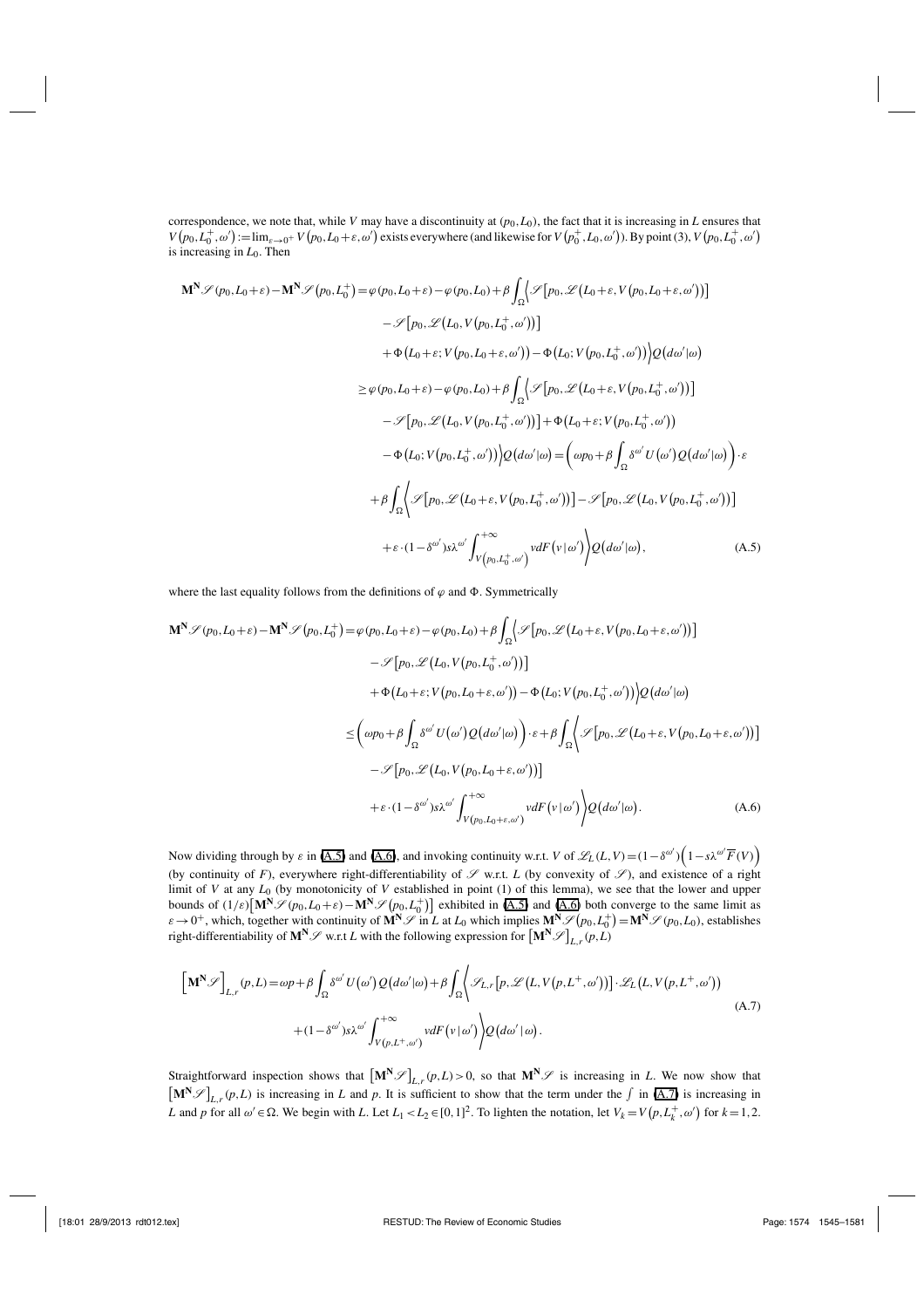correspondence, we note that, while $V$ may have a discontinuity at $(p_0, L_0)$, the fact that it is increasing in $L$ ensures that $V(p_0, L_0^+, \omega') := \lim_{\varepsilon \to 0^+} V(p_0, L_0 + \varepsilon, \omega')$ exists everywhere (and likewise for $V(p_0^+, L_0, \omega')$). By point (3), $V(p_0, L_0^+, \omega')$ is increasing in $L_0$. Then

$$
\begin{aligned}
\mathbf{M^N}\mathscr{S}(p_0, L_0+\varepsilon) - \mathbf{M^N}\mathscr{S}(p_0, L_0^+) &= \varphi(p_0, L_0+\varepsilon) - \varphi(p_0, L_0) + \beta \int_\Omega \Big\langle \mathscr{S}\big[p_0, \mathscr{L}\big(L_0+\varepsilon, V(p_0, L_0+\varepsilon, \omega')\big)\big] \\
&\quad - \mathscr{S}\big[p_0, \mathscr{L}\big(L_0, V(p_0, L_0^+, \omega')\big)\big] \\
&\quad + \Phi\big(L_0+\varepsilon; V(p_0, L_0+\varepsilon, \omega')\big) - \Phi\big(L_0; V(p_0, L_0^+, \omega')\big) \Big\rangle Q(d\omega'|\omega) \\
&\geq \varphi(p_0, L_0+\varepsilon) - \varphi(p_0, L_0) + \beta \int_\Omega \Big\langle \mathscr{S}\big[p_0, \mathscr{L}\big(L_0+\varepsilon, V(p_0, L_0^+, \omega')\big)\big] \\
&\quad - \mathscr{S}\big[p_0, \mathscr{L}\big(L_0, V(p_0, L_0^+, \omega')\big)\big] + \Phi\big(L_0+\varepsilon; V(p_0, L_0^+, \omega')\big) \\
&\quad - \Phi\big(L_0; V(p_0, L_0^+, \omega')\big) \Big\rangle Q(d\omega'|\omega) = \left(\omega p_0 + \beta \int_\Omega \delta^{\omega'} U(\omega') Q(d\omega'|\omega)\right) \cdot \varepsilon \\
&\quad + \beta \int_\Omega \Big\langle \mathscr{S}\big[p_0, \mathscr{L}\big(L_0+\varepsilon, V(p_0, L_0^+, \omega')\big)\big] - \mathscr{S}\big[p_0, \mathscr{L}\big(L_0, V(p_0, L_0^+, \omega')\big)\big] \\
&\quad + \varepsilon \cdot (1-\delta^{\omega'}) s \lambda^{\omega'} \int_{V(p_0, L_0^+, \omega')}^{+\infty} v dF(v|\omega') \Big\rangle Q(d\omega'|\omega),
\end{aligned}
\tag{A.5}
$$

where the last equality follows from the definitions of $\varphi$ and $\Phi$. Symmetrically

$$
\begin{aligned}
\mathbf{M^N}\mathscr{S}(p_0, L_0+\varepsilon) - \mathbf{M^N}\mathscr{S}(p_0, L_0^+) &= \varphi(p_0, L_0+\varepsilon) - \varphi(p_0, L_0) + \beta \int_\Omega \Big\langle \mathscr{S}\big[p_0, \mathscr{L}\big(L_0+\varepsilon, V(p_0, L_0+\varepsilon, \omega')\big)\big] \\
&\quad - \mathscr{S}\big[p_0, \mathscr{L}\big(L_0, V(p_0, L_0^+, \omega')\big)\big] \\
&\quad + \Phi\big(L_0+\varepsilon; V(p_0, L_0+\varepsilon, \omega')\big) - \Phi\big(L_0; V(p_0, L_0^+, \omega')\big) \Big\rangle Q(d\omega'|\omega) \\
&\leq \left(\omega p_0 + \beta \int_\Omega \delta^{\omega'} U(\omega') Q(d\omega'|\omega)\right) \cdot \varepsilon + \beta \int_\Omega \Big\langle \mathscr{S}\big[p_0, \mathscr{L}\big(L_0+\varepsilon, V(p_0, L_0+\varepsilon, \omega')\big)\big] \\
&\quad - \mathscr{S}\big[p_0, \mathscr{L}\big(L_0, V(p_0, L_0+\varepsilon, \omega')\big)\big] \\
&\quad + \varepsilon \cdot (1-\delta^{\omega'}) s \lambda^{\omega'} \int_{V(p_0, L_0+\varepsilon, \omega')}^{+\infty} v dF(v|\omega') \Big\rangle Q(d\omega'|\omega).
\end{aligned}
\tag{A.6}
$$

Now dividing through by $\varepsilon$ in (A.5) and (A.6), and invoking continuity w.r.t. $V$ of $\mathscr{L}_L(L, V) = (1-\delta^{\omega'})\left(1 - s\lambda^{\omega'}\overline{F}(V)\right)$ (by continuity of $F$), everywhere right-differentiability of $\mathscr{S}$ w.r.t. $L$ (by convexity of $\mathscr{S}$), and existence of a right limit of $V$ at any $L_0$ (by monotonicity of $V$ established in point (1) of this lemma), we see that the lower and upper bounds of $(1/\varepsilon)\big[\mathbf{M^N}\mathscr{S}(p_0, L_0+\varepsilon) - \mathbf{M^N}\mathscr{S}(p_0, L_0^+)\big]$ exhibited in (A.5) and (A.6) both converge to the same limit as $\varepsilon \to 0^+$, which, together with continuity of $\mathbf{M^N}\mathscr{S}$ in $L$ at $L_0$ which implies $\mathbf{M^N}\mathscr{S}(p_0, L_0^+) = \mathbf{M^N}\mathscr{S}(p_0, L_0)$, establishes right-differentiability of $\mathbf{M^N}\mathscr{S}$ w.r.t $L$ with the following expression for $\big[\mathbf{M^N}\mathscr{S}\big]_{L,r}(p, L)$

$$
\begin{aligned}
\Big[\mathbf{M^N}\mathscr{S}\Big]_{L,r}(p, L) &= \omega p + \beta \int_\Omega \delta^{\omega'} U(\omega') Q(d\omega'|\omega) + \beta \int_\Omega \Big\langle \mathscr{S}_{L,r}\big[p, \mathscr{L}\big(L, V(p, L^+, \omega')\big)\big] \cdot \mathscr{L}_L\big(L, V(p, L^+, \omega')\big) \\
&\quad + (1-\delta^{\omega'}) s \lambda^{\omega'} \int_{V(p, L^+, \omega')}^{+\infty} v dF(v|\omega') \Big\rangle Q(d\omega'|\omega).
\end{aligned}
\tag{A.7}
$$

Straightforward inspection shows that $\big[\mathbf{M^N}\mathscr{S}\big]_{L,r}(p, L) > 0$, so that $\mathbf{M^N}\mathscr{S}$ is increasing in $L$. We now show that $\big[\mathbf{M^N}\mathscr{S}\big]_{L,r}(p, L)$ is increasing in $L$ and $p$. It is sufficient to show that the term under the $\int$ in (A.7) is increasing in $L$ and $p$ for all $\omega' \in \Omega$. We begin with $L$. Let $L_1 < L_2 \in [0,1]^2$. To lighten the notation, let $V_k = V(p, L_k^+, \omega')$ for $k = 1, 2$.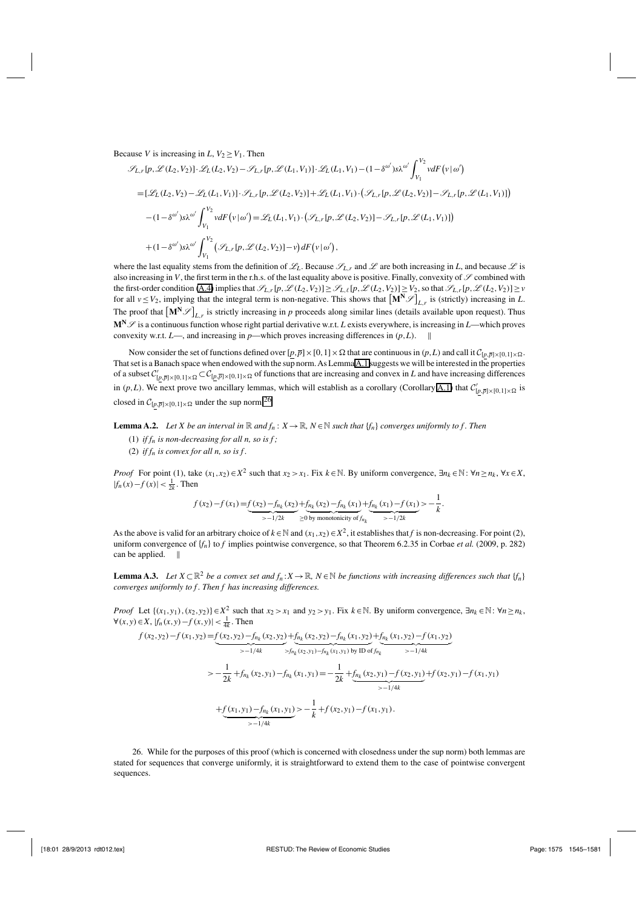Because $V$ is increasing in $L$, $V_2 \geq V_1$. Then

$$
\begin{aligned}
&\mathscr{S}_{L,r}[p,\mathscr{L}(L_2,V_2)]\cdot\mathscr{L}_L(L_2,V_2)-\mathscr{S}_{L,r}[p,\mathscr{L}(L_1,V_1)]\cdot\mathscr{L}_L(L_1,V_1)-(1-\delta^{\omega'})s\lambda^{\omega'}\int_{V_1}^{V_2} v dF\left(v\,|\,\omega'\right)\\
&=[\mathscr{L}_L(L_2,V_2)-\mathscr{L}_L(L_1,V_1)]\cdot\mathscr{S}_{L,r}[p,\mathscr{L}(L_2,V_2)]+\mathscr{L}_L(L_1,V_1)\cdot\left(\mathscr{S}_{L,r}[p,\mathscr{L}(L_2,V_2)]-\mathscr{S}_{L,r}[p,\mathscr{L}(L_1,V_1)]\right)\\
&\quad-(1-\delta^{\omega'})s\lambda^{\omega'}\int_{V_1}^{V_2} v dF\left(v\,|\,\omega'\right)=\mathscr{L}_L(L_1,V_1)\cdot\left(\mathscr{S}_{L,r}[p,\mathscr{L}(L_2,V_2)]-\mathscr{S}_{L,r}[p,\mathscr{L}(L_1,V_1)]\right)\\
&\quad+(1-\delta^{\omega'})s\lambda^{\omega'}\int_{V_1}^{V_2}\left(\mathscr{S}_{L,r}[p,\mathscr{L}(L_2,V_2)]-v\right)dF\left(v\,|\,\omega'\right),
\end{aligned}
$$

where the last equality stems from the definition of $\mathscr{L}_L$. Because $\mathscr{S}_{L,r}$ and $\mathscr{L}$ are both increasing in $L$, and because $\mathscr{L}$ is also increasing in $V$, the first term in the r.h.s. of the last equality above is positive. Finally, convexity of $\mathscr{S}$ combined with the first-order condition (A.4) implies that $\mathscr{S}_{L,r}[p,\mathscr{L}(L_2,V_2)] \geq \mathscr{S}_{L,\ell}[p,\mathscr{L}(L_2,V_2)] \geq V_2$, so that $\mathscr{S}_{L,r}[p,\mathscr{L}(L_2,V_2)] \geq v$ for all $v \leq V_2$, implying that the integral term is non-negative. This shows that $\left[\mathbf{M^N}\mathscr{S}\right]_{L,r}$ is (strictly) increasing in $L$. The proof that $\left[\mathbf{M^N}\mathscr{S}\right]_{L,r}$ is strictly increasing in $p$ proceeds along similar lines (details available upon request). Thus $\mathbf{M^N}\mathscr{S}$ is a continuous function whose right partial derivative w.r.t. $L$ exists everywhere, is increasing in $L$—which proves convexity w.r.t. $L$—, and increasing in $p$—which proves increasing differences in $(p,L)$. ‖

Now consider the set of functions defined over $[\underline{p},\overline{p}]\times[0,1]\times\Omega$ that are continuous in $(p,L)$ and call it $\mathcal{C}_{[\underline{p},\overline{p}]\times[0,1]\times\Omega}$. That set is a Banach space when endowed with the sup norm. As Lemma A.1 suggests we will be interested in the properties of a subset $\mathcal{C}'_{[\underline{p},\overline{p}]\times[0,1]\times\Omega}\subset\mathcal{C}_{[\underline{p},\overline{p}]\times[0,1]\times\Omega}$ of functions that are increasing and convex in $L$ and have increasing differences in $(p,L)$. We next prove two ancillary lemmas, which will establish as a corollary (Corollary A.1) that $\mathcal{C}'_{[\underline{p},\overline{p}]\times[0,1]\times\Omega}$ is closed in $\mathcal{C}_{[\underline{p},\overline{p}]\times[0,1]\times\Omega}$ under the sup norm.[26]

**Lemma A.2.** *Let $X$ be an interval in $\mathbb{R}$ and $f_n: X\to\mathbb{R}$, $N\in\mathbb{N}$ such that $\{f_n\}$ converges uniformly to $f$. Then*

(1) *if $f_n$ is non-decreasing for all $n$, so is $f$;*

(2) *if $f_n$ is convex for all $n$, so is $f$.*

*Proof* For point (1), take $(x_1,x_2)\in X^2$ such that $x_2>x_1$. Fix $k\in\mathbb{N}$. By uniform convergence, $\exists n_k\in\mathbb{N}$: $\forall n\geq n_k$, $\forall x\in X$, $|f_n(x)-f(x)|<\frac{1}{2k}$. Then

$$
f(x_2)-f(x_1)=\underbrace{f(x_2)-f_{n_k}(x_2)}_{>-1/2k}+\underbrace{f_{n_k}(x_2)-f_{n_k}(x_1)}_{\geq 0\text{ by monotonicity of }f_{n_k}}+\underbrace{f_{n_k}(x_1)-f(x_1)}_{>-1/2k}>-\frac{1}{k}.
$$

As the above is valid for an arbitrary choice of $k\in\mathbb{N}$ and $(x_1,x_2)\in X^2$, it establishes that $f$ is non-decreasing. For point (2), uniform convergence of $\{f_n\}$ to $f$ implies pointwise convergence, so that Theorem 6.2.35 in Corbae *et al.* (2009, p. 282) can be applied. ‖

**Lemma A.3.** *Let $X\subset\mathbb{R}^2$ be a convex set and $f_n:X\to\mathbb{R}$, $N\in\mathbb{N}$ be functions with increasing differences such that $\{f_n\}$ converges uniformly to $f$. Then $f$ has increasing differences.*

*Proof* Let $\{(x_1,y_1),(x_2,y_2)\}\in X^2$ such that $x_2>x_1$ and $y_2>y_1$. Fix $k\in\mathbb{N}$. By uniform convergence, $\exists n_k\in\mathbb{N}$: $\forall n\geq n_k$, $\forall(x,y)\in X$, $|f_n(x,y)-f(x,y)|<\frac{1}{4k}$. Then

$$
\begin{aligned}
f(x_2,y_2)-f(x_1,y_2)&=\underbrace{f(x_2,y_2)-f_{n_k}(x_2,y_2)}_{>-1/4k}+\underbrace{f_{n_k}(x_2,y_2)-f_{n_k}(x_1,y_2)}_{>f_{n_k}(x_2,y_1)-f_{n_k}(x_1,y_1)\text{ by ID of }f_{n_k}}+\underbrace{f_{n_k}(x_1,y_2)-f(x_1,y_2)}_{>-1/4k}\\
&>-\frac{1}{2k}+f_{n_k}(x_2,y_1)-f_{n_k}(x_1,y_1)=-\frac{1}{2k}+\underbrace{f_{n_k}(x_2,y_1)-f(x_2,y_1)}_{>-1/4k}+f(x_2,y_1)-f(x_1,y_1)\\
&\quad+\underbrace{f(x_1,y_1)-f_{n_k}(x_1,y_1)}_{>-1/4k}>-\frac{1}{k}+f(x_2,y_1)-f(x_1,y_1).
\end{aligned}
$$

26. While for the purposes of this proof (which is concerned with closedness under the sup norm) both lemmas are stated for sequences that converge uniformly, it is straightforward to extend them to the case of pointwise convergent sequences.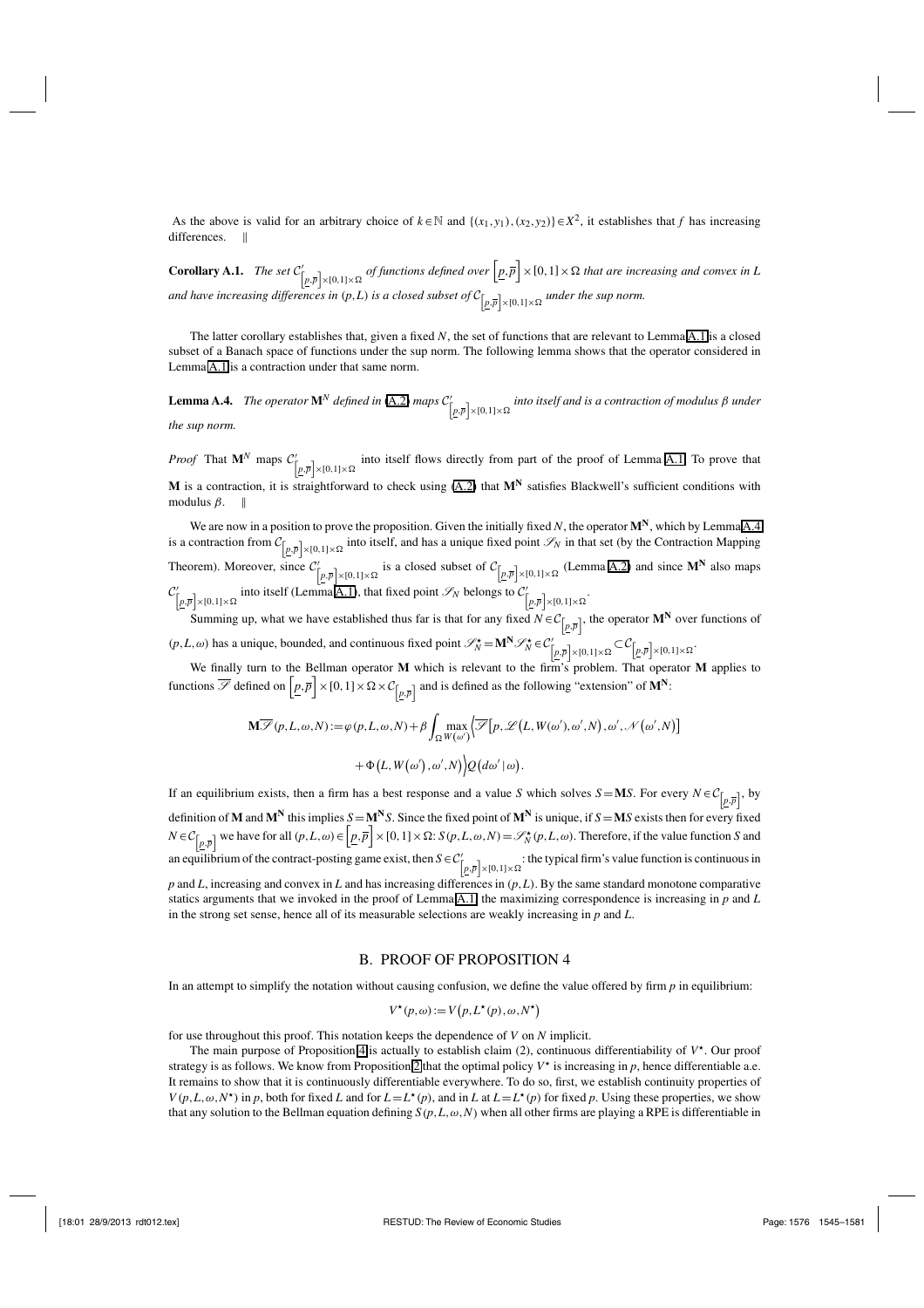As the above is valid for an arbitrary choice of $k \in \mathbb{N}$ and $\{(x_1, y_1), (x_2, y_2)\} \in X^2$, it establishes that $f$ has increasing differences. ∥

**Corollary A.1.** *The set $\mathcal{C}'_{\left[\underline{p},\overline{p}\right]\times[0,1]\times\Omega}$ of functions defined over $\left[\underline{p},\overline{p}\right]\times[0,1]\times\Omega$ that are increasing and convex in $L$ and have increasing differences in $(p, L)$ is a closed subset of $\mathcal{C}_{\left[\underline{p},\overline{p}\right]\times[0,1]\times\Omega}$ under the sup norm.*

The latter corollary establishes that, given a fixed $N$, the set of functions that are relevant to Lemma A.1 is a closed subset of a Banach space of functions under the sup norm. The following lemma shows that the operator considered in Lemma A.1 is a contraction under that same norm.

**Lemma A.4.** *The operator $\mathbf{M}^N$ defined in (A.2) maps $\mathcal{C}'_{\left[\underline{p},\overline{p}\right]\times[0,1]\times\Omega}$ into itself and is a contraction of modulus $\beta$ under the sup norm.*

*Proof* That $\mathbf{M}^N$ maps $\mathcal{C}'_{\left[\underline{p},\overline{p}\right]\times[0,1]\times\Omega}$ into itself flows directly from part of the proof of Lemma A.1. To prove that $\mathbf{M}$ is a contraction, it is straightforward to check using (A.2) that $\mathbf{M^N}$ satisfies Blackwell's sufficient conditions with modulus $\beta$. ∥

We are now in a position to prove the proposition. Given the initially fixed $N$, the operator $\mathbf{M^N}$, which by Lemma A.4 is a contraction from $\mathcal{C}_{\left[\underline{p},\overline{p}\right]\times[0,1]\times\Omega}$ into itself, and has a unique fixed point $\mathscr{S}_N$ in that set (by the Contraction Mapping Theorem). Moreover, since $\mathcal{C}'_{\left[\underline{p},\overline{p}\right]\times[0,1]\times\Omega}$ is a closed subset of $\mathcal{C}_{\left[\underline{p},\overline{p}\right]\times[0,1]\times\Omega}$ (Lemma A.2) and since $\mathbf{M^N}$ also maps $\mathcal{C}'_{\left[\underline{p},\overline{p}\right]\times[0,1]\times\Omega}$ into itself (Lemma A.1), that fixed point $\mathscr{S}_N$ belongs to $\mathcal{C}'_{\left[\underline{p},\overline{p}\right]\times[0,1]\times\Omega}$.

Summing up, what we have established thus far is that for any fixed $N \in \mathcal{C}_{\left[\underline{p},\overline{p}\right]}$, the operator $\mathbf{M^N}$ over functions of $(p, L, \omega)$ has a unique, bounded, and continuous fixed point $\mathscr{S}^\star_N = \mathbf{M^N}\mathscr{S}^\star_N \in \mathcal{C}'_{\left[\underline{p},\overline{p}\right]\times[0,1]\times\Omega} \subset \mathcal{C}_{\left[\underline{p},\overline{p}\right]\times[0,1]\times\Omega}$.

We finally turn to the Bellman operator $\mathbf{M}$ which is relevant to the firm's problem. That operator $\mathbf{M}$ applies to functions $\overline{\mathscr{S}}$ defined on $\left[\underline{p},\overline{p}\right]\times[0,1]\times\Omega\times\mathcal{C}_{\left[\underline{p},\overline{p}\right]}$ and is defined as the following "extension" of $\mathbf{M^N}$:

$$\mathbf{M}\overline{\mathscr{S}}(p, L, \omega, N) := \varphi(p, L, \omega, N) + \beta \int_\Omega \max_{W(\omega')} \Big\langle \overline{\mathscr{S}}\big[p, \mathscr{L}\big(L, W(\omega'), \omega', N\big), \omega', \mathscr{N}\big(\omega', N\big)\big]$$

$$+ \Phi\big(L, W\big(\omega'\big), \omega', N\big)\Big\rangle Q\big(d\omega' \,|\, \omega\big).$$

If an equilibrium exists, then a firm has a best response and a value $S$ which solves $S = \mathbf{M}S$. For every $N \in \mathcal{C}_{\left[\underline{p},\overline{p}\right]}$, by definition of $\mathbf{M}$ and $\mathbf{M^N}$ this implies $S = \mathbf{M^N}S$. Since the fixed point of $\mathbf{M^N}$ is unique, if $S = \mathbf{M}S$ exists then for every fixed $N \in \mathcal{C}_{\left[\underline{p},\overline{p}\right]}$ we have for all $(p, L, \omega) \in \left[\underline{p},\overline{p}\right]\times[0,1]\times\Omega$: $S(p, L, \omega, N) = \mathscr{S}^\star_N(p, L, \omega)$. Therefore, if the value function $S$ and an equilibrium of the contract-posting game exist, then $S \in \mathcal{C}'_{\left[\underline{p},\overline{p}\right]\times[0,1]\times\Omega}$: the typical firm's value function is continuous in $p$ and $L$, increasing and convex in $L$ and has increasing differences in $(p, L)$. By the same standard monotone comparative statics arguments that we invoked in the proof of Lemma A.1, the maximizing correspondence is increasing in $p$ and $L$ in the strong set sense, hence all of its measurable selections are weakly increasing in $p$ and $L$.

## B. PROOF OF PROPOSITION 4

In an attempt to simplify the notation without causing confusion, we define the value offered by firm $p$ in equilibrium:

$$V^\star(p, \omega) := V\big(p, L^\star(p), \omega, N^\star\big)$$

for use throughout this proof. This notation keeps the dependence of $V$ on $N$ implicit.

The main purpose of Proposition 4 is actually to establish claim (2), continuous differentiability of $V^\star$. Our proof strategy is as follows. We know from Proposition 2 that the optimal policy $V^\star$ is increasing in $p$, hence differentiable a.e. It remains to show that it is continuously differentiable everywhere. To do so, first, we establish continuity properties of $V(p, L, \omega, N^\star)$ in $p$, both for fixed $L$ and for $L = L^\star(p)$, and in $L$ at $L = L^\star(p)$ for fixed $p$. Using these properties, we show that any solution to the Bellman equation defining $S(p, L, \omega, N)$ when all other firms are playing a RPE is differentiable in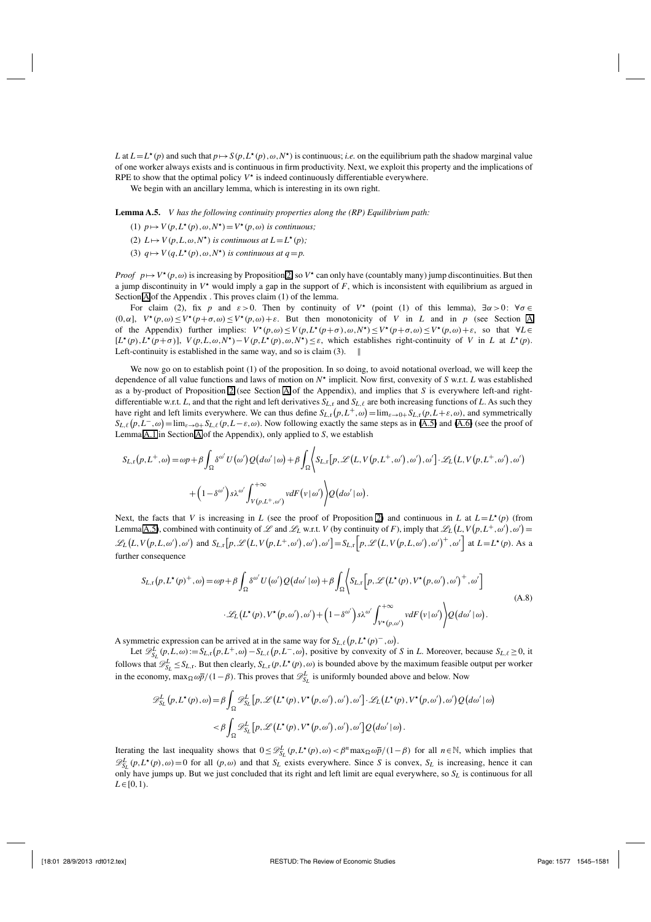$L$ at $L = L^\star(p)$ and such that $p \mapsto S(p, L^\star(p), \omega, N^\star)$ is continuous; *i.e.* on the equilibrium path the shadow marginal value of one worker always exists and is continuous in firm productivity. Next, we exploit this property and the implications of RPE to show that the optimal policy $V^\star$ is indeed continuously differentiable everywhere.

We begin with an ancillary lemma, which is interesting in its own right.

**Lemma A.5.** *$V$ has the following continuity properties along the (RP) Equilibrium path:*

(1) *$p \mapsto V(p, L^\star(p), \omega, N^\star) = V^\star(p, \omega)$ is continuous;*

(2) *$L \mapsto V(p, L, \omega, N^\star)$ is continuous at $L = L^\star(p)$;*

(3) *$q \mapsto V(q, L^\star(p), \omega, N^\star)$ is continuous at $q = p$.*

*Proof* $p \mapsto V^\star(p, \omega)$ is increasing by Proposition 2, so $V^\star$ can only have (countably many) jump discontinuities. But then a jump discontinuity in $V^\star$ would imply a gap in the support of $F$, which is inconsistent with equilibrium as argued in Section A of the Appendix . This proves claim (1) of the lemma.

For claim (2), fix $p$ and $\varepsilon > 0$. Then by continuity of $V^\star$ (point (1) of this lemma), $\exists \alpha > 0$: $\forall \sigma \in (0, \alpha]$, $V^\star(p, \omega) \leq V^\star(p + \sigma, \omega) \leq V^\star(p, \omega) + \varepsilon$. But then monotonicity of $V$ in $L$ and in $p$ (see Section A of the Appendix) further implies: $V^\star(p, \omega) \leq V(p, L^\star(p + \sigma), \omega, N^\star) \leq V^\star(p + \sigma, \omega) \leq V^\star(p, \omega) + \varepsilon$, so that $\forall L \in [L^\star(p), L^\star(p + \sigma)]$, $V(p, L, \omega, N^\star) - V(p, L^\star(p), \omega, N^\star) \leq \varepsilon$, which establishes right-continuity of $V$ in $L$ at $L^\star(p)$. Left-continuity is established in the same way, and so is claim (3). $\quad\|$

We now go on to establish point (1) of the proposition. In so doing, to avoid notational overload, we will keep the dependence of all value functions and laws of motion on $N^\star$ implicit. Now first, convexity of $S$ w.r.t. $L$ was established as a by-product of Proposition 2 (see Section A of the Appendix), and implies that $S$ is everywhere left-and right-differentiable w.r.t. $L$, and that the right and left derivatives $S_{L,\mathrm{r}}$ and $S_{L,\ell}$ are both increasing functions of $L$. As such they have right and left limits everywhere. We can thus define $S_{L,\mathrm{r}}(p, L^+, \omega) = \lim_{\varepsilon \to 0+} S_{L,\mathrm{r}}(p, L + \varepsilon, \omega)$, and symmetrically $S_{L,\ell}(p, L^-, \omega) = \lim_{\varepsilon \to 0+} S_{L,\ell}(p, L - \varepsilon, \omega)$. Now following exactly the same steps as in (A.5) and (A.6) (see the proof of Lemma A.1 in Section A of the Appendix), only applied to $S$, we establish

$$
\begin{aligned}
S_{L,\mathrm{r}}(p, L^+, \omega) = \omega p + \beta \int_\Omega \delta^{\omega'} U(\omega') Q(d\omega' \mid \omega) + \beta \int_\Omega \Big\langle S_{L,\mathrm{r}}\big[p, \mathscr{L}\big(L, V(p, L^+, \omega'), \omega'\big), \omega'\big] \cdot \mathscr{L}_L\big(L, V(p, L^+, \omega'), \omega'\big) \\
+ \big(1 - \delta^{\omega'}\big) s\lambda^{\omega'} \int_{V(p, L^+, \omega')}^{+\infty} v dF(v \mid \omega') \Big\rangle Q(d\omega' \mid \omega).
\end{aligned}
$$

Next, the facts that $V$ is increasing in $L$ (see the proof of Proposition 2) and continuous in $L$ at $L = L^\star(p)$ (from Lemma A.5), combined with continuity of $\mathscr{L}$ and $\mathscr{L}_L$ w.r.t. $V$ (by continuity of $F$), imply that $\mathscr{L}_L\big(L, V(p, L^+, \omega'), \omega'\big) = \mathscr{L}_L\big(L, V(p, L, \omega'), \omega'\big)$ and $S_{L,\mathrm{r}}\big[p, \mathscr{L}\big(L, V(p, L^+, \omega'), \omega'\big), \omega'\big] = S_{L,\mathrm{r}}\Big[p, \mathscr{L}\big(L, V(p, L, \omega'), \omega'\big)^+, \omega'\Big]$ at $L = L^\star(p)$. As a further consequence

$$
\begin{aligned}
S_{L,\mathrm{r}}(p, L^\star(p)^+, \omega) = \omega p + \beta \int_\Omega \delta^{\omega'} U(\omega') Q(d\omega' \mid \omega) + \beta \int_\Omega \Big\langle S_{L,\mathrm{r}}\Big[p, \mathscr{L}\big(L^\star(p), V^\star(p, \omega'), \omega'\big)^+, \omega'\Big] \\
\cdot \mathscr{L}_L\big(L^\star(p), V^\star(p, \omega'), \omega'\big) + \big(1 - \delta^{\omega'}\big) s\lambda^{\omega'} \int_{V^\star(p, \omega')}^{+\infty} v dF(v \mid \omega') \Big\rangle Q(d\omega' \mid \omega).
\end{aligned} \tag{A.8}
$$

A symmetric expression can be arrived at in the same way for $S_{L,\ell}\big(p, L^\star(p)^-, \omega\big)$.

Let $\mathscr{D}_{S_L}^L(p, L, \omega) := S_{L,\mathrm{r}}(p, L^+, \omega) - S_{L,\ell}(p, L^-, \omega)$, positive by convexity of $S$ in $L$. Moreover, because $S_{L,\ell} \geq 0$, it follows that $\mathscr{D}_{S_L}^L \leq S_{L,\mathrm{r}}$. But then clearly, $S_{L,\mathrm{r}}(p, L^\star(p), \omega)$ is bounded above by the maximum feasible output per worker in the economy, $\max_\Omega \omega \overline{p}/(1 - \beta)$. This proves that $\mathscr{D}_{S_L}^L$ is uniformly bounded above and below. Now

$$
\begin{aligned}
\mathscr{D}_{S_L}^L(p, L^\star(p), \omega) &= \beta \int_\Omega \mathscr{D}_{S_L}^L\big[p, \mathscr{L}\big(L^\star(p), V^\star(p, \omega'), \omega'\big), \omega'\big] \cdot \mathscr{L}_L\big(L^\star(p), V^\star(p, \omega'), \omega'\big) Q(d\omega' \mid \omega) \\
&< \beta \int_\Omega \mathscr{D}_{S_L}^L\big[p, \mathscr{L}\big(L^\star(p), V^\star(p, \omega'), \omega'\big), \omega'\big] Q(d\omega' \mid \omega).
\end{aligned}
$$

Iterating the last inequality shows that $0 \leq \mathscr{D}_{S_L}^L(p, L^\star(p), \omega) < \beta^n \max_\Omega \omega \overline{p}/(1 - \beta)$ for all $n \in \mathbb{N}$, which implies that $\mathscr{D}_{S_L}^L(p, L^\star(p), \omega) = 0$ for all $(p, \omega)$ and that $S_L$ exists everywhere. Since $S$ is convex, $S_L$ is increasing, hence it can only have jumps up. But we just concluded that its right and left limit are equal everywhere, so $S_L$ is continuous for all $L \in [0, 1)$.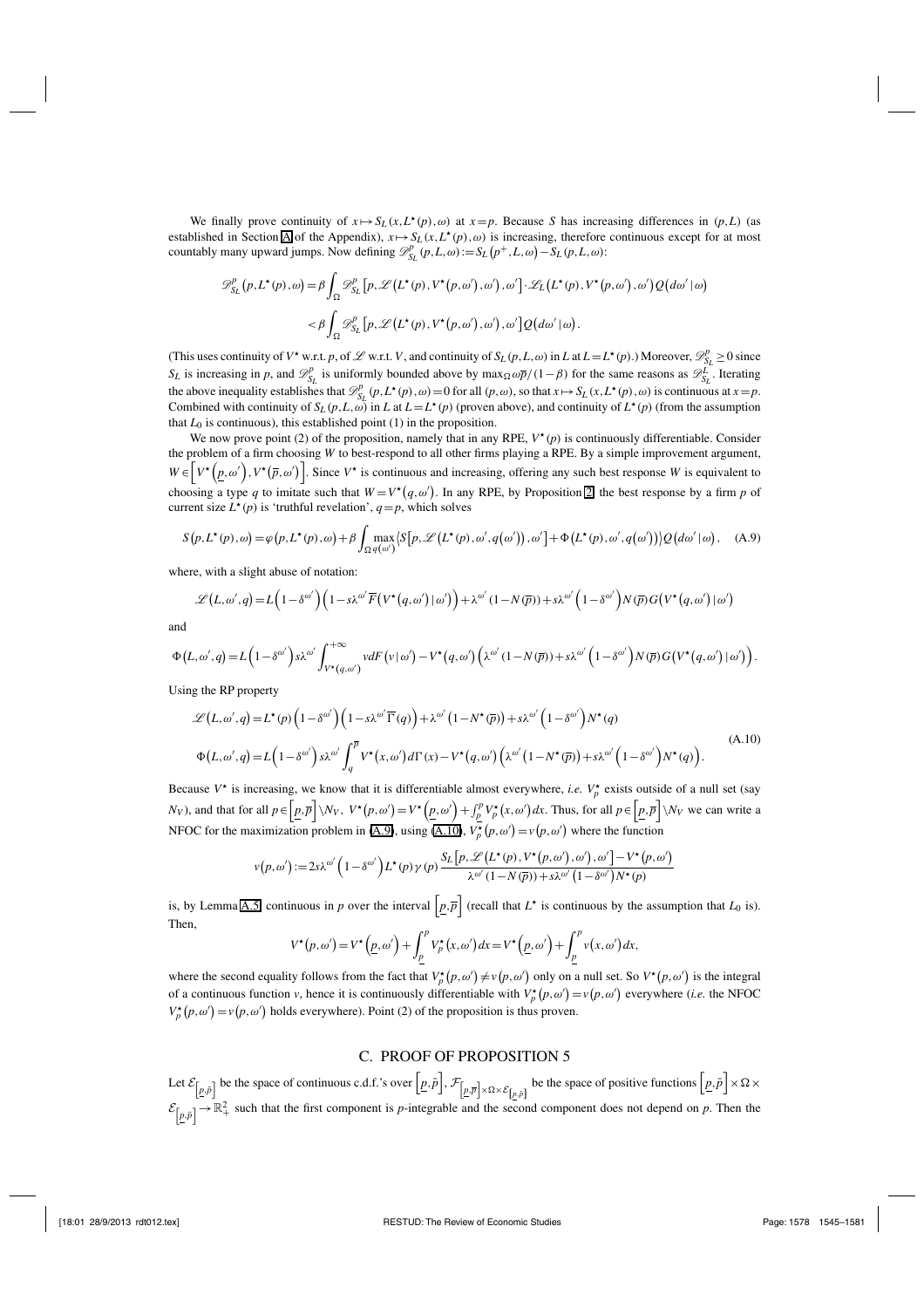We finally prove continuity of $x \mapsto S_L(x, L^\star(p), \omega)$ at $x = p$. Because $S$ has increasing differences in $(p, L)$ (as established in Section A of the Appendix), $x \mapsto S_L(x, L^\star(p), \omega)$ is increasing, therefore continuous except for at most countably many upward jumps. Now defining $\mathscr{D}^p_{S_L}(p, L, \omega) := S_L(p^+, L, \omega) - S_L(p, L, \omega)$:

$$\mathscr{D}^p_{S_L}(p, L^\star(p), \omega) = \beta \int_\Omega \mathscr{D}^p_{S_L}\left[p, \mathscr{L}\left(L^\star(p), V^\star(p, \omega'), \omega'\right), \omega'\right] \cdot \mathscr{L}_L\left(L^\star(p), V^\star(p, \omega'), \omega'\right) Q(d\omega' | \omega)$$

$$< \beta \int_\Omega \mathscr{D}^p_{S_L}\left[p, \mathscr{L}\left(L^\star(p), V^\star(p, \omega'), \omega'\right), \omega'\right] Q(d\omega' | \omega).$$

(This uses continuity of $V^\star$ w.r.t. $p$, of $\mathscr{L}$ w.r.t. $V$, and continuity of $S_L(p, L, \omega)$ in $L$ at $L = L^\star(p)$.) Moreover, $\mathscr{D}^p_{S_L} \geq 0$ since $S_L$ is increasing in $p$, and $\mathscr{D}^p_{S_L}$ is uniformly bounded above by $\max_\Omega \omega\overline{p}/(1-\beta)$ for the same reasons as $\mathscr{D}^L_{S_L}$. Iterating the above inequality establishes that $\mathscr{D}^p_{S_L}(p, L^\star(p), \omega) = 0$ for all $(p, \omega)$, so that $x \mapsto S_L(x, L^\star(p), \omega)$ is continuous at $x = p$. Combined with continuity of $S_L(p, L, \omega)$ in $L$ at $L = L^\star(p)$ (proven above), and continuity of $L^\star(p)$ (from the assumption that $L_0$ is continuous), this established point (1) in the proposition.

We now prove point (2) of the proposition, namely that in any RPE, $V^\star(p)$ is continuously differentiable. Consider the problem of a firm choosing $W$ to best-respond to all other firms playing a RPE. By a simple improvement argument, $W \in \left[V^\star\left(\underline{p}, \omega'\right), V^\star\left(\overline{p}, \omega'\right)\right]$. Since $V^\star$ is continuous and increasing, offering any such best response $W$ is equivalent to choosing a type $q$ to imitate such that $W = V^\star(q, \omega')$. In any RPE, by Proposition 2, the best response by a firm $p$ of current size $L^\star(p)$ is 'truthful revelation', $q = p$, which solves

$$S(p, L^\star(p), \omega) = \varphi(p, L^\star(p), \omega) + \beta \int_\Omega \max_{q(\omega')} \left\{S\left[p, \mathscr{L}\left(L^\star(p), \omega', q(\omega')\right), \omega'\right] + \Phi\left(L^\star(p), \omega', q(\omega')\right)\right\} Q(d\omega' | \omega), \quad \text{(A.9)}$$

where, with a slight abuse of notation:

$$\mathscr{L}(L, \omega', q) = L\left(1 - \delta^{\omega'}\right)\left(1 - s\lambda^{\omega'}\overline{F}\left(V^\star(q, \omega') | \omega'\right)\right) + \lambda^{\omega'}(1 - N(\overline{p})) + s\lambda^{\omega'}\left(1 - \delta^{\omega'}\right) N(\overline{p}) G\left(V^\star(q, \omega') | \omega'\right)$$

and

$$\Phi(L, \omega', q) = L\left(1 - \delta^{\omega'}\right) s\lambda^{\omega'} \int_{V^\star(q, \omega')}^{+\infty} v dF(v | \omega') - V^\star(q, \omega')\left(\lambda^{\omega'}(1 - N(\overline{p})) + s\lambda^{\omega'}\left(1 - \delta^{\omega'}\right) N(\overline{p}) G\left(V^\star(q, \omega') | \omega'\right)\right).$$

Using the RP property

$$\begin{aligned}
\mathscr{L}(L, \omega', q) &= L^\star(p)\left(1 - \delta^{\omega'}\right)\left(1 - s\lambda^{\omega'}\overline{\Gamma}(q)\right) + \lambda^{\omega'}\left(1 - N^\star(\overline{p})\right) + s\lambda^{\omega'}\left(1 - \delta^{\omega'}\right) N^\star(q) \\
\Phi(L, \omega', q) &= L\left(1 - \delta^{\omega'}\right) s\lambda^{\omega'} \int_q^{\overline{p}} V^\star(x, \omega') d\Gamma(x) - V^\star(q, \omega')\left(\lambda^{\omega'}\left(1 - N^\star(\overline{p})\right) + s\lambda^{\omega'}\left(1 - \delta^{\omega'}\right) N^\star(q)\right).
\end{aligned} \quad \text{(A.10)}$$

Because $V^\star$ is increasing, we know that it is differentiable almost everywhere, *i.e.* $V^\star_p$ exists outside of a null set (say $N_V$), and that for all $p \in \left[\underline{p}, \overline{p}\right] \setminus N_V$, $V^\star(p, \omega') = V^\star\left(\underline{p}, \omega'\right) + \int_{\underline{p}}^p V^\star_p(x, \omega') dx$. Thus, for all $p \in \left[\underline{p}, \overline{p}\right] \setminus N_V$ we can write a NFOC for the maximization problem in (A.9), using (A.10), $V^\star_p(p, \omega') = v(p, \omega')$ where the function

$$v(p, \omega') := 2s\lambda^{\omega'}\left(1 - \delta^{\omega'}\right) L^\star(p) \gamma(p) \frac{S_L\left[p, \mathscr{L}\left(L^\star(p), V^\star(p, \omega'), \omega'\right)\right] - V^\star(p, \omega')}{\lambda^{\omega'}(1 - N(\overline{p})) + s\lambda^{\omega'}\left(1 - \delta^{\omega'}\right) N^\star(p)}$$

is, by Lemma A.5 continuous in $p$ over the interval $\left[\underline{p}, \overline{p}\right]$ (recall that $L^\star$ is continuous by the assumption that $L_0$ is). Then,

$$V^\star(p, \omega') = V^\star\left(\underline{p}, \omega'\right) + \int_{\underline{p}}^p V^\star_p(x, \omega') dx = V^\star\left(\underline{p}, \omega'\right) + \int_{\underline{p}}^p v(x, \omega') dx,$$

where the second equality follows from the fact that $V^\star_p(p, \omega') \neq v(p, \omega')$ only on a null set. So $V^\star(p, \omega')$ is the integral of a continuous function $v$, hence it is continuously differentiable with $V^\star_p(p, \omega') = v(p, \omega')$ everywhere (*i.e.* the NFOC $V^\star_p(p, \omega') = v(p, \omega')$ holds everywhere). Point (2) of the proposition is thus proven.

## C. PROOF OF PROPOSITION 5

Let $\mathcal{E}_{\left[\underline{p}, \bar{p}\right]}$ be the space of continuous c.d.f.'s over $\left[\underline{p}, \bar{p}\right]$, $\mathcal{F}_{\left[\underline{p}, \overline{p}\right] \times \Omega \times \mathcal{E}_{\left[\underline{p}, \bar{p}\right]}}$ be the space of positive functions $\left[\underline{p}, \bar{p}\right] \times \Omega \times \mathcal{E}_{\left[\underline{p}, \bar{p}\right]} \to \mathbb{R}^2_+$ such that the first component is $p$-integrable and the second component does not depend on $p$. Then the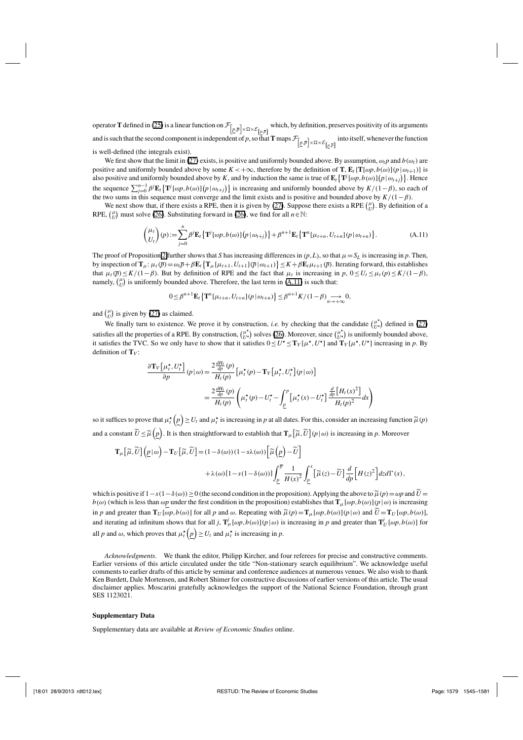operator $\mathbf{T}$ defined in (25) is a linear function on $\mathcal{F}_{\left[\underline{p},\overline{p}\right]\times\Omega\times\mathcal{E}_{\left[\underline{p},\overline{p}\right]}}$ which, by definition, preserves positivity of its arguments and is such that the second component is independent of $p$, so that $\mathbf{T}$ maps $\mathcal{F}_{\left[\underline{p},\overline{p}\right]\times\Omega\times\mathcal{E}_{\left[\underline{p},\overline{p}\right]}}$ into itself, whenever the function is well-defined (the integrals exist).

We first show that the limit in (27) exists, is positive and uniformly bounded above. By assumption, $\omega_t p$ and $b(\omega_t)$ are positive and uniformly bounded above by some $K<+\infty$, therefore by the definition of $\mathbf{T}$, $\mathbf{E}_t\{\mathbf{T}[\omega p, b(\omega)](p\,|\,\omega_{t+1})\}$ is also positive and uniformly bounded above by $K$, and by induction the same is true of $\mathbf{E}_t\left\{\mathbf{T}^j[\omega p, b(\omega)]\big(p\,|\,\omega_{t+j}\big)\right\}$. Hence the sequence $\sum_{j=0}^{n-1}\beta^j\mathbf{E}_t\left\{\mathbf{T}^j[\omega p, b(\omega)]\big(p\,|\,\omega_{t+j}\big)\right\}$ is increasing and uniformly bounded above by $K/(1-\beta)$, so each of the two sums in this sequence must converge and the limit exists and is positive and bounded above by $K/(1-\beta)$.

We next show that, if there exists a RPE, then it is given by (27). Suppose there exists a RPE $\binom{\mu}{U}$. By definition of a RPE, $\binom{\mu}{U}$ must solve (26). Substituting forward in (26), we find for all $n\in\mathbb{N}$:

$$\begin{pmatrix}\mu_t\\ U_t\end{pmatrix}(p):=\sum_{j=0}^{n}\beta^j\mathbf{E}_t\left\{\mathbf{T}^j[\omega p, b(\omega)]\big(p\,|\,\omega_{t+j}\big)\right\}+\beta^{n+1}\mathbf{E}_t\left\{\mathbf{T}^n[\mu_{t+n},U_{t+n}](p\,|\,\omega_{t+n})\right\}. \tag{A.11}$$

The proof of Proposition 2 further shows that $S$ has increasing differences in $(p,L)$, so that $\mu=S_L$ is increasing in $p$. Then, by inspection of $\mathbf{T}_\mu$: $\mu_t(\overline{p})=\omega_t\overline{p}+\beta\mathbf{E}_t\left\{\mathbf{T}_\mu[\mu_{t+1},U_{t+1}](\overline{p}\,|\,\omega_{t+1})\right\}\le K+\beta\mathbf{E}_t\mu_{t+1}(\overline{p})$. Iterating forward, this establishes that $\mu_t(\overline{p})\le K/(1-\beta)$. But by definition of RPE and the fact that $\mu_t$ is increasing in $p$, $0\le U_t\le\mu_t(p)\le K/(1-\beta)$, namely, $\binom{\mu}{U}$ is uniformly bounded above. Therefore, the last term in (A.11) is such that:

$$0\le\beta^{n+1}\mathbf{E}_t\left\{\mathbf{T}^n[\mu_{t+n},U_{t+n}](p\,|\,\omega_{t+n})\right\}\le\beta^{n+1}K/(1-\beta)\underset{n\to+\infty}{\longrightarrow}0,$$

and $\binom{\mu}{U}$ is given by (27) as claimed.

We finally turn to existence. We prove it by construction, *i.e.* by checking that the candidate $\binom{\mu^\star}{U^\star}$ defined in (27) satisfies all the properties of a RPE. By construction, $\binom{\mu^\star}{U^\star}$ solves (26). Moreover, since $\binom{\mu^\star}{U^\star}$ is uniformly bounded above, it satisfies the TVC. So we only have to show that it satisfies $0\le U^\star\le\mathbf{T}_V[\mu^\star,U^\star]$ and $\mathbf{T}_V[\mu^\star,U^\star]$ increasing in $p$. By definition of $\mathbf{T}_V$:

$$\begin{aligned}\frac{\partial\mathbf{T}_V\left[\mu_t^\star,U_t^\star\right]}{\partial p}(p\,|\,\omega)&=\frac{2\frac{dH_t}{dp}(p)}{H_t(p)}\left[\mu_t^\star(p)-\mathbf{T}_V\left[\mu_t^\star,U_t^\star\right](p\,|\,\omega)\right]\\&=\frac{2\frac{dH_t}{dp}(p)}{H_t(p)}\left(\mu_t^\star(p)-U_t^\star-\int_{\underline{p}}^{p}\left[\mu_t^\star(x)-U_t^\star\right]\frac{\frac{d}{dp}\left[H_t(x)^2\right]}{H_t(p)^2}dx\right)\end{aligned}$$

so it suffices to prove that $\mu_t^\star\left(\underline{p}\right)\ge U_t$ and $\mu_t^\star$ is increasing in $p$ at all dates. For this, consider an increasing function $\widetilde{\mu}(p)$ and a constant $\widetilde{U}\le\widetilde{\mu}\left(\underline{p}\right)$. It is then straightforward to establish that $\mathbf{T}_\mu\left[\widetilde{\mu},\widetilde{U}\right](p\,|\,\omega)$ is increasing in $p$. Moreover

$$\begin{aligned}\mathbf{T}_\mu\left[\widetilde{\mu},\widetilde{U}\right]\left(\underline{p}\,|\,\omega\right)-\mathbf{T}_U\left[\widetilde{\mu},\widetilde{U}\right]=&(1-\delta(\omega))(1-s\lambda(\omega))\left[\widetilde{\mu}\left(\underline{p}\right)-\widetilde{U}\right]\\&+\lambda(\omega)[1-s(1-\delta(\omega))]\int_{\underline{p}}^{\overline{p}}\frac{1}{H(x)^2}\int_{\underline{p}}^{x}\left[\widetilde{\mu}(z)-\widetilde{U}\right]\frac{d}{dp}\left[H(z)^2\right]dz\,d\Gamma(x),\end{aligned}$$

which is positive if $1-s(1-\delta(\omega))\ge0$ (the second condition in the proposition). Applying the above to $\widetilde{\mu}(p)=\omega p$ and $\widetilde{U}=b(\omega)$ (which is less than $\omega\underline{p}$ under the first condition in the proposition) establishes that $\mathbf{T}_\mu[\omega p, b(\omega)](p\,|\,\omega)$ is increasing in $p$ and greater than $\mathbf{T}_U[\omega p, b(\omega)]$ for all $p$ and $\omega$. Repeating with $\widetilde{\mu}(p)=\mathbf{T}_\mu[\omega p, b(\omega)](p\,|\,\omega)$ and $\widetilde{U}=\mathbf{T}_U[\omega p, b(\omega)]$, and iterating ad infinitum shows that for all $j$, $\mathbf{T}_\mu^j[\omega p, b(\omega)](p\,|\,\omega)$ is increasing in $p$ and greater than $\mathbf{T}_U^j[\omega p, b(\omega)]$ for all $p$ and $\omega$, which proves that $\mu_t^\star\left(\underline{p}\right)\ge U_t$ and $\mu_t^\star$ is increasing in $p$.

*Acknowledgments.* We thank the editor, Philipp Kircher, and four referees for precise and constructive comments. Earlier versions of this article circulated under the title "Non-stationary search equilibrium". We acknowledge useful comments to earlier drafts of this article by seminar and conference audiences at numerous venues. We also wish to thank Ken Burdett, Dale Mortensen, and Robert Shimer for constructive discussions of earlier versions of this article. The usual disclaimer applies. Moscarini gratefully acknowledges the support of the National Science Foundation, through grant SES 1123021.

**Supplementary Data**

Supplementary data are available at *Review of Economic Studies* online.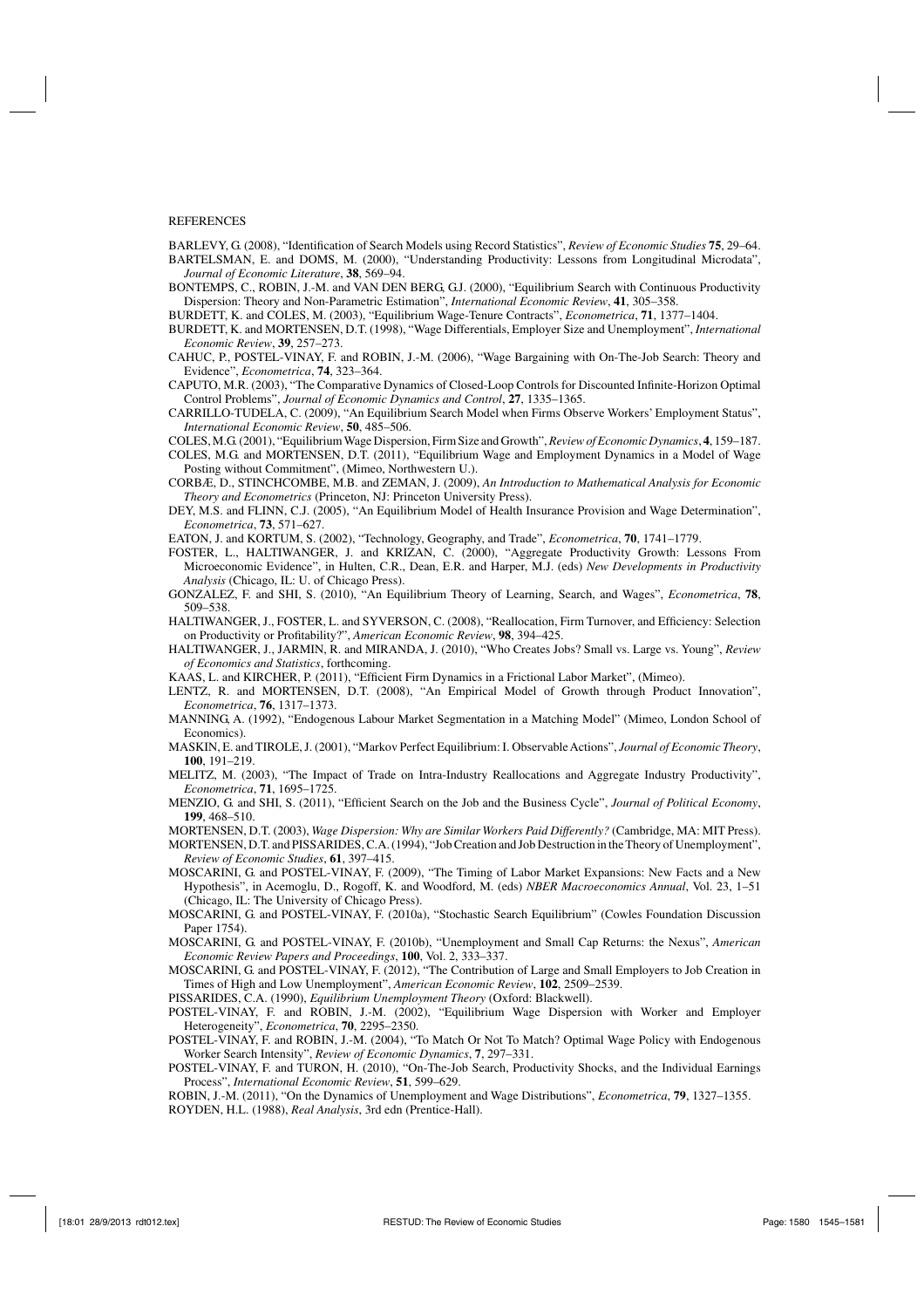REFERENCES

BARLEVY, G. (2008), "Identification of Search Models using Record Statistics", *Review of Economic Studies* **75**, 29–64.

BARTELSMAN, E. and DOMS, M. (2000), "Understanding Productivity: Lessons from Longitudinal Microdata", *Journal of Economic Literature*, **38**, 569–94.

BONTEMPS, C., ROBIN, J.-M. and VAN DEN BERG, G.J. (2000), "Equilibrium Search with Continuous Productivity Dispersion: Theory and Non-Parametric Estimation", *International Economic Review*, **41**, 305–358.

BURDETT, K. and COLES, M. (2003), "Equilibrium Wage-Tenure Contracts", *Econometrica*, **71**, 1377–1404.

BURDETT, K. and MORTENSEN, D.T. (1998), "Wage Differentials, Employer Size and Unemployment", *International Economic Review*, **39**, 257–273.

CAHUC, P., POSTEL-VINAY, F. and ROBIN, J.-M. (2006), "Wage Bargaining with On-The-Job Search: Theory and Evidence", *Econometrica*, **74**, 323–364.

CAPUTO, M.R. (2003), "The Comparative Dynamics of Closed-Loop Controls for Discounted Infinite-Horizon Optimal Control Problems", *Journal of Economic Dynamics and Control*, **27**, 1335–1365.

CARRILLO-TUDELA, C. (2009), "An Equilibrium Search Model when Firms Observe Workers' Employment Status", *International Economic Review*, **50**, 485–506.

COLES, M.G. (2001), "Equilibrium Wage Dispersion, Firm Size and Growth", *Review of Economic Dynamics*, **4**, 159–187.

COLES, M.G. and MORTENSEN, D.T. (2011), "Equilibrium Wage and Employment Dynamics in a Model of Wage Posting without Commitment", (Mimeo, Northwestern U.).

CORBÆ, D., STINCHCOMBE, M.B. and ZEMAN, J. (2009), *An Introduction to Mathematical Analysis for Economic Theory and Econometrics* (Princeton, NJ: Princeton University Press).

DEY, M.S. and FLINN, C.J. (2005), "An Equilibrium Model of Health Insurance Provision and Wage Determination", *Econometrica*, **73**, 571–627.

EATON, J. and KORTUM, S. (2002), "Technology, Geography, and Trade", *Econometrica*, **70**, 1741–1779.

FOSTER, L., HALTIWANGER, J. and KRIZAN, C. (2000), "Aggregate Productivity Growth: Lessons From Microeconomic Evidence", in Hulten, C.R., Dean, E.R. and Harper, M.J. (eds) *New Developments in Productivity Analysis* (Chicago, IL: U. of Chicago Press).

GONZALEZ, F. and SHI, S. (2010), "An Equilibrium Theory of Learning, Search, and Wages", *Econometrica*, **78**, 509–538.

HALTIWANGER, J., FOSTER, L. and SYVERSON, C. (2008), "Reallocation, Firm Turnover, and Efficiency: Selection on Productivity or Profitability?", *American Economic Review*, **98**, 394–425.

HALTIWANGER, J., JARMIN, R. and MIRANDA, J. (2010), "Who Creates Jobs? Small vs. Large vs. Young", *Review of Economics and Statistics*, forthcoming.

KAAS, L. and KIRCHER, P. (2011), "Efficient Firm Dynamics in a Frictional Labor Market", (Mimeo).

LENTZ, R. and MORTENSEN, D.T. (2008), "An Empirical Model of Growth through Product Innovation", *Econometrica*, **76**, 1317–1373.

MANNING, A. (1992), "Endogenous Labour Market Segmentation in a Matching Model" (Mimeo, London School of Economics).

MASKIN, E. and TIROLE, J. (2001), "Markov Perfect Equilibrium: I. Observable Actions", *Journal of Economic Theory*, **100**, 191–219.

MELITZ, M. (2003), "The Impact of Trade on Intra-Industry Reallocations and Aggregate Industry Productivity", *Econometrica*, **71**, 1695–1725.

MENZIO, G. and SHI, S. (2011), "Efficient Search on the Job and the Business Cycle", *Journal of Political Economy*, **199**, 468–510.

MORTENSEN, D.T. (2003), *Wage Dispersion: Why are Similar Workers Paid Differently?* (Cambridge, MA: MIT Press).

MORTENSEN, D.T. and PISSARIDES, C.A. (1994), "Job Creation and Job Destruction in the Theory of Unemployment", *Review of Economic Studies*, **61**, 397–415.

MOSCARINI, G. and POSTEL-VINAY, F. (2009), "The Timing of Labor Market Expansions: New Facts and a New Hypothesis", in Acemoglu, D., Rogoff, K. and Woodford, M. (eds) *NBER Macroeconomics Annual*, Vol. 23, 1–51 (Chicago, IL: The University of Chicago Press).

MOSCARINI, G. and POSTEL-VINAY, F. (2010a), "Stochastic Search Equilibrium" (Cowles Foundation Discussion Paper 1754).

MOSCARINI, G. and POSTEL-VINAY, F. (2010b), "Unemployment and Small Cap Returns: the Nexus", *American Economic Review Papers and Proceedings*, **100**, Vol. 2, 333–337.

MOSCARINI, G. and POSTEL-VINAY, F. (2012), "The Contribution of Large and Small Employers to Job Creation in Times of High and Low Unemployment", *American Economic Review*, **102**, 2509–2539.

PISSARIDES, C.A. (1990), *Equilibrium Unemployment Theory* (Oxford: Blackwell).

POSTEL-VINAY, F. and ROBIN, J.-M. (2002), "Equilibrium Wage Dispersion with Worker and Employer Heterogeneity", *Econometrica*, **70**, 2295–2350.

POSTEL-VINAY, F. and ROBIN, J.-M. (2004), "To Match Or Not To Match? Optimal Wage Policy with Endogenous Worker Search Intensity", *Review of Economic Dynamics*, **7**, 297–331.

POSTEL-VINAY, F. and TURON, H. (2010), "On-The-Job Search, Productivity Shocks, and the Individual Earnings Process", *International Economic Review*, **51**, 599–629.

ROBIN, J.-M. (2011), "On the Dynamics of Unemployment and Wage Distributions", *Econometrica*, **79**, 1327–1355.

ROYDEN, H.L. (1988), *Real Analysis*, 3rd edn (Prentice-Hall).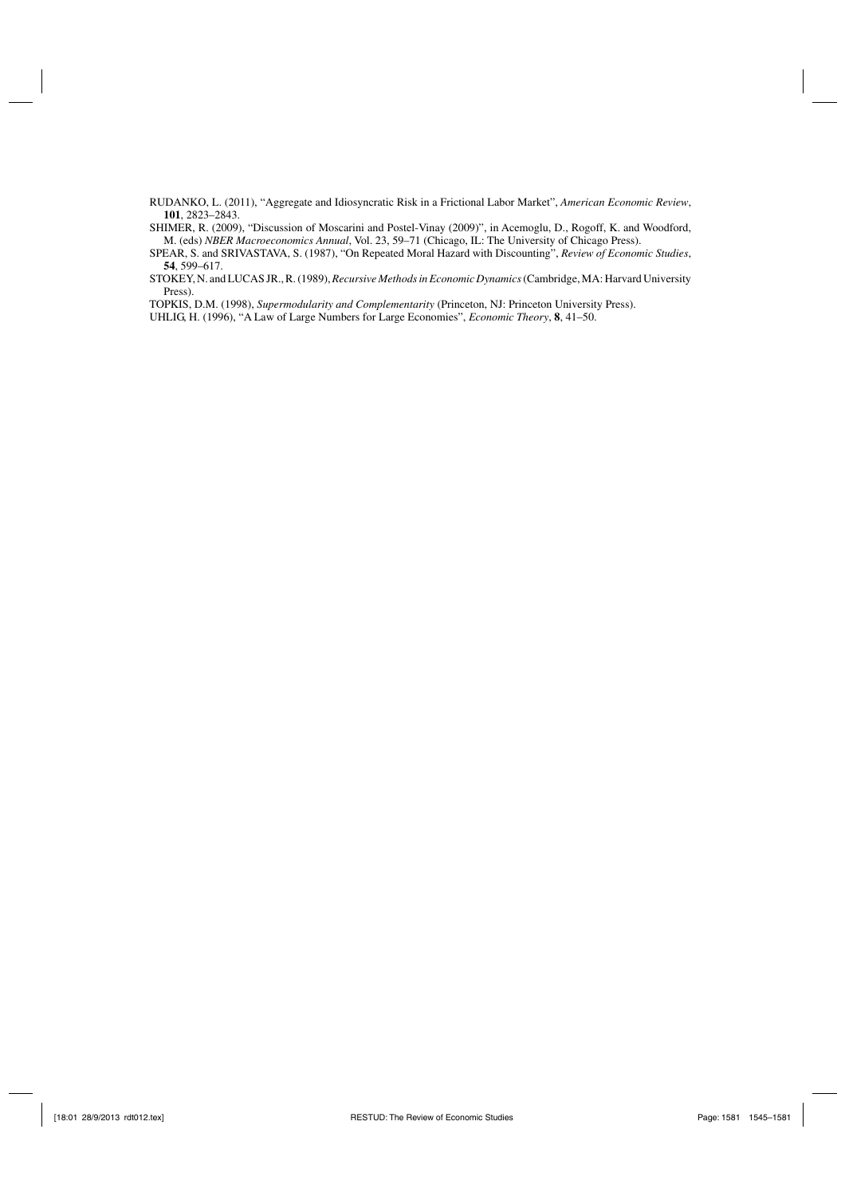RUDANKO, L. (2011), "Aggregate and Idiosyncratic Risk in a Frictional Labor Market", *American Economic Review*, **101**, 2823–2843.

SHIMER, R. (2009), "Discussion of Moscarini and Postel-Vinay (2009)", in Acemoglu, D., Rogoff, K. and Woodford, M. (eds) *NBER Macroeconomics Annual*, Vol. 23, 59–71 (Chicago, IL: The University of Chicago Press).

SPEAR, S. and SRIVASTAVA, S. (1987), "On Repeated Moral Hazard with Discounting", *Review of Economic Studies*, **54**, 599–617.

STOKEY, N. and LUCAS JR., R. (1989), *Recursive Methods in Economic Dynamics* (Cambridge, MA: Harvard University Press).

TOPKIS, D.M. (1998), *Supermodularity and Complementarity* (Princeton, NJ: Princeton University Press).

UHLIG, H. (1996), "A Law of Large Numbers for Large Economies", *Economic Theory*, **8**, 41–50.